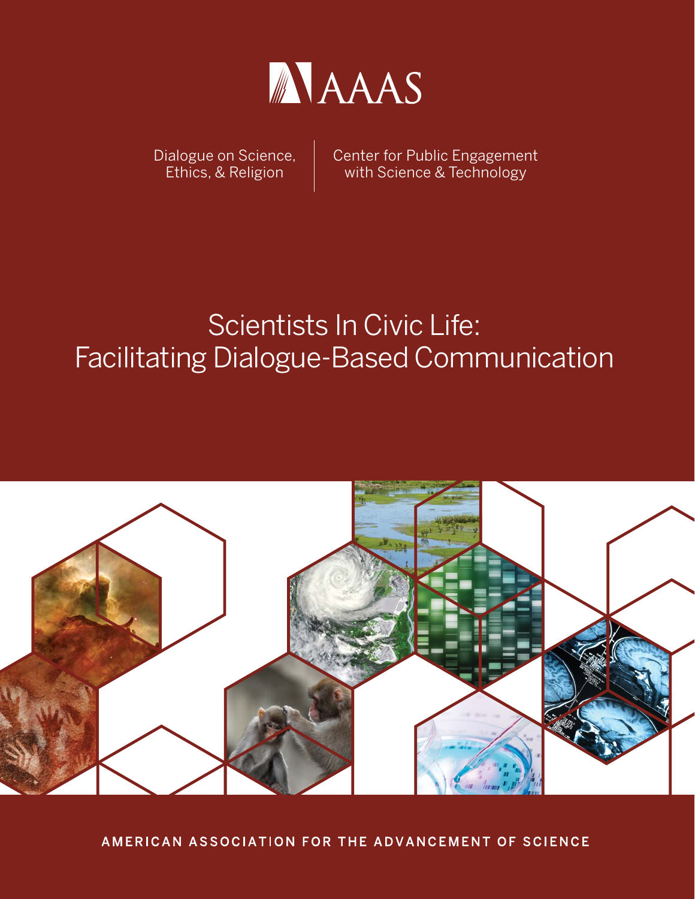AAAS

Dialogue on Science, Ethics, & Religion

Center for Public Engagement with Science & Technology

# Scientists In Civic Life: Facilitating Dialogue-Based Communication

AMERICAN ASSOCIATION FOR THE ADVANCEMENT OF SCIENCE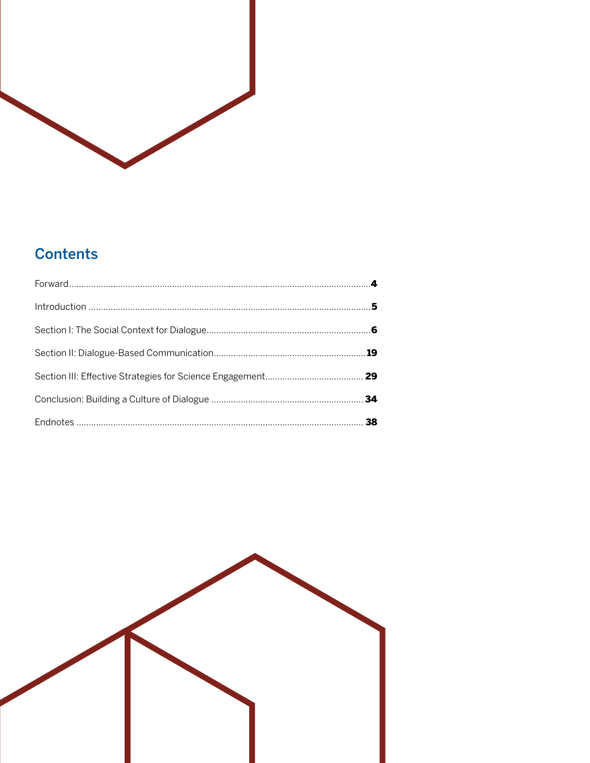## Contents

| | |
|---|---|
| Forward | **4** |
| Introduction | **5** |
| Section I: The Social Context for Dialogue | **6** |
| Section II: Dialogue-Based Communication | **19** |
| Section III: Effective Strategies for Science Engagement | **29** |
| Conclusion: Building a Culture of Dialogue | **34** |
| Endnotes | **38** |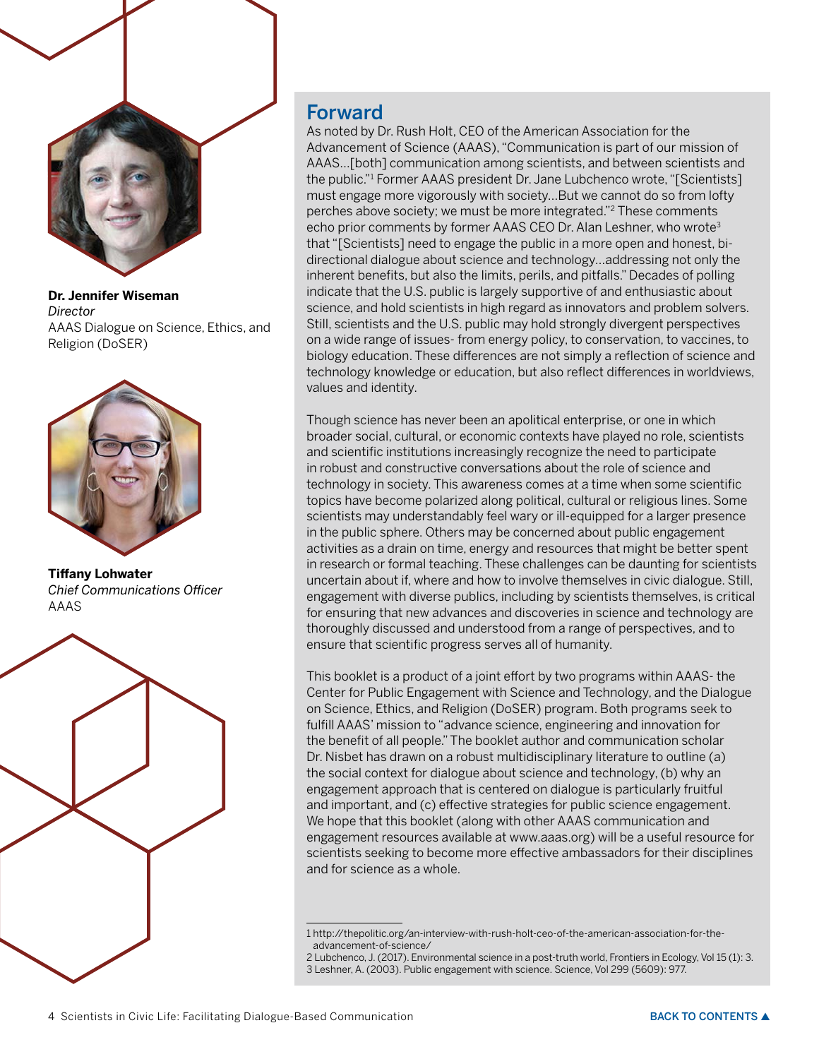**Dr. Jennifer Wiseman**
*Director*
AAAS Dialogue on Science, Ethics, and Religion (DoSER)

**Tiffany Lohwater**
*Chief Communications Officer*
AAAS

## Forward

As noted by Dr. Rush Holt, CEO of the American Association for the Advancement of Science (AAAS), "Communication is part of our mission of AAAS…[both] communication among scientists, and between scientists and the public."[1] Former AAAS president Dr. Jane Lubchenco wrote, "[Scientists] must engage more vigorously with society…But we cannot do so from lofty perches above society; we must be more integrated."[2] These comments echo prior comments by former AAAS CEO Dr. Alan Leshner, who wrote[3] that "[Scientists] need to engage the public in a more open and honest, bi-directional dialogue about science and technology…addressing not only the inherent benefits, but also the limits, perils, and pitfalls." Decades of polling indicate that the U.S. public is largely supportive of and enthusiastic about science, and hold scientists in high regard as innovators and problem solvers. Still, scientists and the U.S. public may hold strongly divergent perspectives on a wide range of issues- from energy policy, to conservation, to vaccines, to biology education. These differences are not simply a reflection of science and technology knowledge or education, but also reflect differences in worldviews, values and identity.

Though science has never been an apolitical enterprise, or one in which broader social, cultural, or economic contexts have played no role, scientists and scientific institutions increasingly recognize the need to participate in robust and constructive conversations about the role of science and technology in society. This awareness comes at a time when some scientific topics have become polarized along political, cultural or religious lines. Some scientists may understandably feel wary or ill-equipped for a larger presence in the public sphere. Others may be concerned about public engagement activities as a drain on time, energy and resources that might be better spent in research or formal teaching. These challenges can be daunting for scientists uncertain about if, where and how to involve themselves in civic dialogue. Still, engagement with diverse publics, including by scientists themselves, is critical for ensuring that new advances and discoveries in science and technology are thoroughly discussed and understood from a range of perspectives, and to ensure that scientific progress serves all of humanity.

This booklet is a product of a joint effort by two programs within AAAS- the Center for Public Engagement with Science and Technology, and the Dialogue on Science, Ethics, and Religion (DoSER) program. Both programs seek to fulfill AAAS' mission to "advance science, engineering and innovation for the benefit of all people." The booklet author and communication scholar Dr. Nisbet has drawn on a robust multidisciplinary literature to outline (a) the social context for dialogue about science and technology, (b) why an engagement approach that is centered on dialogue is particularly fruitful and important, and (c) effective strategies for public science engagement. We hope that this booklet (along with other AAAS communication and engagement resources available at www.aaas.org) will be a useful resource for scientists seeking to become more effective ambassadors for their disciplines and for science as a whole.

---

1 http://thepolitic.org/an-interview-with-rush-holt-ceo-of-the-american-association-for-the-advancement-of-science/

2 Lubchenco, J. (2017). Environmental science in a post-truth world, Frontiers in Ecology, Vol 15 (1): 3.

3 Leshner, A. (2003). Public engagement with science. Science, Vol 299 (5609): 977.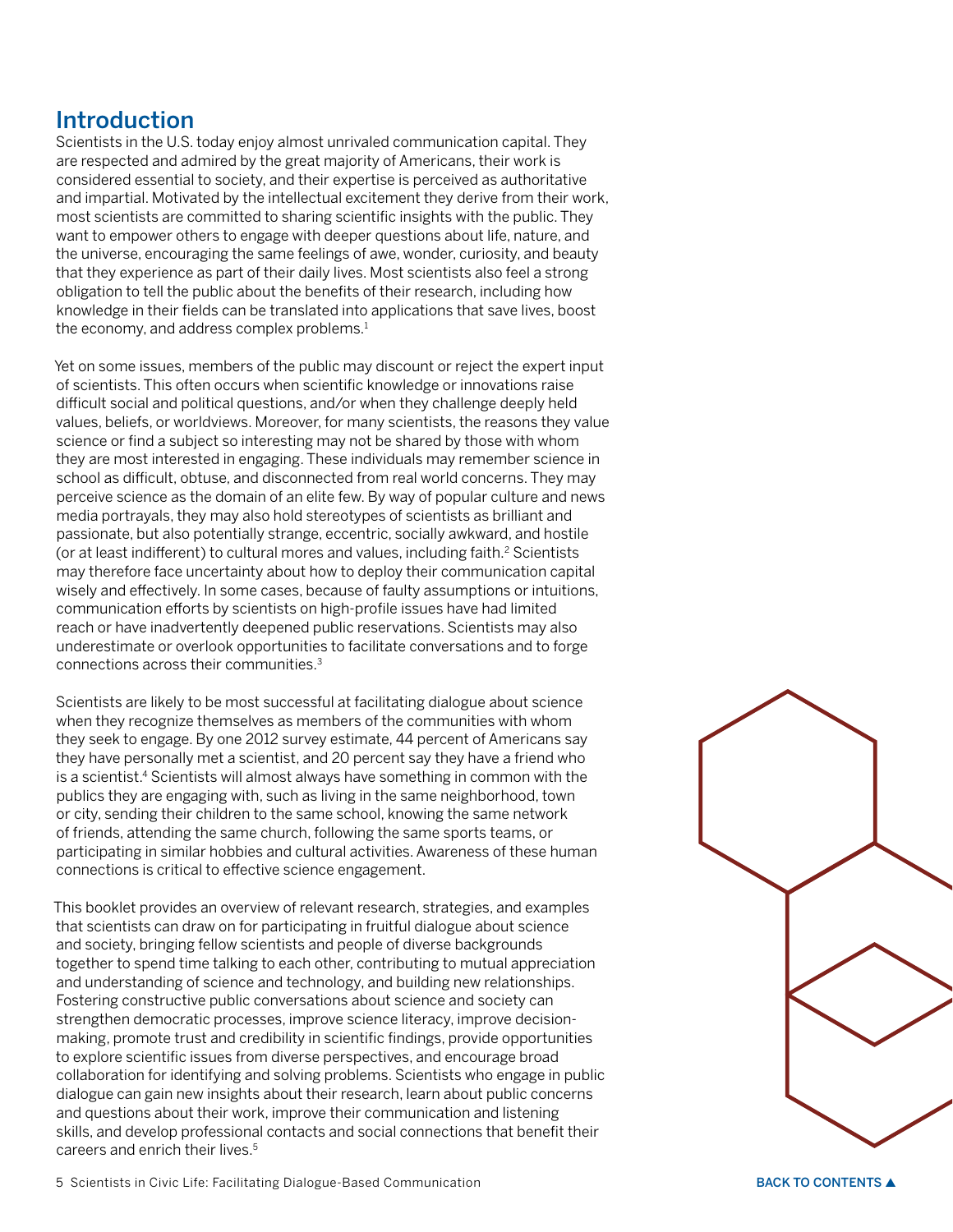## Introduction

Scientists in the U.S. today enjoy almost unrivaled communication capital. They are respected and admired by the great majority of Americans, their work is considered essential to society, and their expertise is perceived as authoritative and impartial. Motivated by the intellectual excitement they derive from their work, most scientists are committed to sharing scientific insights with the public. They want to empower others to engage with deeper questions about life, nature, and the universe, encouraging the same feelings of awe, wonder, curiosity, and beauty that they experience as part of their daily lives. Most scientists also feel a strong obligation to tell the public about the benefits of their research, including how knowledge in their fields can be translated into applications that save lives, boost the economy, and address complex problems.[1]

Yet on some issues, members of the public may discount or reject the expert input of scientists. This often occurs when scientific knowledge or innovations raise difficult social and political questions, and/or when they challenge deeply held values, beliefs, or worldviews. Moreover, for many scientists, the reasons they value science or find a subject so interesting may not be shared by those with whom they are most interested in engaging. These individuals may remember science in school as difficult, obtuse, and disconnected from real world concerns. They may perceive science as the domain of an elite few. By way of popular culture and news media portrayals, they may also hold stereotypes of scientists as brilliant and passionate, but also potentially strange, eccentric, socially awkward, and hostile (or at least indifferent) to cultural mores and values, including faith.[2] Scientists may therefore face uncertainty about how to deploy their communication capital wisely and effectively. In some cases, because of faulty assumptions or intuitions, communication efforts by scientists on high-profile issues have had limited reach or have inadvertently deepened public reservations. Scientists may also underestimate or overlook opportunities to facilitate conversations and to forge connections across their communities.[3]

Scientists are likely to be most successful at facilitating dialogue about science when they recognize themselves as members of the communities with whom they seek to engage. By one 2012 survey estimate, 44 percent of Americans say they have personally met a scientist, and 20 percent say they have a friend who is a scientist.[4] Scientists will almost always have something in common with the publics they are engaging with, such as living in the same neighborhood, town or city, sending their children to the same school, knowing the same network of friends, attending the same church, following the same sports teams, or participating in similar hobbies and cultural activities. Awareness of these human connections is critical to effective science engagement.

This booklet provides an overview of relevant research, strategies, and examples that scientists can draw on for participating in fruitful dialogue about science and society, bringing fellow scientists and people of diverse backgrounds together to spend time talking to each other, contributing to mutual appreciation and understanding of science and technology, and building new relationships. Fostering constructive public conversations about science and society can strengthen democratic processes, improve science literacy, improve decision-making, promote trust and credibility in scientific findings, provide opportunities to explore scientific issues from diverse perspectives, and encourage broad collaboration for identifying and solving problems. Scientists who engage in public dialogue can gain new insights about their research, learn about public concerns and questions about their work, improve their communication and listening skills, and develop professional contacts and social connections that benefit their careers and enrich their lives.[5]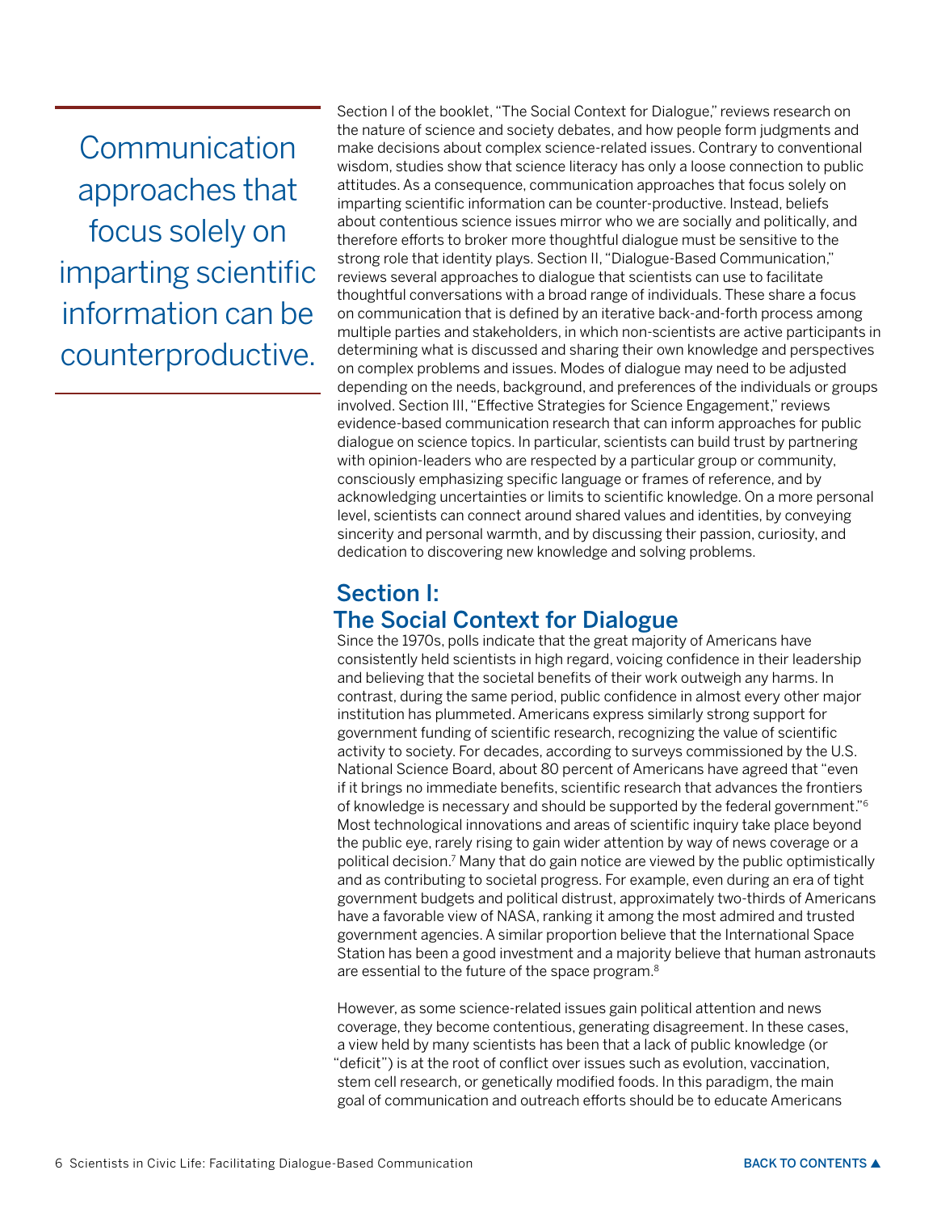> Communication approaches that focus solely on imparting scientific information can be counterproductive.

Section I of the booklet, "The Social Context for Dialogue," reviews research on the nature of science and society debates, and how people form judgments and make decisions about complex science-related issues. Contrary to conventional wisdom, studies show that science literacy has only a loose connection to public attitudes. As a consequence, communication approaches that focus solely on imparting scientific information can be counter-productive. Instead, beliefs about contentious science issues mirror who we are socially and politically, and therefore efforts to broker more thoughtful dialogue must be sensitive to the strong role that identity plays. Section II, "Dialogue-Based Communication," reviews several approaches to dialogue that scientists can use to facilitate thoughtful conversations with a broad range of individuals. These share a focus on communication that is defined by an iterative back-and-forth process among multiple parties and stakeholders, in which non-scientists are active participants in determining what is discussed and sharing their own knowledge and perspectives on complex problems and issues. Modes of dialogue may need to be adjusted depending on the needs, background, and preferences of the individuals or groups involved. Section III, "Effective Strategies for Science Engagement," reviews evidence-based communication research that can inform approaches for public dialogue on science topics. In particular, scientists can build trust by partnering with opinion-leaders who are respected by a particular group or community, consciously emphasizing specific language or frames of reference, and by acknowledging uncertainties or limits to scientific knowledge. On a more personal level, scientists can connect around shared values and identities, by conveying sincerity and personal warmth, and by discussing their passion, curiosity, and dedication to discovering new knowledge and solving problems.

## Section I: The Social Context for Dialogue

Since the 1970s, polls indicate that the great majority of Americans have consistently held scientists in high regard, voicing confidence in their leadership and believing that the societal benefits of their work outweigh any harms. In contrast, during the same period, public confidence in almost every other major institution has plummeted. Americans express similarly strong support for government funding of scientific research, recognizing the value of scientific activity to society. For decades, according to surveys commissioned by the U.S. National Science Board, about 80 percent of Americans have agreed that "even if it brings no immediate benefits, scientific research that advances the frontiers of knowledge is necessary and should be supported by the federal government."[6] Most technological innovations and areas of scientific inquiry take place beyond the public eye, rarely rising to gain wider attention by way of news coverage or a political decision.[7] Many that do gain notice are viewed by the public optimistically and as contributing to societal progress. For example, even during an era of tight government budgets and political distrust, approximately two-thirds of Americans have a favorable view of NASA, ranking it among the most admired and trusted government agencies. A similar proportion believe that the International Space Station has been a good investment and a majority believe that human astronauts are essential to the future of the space program.[8]

However, as some science-related issues gain political attention and news coverage, they become contentious, generating disagreement. In these cases, a view held by many scientists has been that a lack of public knowledge (or "deficit") is at the root of conflict over issues such as evolution, vaccination, stem cell research, or genetically modified foods. In this paradigm, the main goal of communication and outreach efforts should be to educate Americans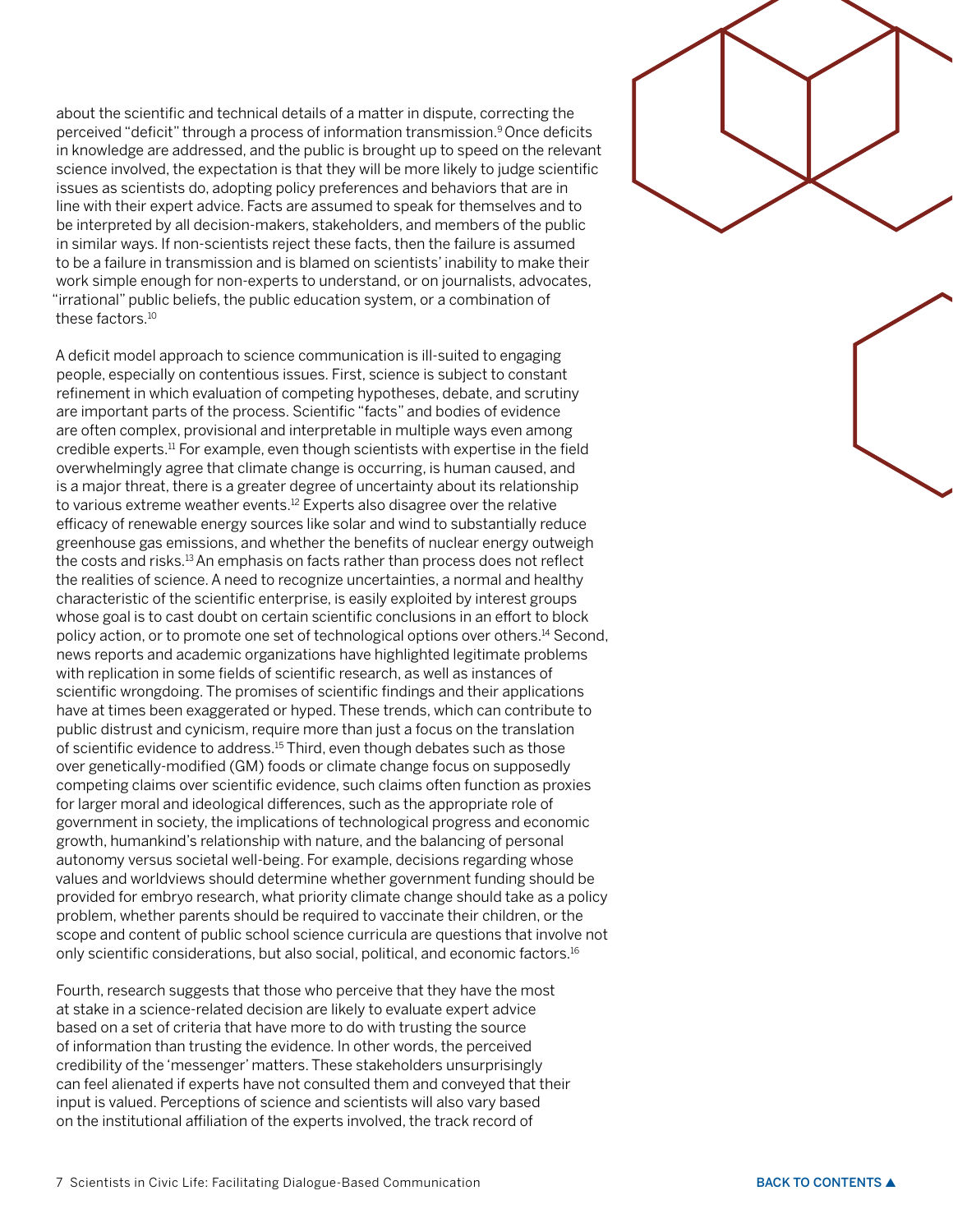about the scientific and technical details of a matter in dispute, correcting the perceived "deficit" through a process of information transmission.[9] Once deficits in knowledge are addressed, and the public is brought up to speed on the relevant science involved, the expectation is that they will be more likely to judge scientific issues as scientists do, adopting policy preferences and behaviors that are in line with their expert advice. Facts are assumed to speak for themselves and to be interpreted by all decision-makers, stakeholders, and members of the public in similar ways. If non-scientists reject these facts, then the failure is assumed to be a failure in transmission and is blamed on scientists' inability to make their work simple enough for non-experts to understand, or on journalists, advocates, "irrational" public beliefs, the public education system, or a combination of these factors.[10]

A deficit model approach to science communication is ill-suited to engaging people, especially on contentious issues. First, science is subject to constant refinement in which evaluation of competing hypotheses, debate, and scrutiny are important parts of the process. Scientific "facts" and bodies of evidence are often complex, provisional and interpretable in multiple ways even among credible experts.[11] For example, even though scientists with expertise in the field overwhelmingly agree that climate change is occurring, is human caused, and is a major threat, there is a greater degree of uncertainty about its relationship to various extreme weather events.[12] Experts also disagree over the relative efficacy of renewable energy sources like solar and wind to substantially reduce greenhouse gas emissions, and whether the benefits of nuclear energy outweigh the costs and risks.[13] An emphasis on facts rather than process does not reflect the realities of science. A need to recognize uncertainties, a normal and healthy characteristic of the scientific enterprise, is easily exploited by interest groups whose goal is to cast doubt on certain scientific conclusions in an effort to block policy action, or to promote one set of technological options over others.[14] Second, news reports and academic organizations have highlighted legitimate problems with replication in some fields of scientific research, as well as instances of scientific wrongdoing. The promises of scientific findings and their applications have at times been exaggerated or hyped. These trends, which can contribute to public distrust and cynicism, require more than just a focus on the translation of scientific evidence to address.[15] Third, even though debates such as those over genetically-modified (GM) foods or climate change focus on supposedly competing claims over scientific evidence, such claims often function as proxies for larger moral and ideological differences, such as the appropriate role of government in society, the implications of technological progress and economic growth, humankind's relationship with nature, and the balancing of personal autonomy versus societal well-being. For example, decisions regarding whose values and worldviews should determine whether government funding should be provided for embryo research, what priority climate change should take as a policy problem, whether parents should be required to vaccinate their children, or the scope and content of public school science curricula are questions that involve not only scientific considerations, but also social, political, and economic factors.[16]

Fourth, research suggests that those who perceive that they have the most at stake in a science-related decision are likely to evaluate expert advice based on a set of criteria that have more to do with trusting the source of information than trusting the evidence. In other words, the perceived credibility of the 'messenger' matters. These stakeholders unsurprisingly can feel alienated if experts have not consulted them and conveyed that their input is valued. Perceptions of science and scientists will also vary based on the institutional affiliation of the experts involved, the track record of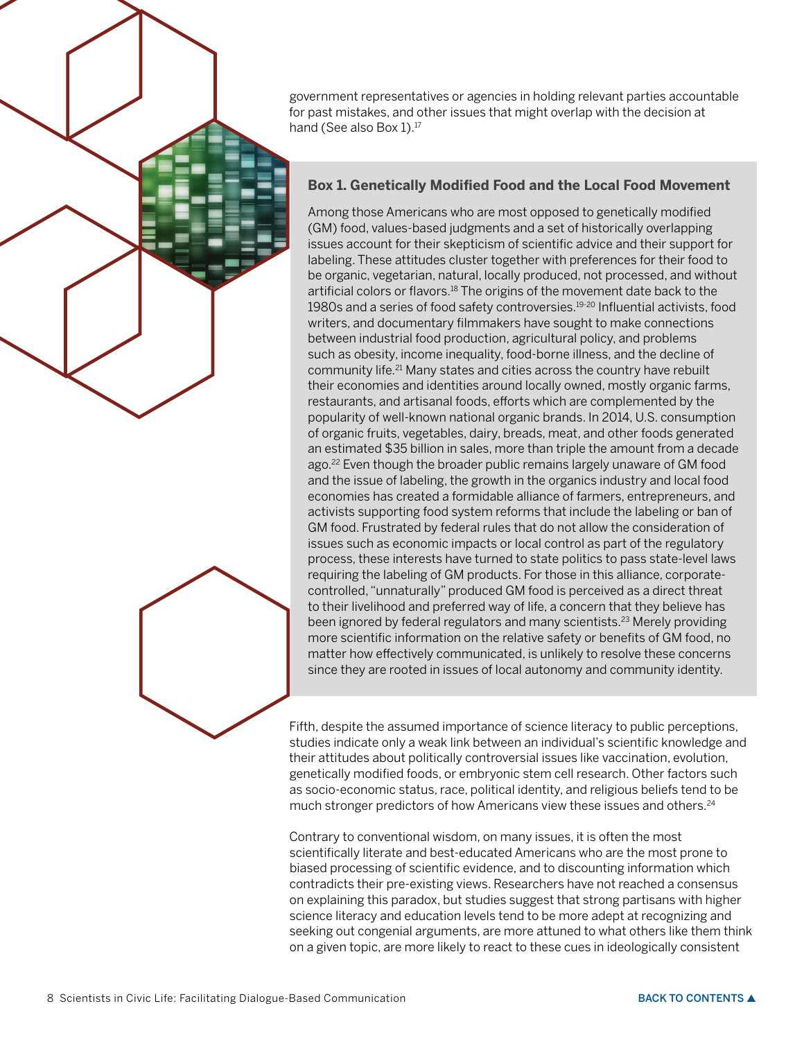government representatives or agencies in holding relevant parties accountable for past mistakes, and other issues that might overlap with the decision at hand (See also Box 1).[17]

### Box 1. Genetically Modified Food and the Local Food Movement

Among those Americans who are most opposed to genetically modified (GM) food, values-based judgments and a set of historically overlapping issues account for their skepticism of scientific advice and their support for labeling. These attitudes cluster together with preferences for their food to be organic, vegetarian, natural, locally produced, not processed, and without artificial colors or flavors.[18] The origins of the movement date back to the 1980s and a series of food safety controversies.[19-20] Influential activists, food writers, and documentary filmmakers have sought to make connections between industrial food production, agricultural policy, and problems such as obesity, income inequality, food-borne illness, and the decline of community life.[21] Many states and cities across the country have rebuilt their economies and identities around locally owned, mostly organic farms, restaurants, and artisanal foods, efforts which are complemented by the popularity of well-known national organic brands. In 2014, U.S. consumption of organic fruits, vegetables, dairy, breads, meat, and other foods generated an estimated $35 billion in sales, more than triple the amount from a decade ago.[22] Even though the broader public remains largely unaware of GM food and the issue of labeling, the growth in the organics industry and local food economies has created a formidable alliance of farmers, entrepreneurs, and activists supporting food system reforms that include the labeling or ban of GM food. Frustrated by federal rules that do not allow the consideration of issues such as economic impacts or local control as part of the regulatory process, these interests have turned to state politics to pass state-level laws requiring the labeling of GM products. For those in this alliance, corporate-controlled, "unnaturally" produced GM food is perceived as a direct threat to their livelihood and preferred way of life, a concern that they believe has been ignored by federal regulators and many scientists.[23] Merely providing more scientific information on the relative safety or benefits of GM food, no matter how effectively communicated, is unlikely to resolve these concerns since they are rooted in issues of local autonomy and community identity.

Fifth, despite the assumed importance of science literacy to public perceptions, studies indicate only a weak link between an individual's scientific knowledge and their attitudes about politically controversial issues like vaccination, evolution, genetically modified foods, or embryonic stem cell research. Other factors such as socio-economic status, race, political identity, and religious beliefs tend to be much stronger predictors of how Americans view these issues and others.[24]

Contrary to conventional wisdom, on many issues, it is often the most scientifically literate and best-educated Americans who are the most prone to biased processing of scientific evidence, and to discounting information which contradicts their pre-existing views. Researchers have not reached a consensus on explaining this paradox, but studies suggest that strong partisans with higher science literacy and education levels tend to be more adept at recognizing and seeking out congenial arguments, are more attuned to what others like them think on a given topic, are more likely to react to these cues in ideologically consistent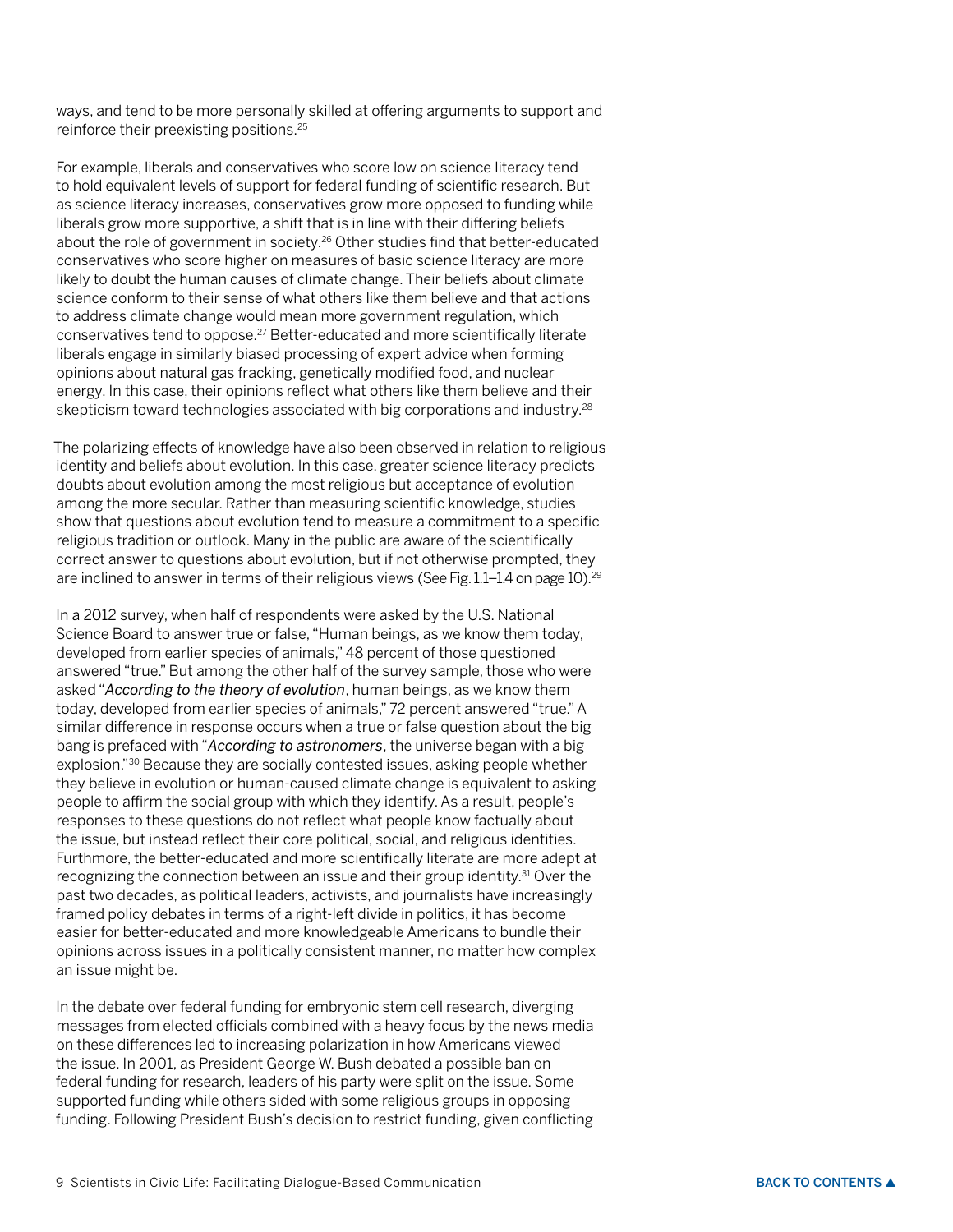ways, and tend to be more personally skilled at offering arguments to support and reinforce their preexisting positions.[25]

For example, liberals and conservatives who score low on science literacy tend to hold equivalent levels of support for federal funding of scientific research. But as science literacy increases, conservatives grow more opposed to funding while liberals grow more supportive, a shift that is in line with their differing beliefs about the role of government in society.[26] Other studies find that better-educated conservatives who score higher on measures of basic science literacy are more likely to doubt the human causes of climate change. Their beliefs about climate science conform to their sense of what others like them believe and that actions to address climate change would mean more government regulation, which conservatives tend to oppose.[27] Better-educated and more scientifically literate liberals engage in similarly biased processing of expert advice when forming opinions about natural gas fracking, genetically modified food, and nuclear energy. In this case, their opinions reflect what others like them believe and their skepticism toward technologies associated with big corporations and industry.[28]

The polarizing effects of knowledge have also been observed in relation to religious identity and beliefs about evolution. In this case, greater science literacy predicts doubts about evolution among the most religious but acceptance of evolution among the more secular. Rather than measuring scientific knowledge, studies show that questions about evolution tend to measure a commitment to a specific religious tradition or outlook. Many in the public are aware of the scientifically correct answer to questions about evolution, but if not otherwise prompted, they are inclined to answer in terms of their religious views (See Fig. 1.1–1.4 on page 10).[29]

In a 2012 survey, when half of respondents were asked by the U.S. National Science Board to answer true or false, "Human beings, as we know them today, developed from earlier species of animals," 48 percent of those questioned answered "true." But among the other half of the survey sample, those who were asked "*According to the theory of evolution*, human beings, as we know them today, developed from earlier species of animals," 72 percent answered "true." A similar difference in response occurs when a true or false question about the big bang is prefaced with "*According to astronomers*, the universe began with a big explosion."[30] Because they are socially contested issues, asking people whether they believe in evolution or human-caused climate change is equivalent to asking people to affirm the social group with which they identify. As a result, people's responses to these questions do not reflect what people know factually about the issue, but instead reflect their core political, social, and religious identities. Furthermore, the better-educated and more scientifically literate are more adept at recognizing the connection between an issue and their group identity.[31] Over the past two decades, as political leaders, activists, and journalists have increasingly framed policy debates in terms of a right-left divide in politics, it has become easier for better-educated and more knowledgeable Americans to bundle their opinions across issues in a politically consistent manner, no matter how complex an issue might be.

In the debate over federal funding for embryonic stem cell research, diverging messages from elected officials combined with a heavy focus by the news media on these differences led to increasing polarization in how Americans viewed the issue. In 2001, as President George W. Bush debated a possible ban on federal funding for research, leaders of his party were split on the issue. Some supported funding while others sided with some religious groups in opposing funding. Following President Bush's decision to restrict funding, given conflicting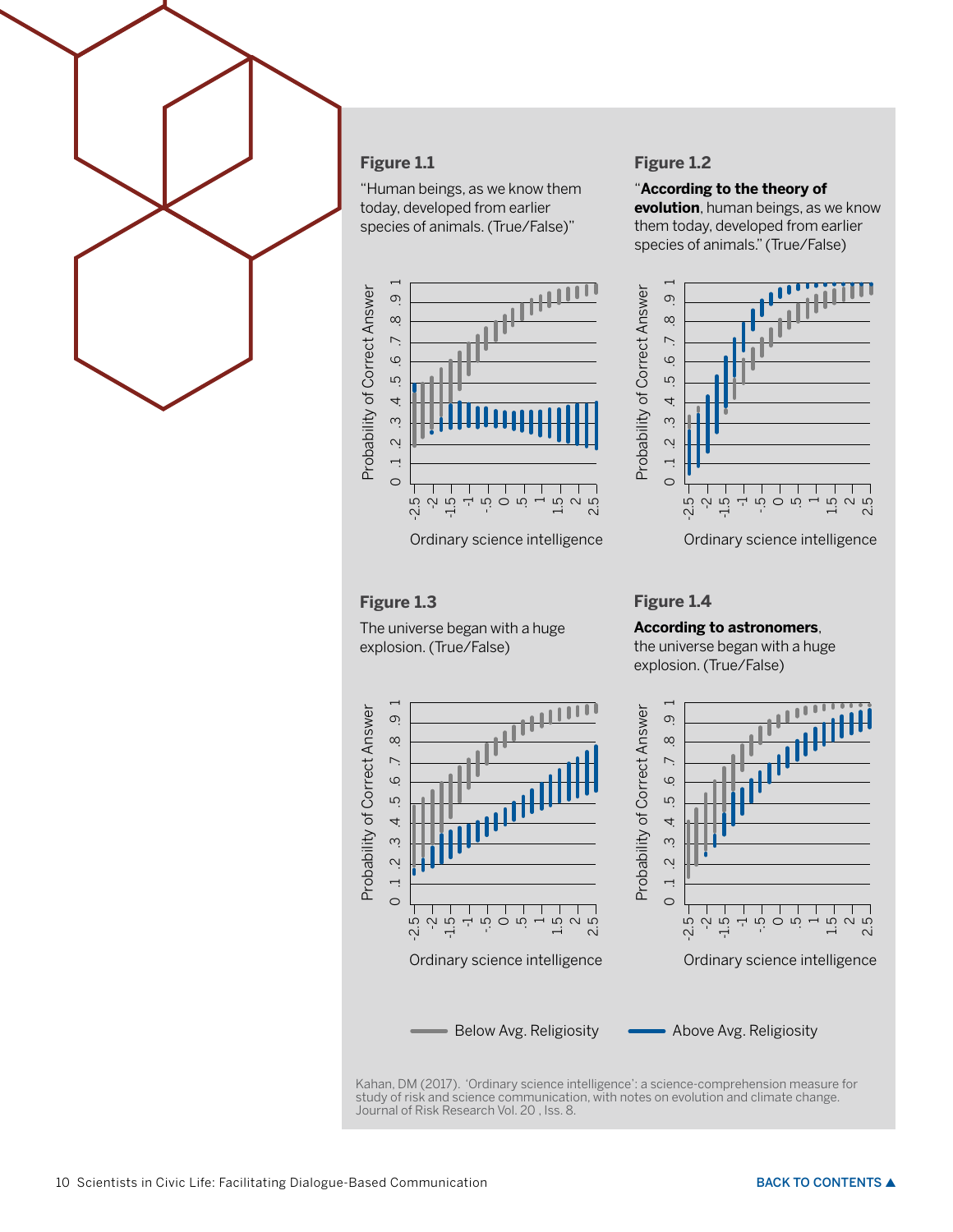**Figure 1.1**

"Human beings, as we know them today, developed from earlier species of animals. (True/False)"

**Figure 1.2**

"**According to the theory of evolution**, human beings, as we know them today, developed from earlier species of animals." (True/False)

**Figure 1.3**

The universe began with a huge explosion. (True/False)

**Figure 1.4**

**According to astronomers**, the universe began with a huge explosion. (True/False)

Below Avg. Religiosity — Above Avg. Religiosity

Kahan, DM (2017). 'Ordinary science intelligence': a science-comprehension measure for study of risk and science communication, with notes on evolution and climate change. Journal of Risk Research Vol. 20 , Iss. 8.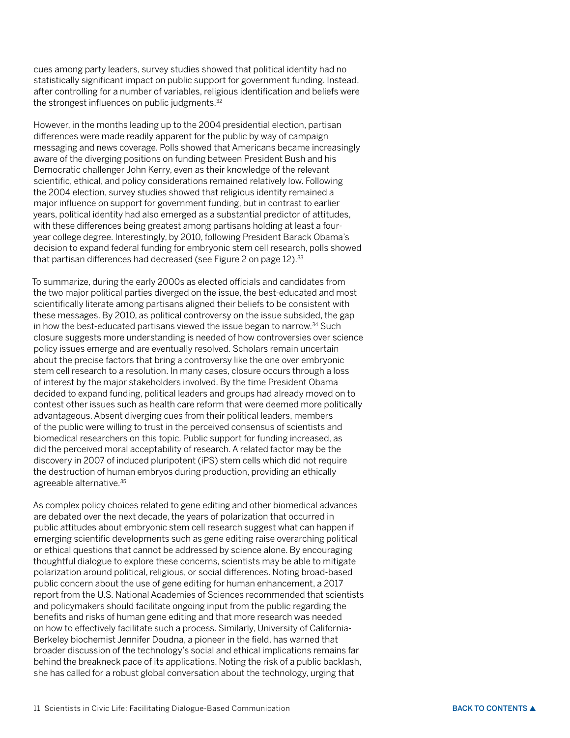cues among party leaders, survey studies showed that political identity had no statistically significant impact on public support for government funding. Instead, after controlling for a number of variables, religious identification and beliefs were the strongest influences on public judgments.[32]

However, in the months leading up to the 2004 presidential election, partisan differences were made readily apparent for the public by way of campaign messaging and news coverage. Polls showed that Americans became increasingly aware of the diverging positions on funding between President Bush and his Democratic challenger John Kerry, even as their knowledge of the relevant scientific, ethical, and policy considerations remained relatively low. Following the 2004 election, survey studies showed that religious identity remained a major influence on support for government funding, but in contrast to earlier years, political identity had also emerged as a substantial predictor of attitudes, with these differences being greatest among partisans holding at least a four-year college degree. Interestingly, by 2010, following President Barack Obama's decision to expand federal funding for embryonic stem cell research, polls showed that partisan differences had decreased (see Figure 2 on page 12).[33]

To summarize, during the early 2000s as elected officials and candidates from the two major political parties diverged on the issue, the best-educated and most scientifically literate among partisans aligned their beliefs to be consistent with these messages. By 2010, as political controversy on the issue subsided, the gap in how the best-educated partisans viewed the issue began to narrow.[34] Such closure suggests more understanding is needed of how controversies over science policy issues emerge and are eventually resolved. Scholars remain uncertain about the precise factors that bring a controversy like the one over embryonic stem cell research to a resolution. In many cases, closure occurs through a loss of interest by the major stakeholders involved. By the time President Obama decided to expand funding, political leaders and groups had already moved on to contest other issues such as health care reform that were deemed more politically advantageous. Absent diverging cues from their political leaders, members of the public were willing to trust in the perceived consensus of scientists and biomedical researchers on this topic. Public support for funding increased, as did the perceived moral acceptability of research. A related factor may be the discovery in 2007 of induced pluripotent (iPS) stem cells which did not require the destruction of human embryos during production, providing an ethically agreeable alternative.[35]

As complex policy choices related to gene editing and other biomedical advances are debated over the next decade, the years of polarization that occurred in public attitudes about embryonic stem cell research suggest what can happen if emerging scientific developments such as gene editing raise overarching political or ethical questions that cannot be addressed by science alone. By encouraging thoughtful dialogue to explore these concerns, scientists may be able to mitigate polarization around political, religious, or social differences. Noting broad-based public concern about the use of gene editing for human enhancement, a 2017 report from the U.S. National Academies of Sciences recommended that scientists and policymakers should facilitate ongoing input from the public regarding the benefits and risks of human gene editing and that more research was needed on how to effectively facilitate such a process. Similarly, University of California-Berkeley biochemist Jennifer Doudna, a pioneer in the field, has warned that broader discussion of the technology's social and ethical implications remains far behind the breakneck pace of its applications. Noting the risk of a public backlash, she has called for a robust global conversation about the technology, urging that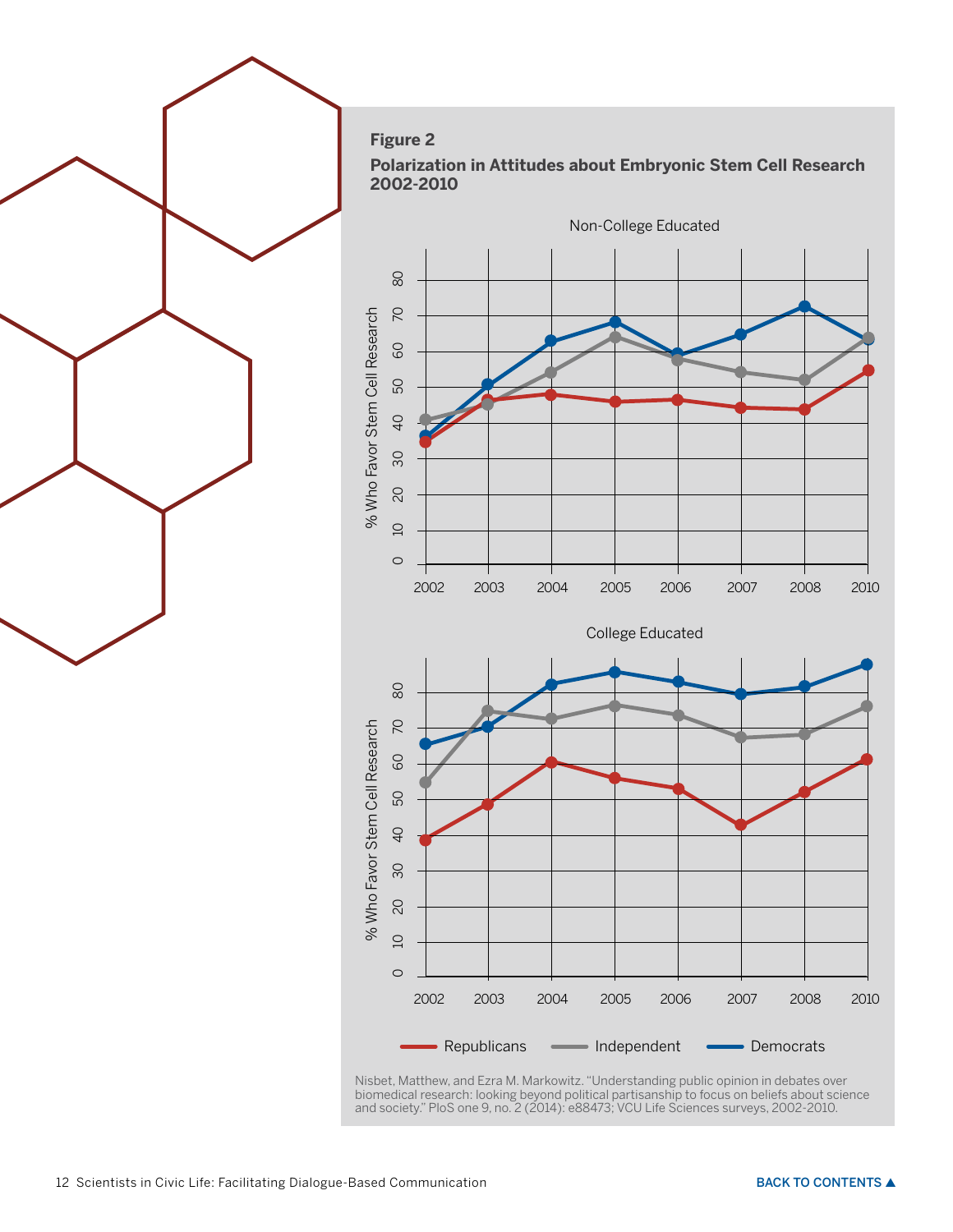**Figure 2**

**Polarization in Attitudes about Embryonic Stem Cell Research 2002-2010**

Non-College Educated

College Educated

Republicans Independent Democrats

Nisbet, Matthew, and Ezra M. Markowitz. "Understanding public opinion in debates over biomedical research: looking beyond political partisanship to focus on beliefs about science and society." PloS one 9, no. 2 (2014): e88473; VCU Life Sciences surveys, 2002-2010.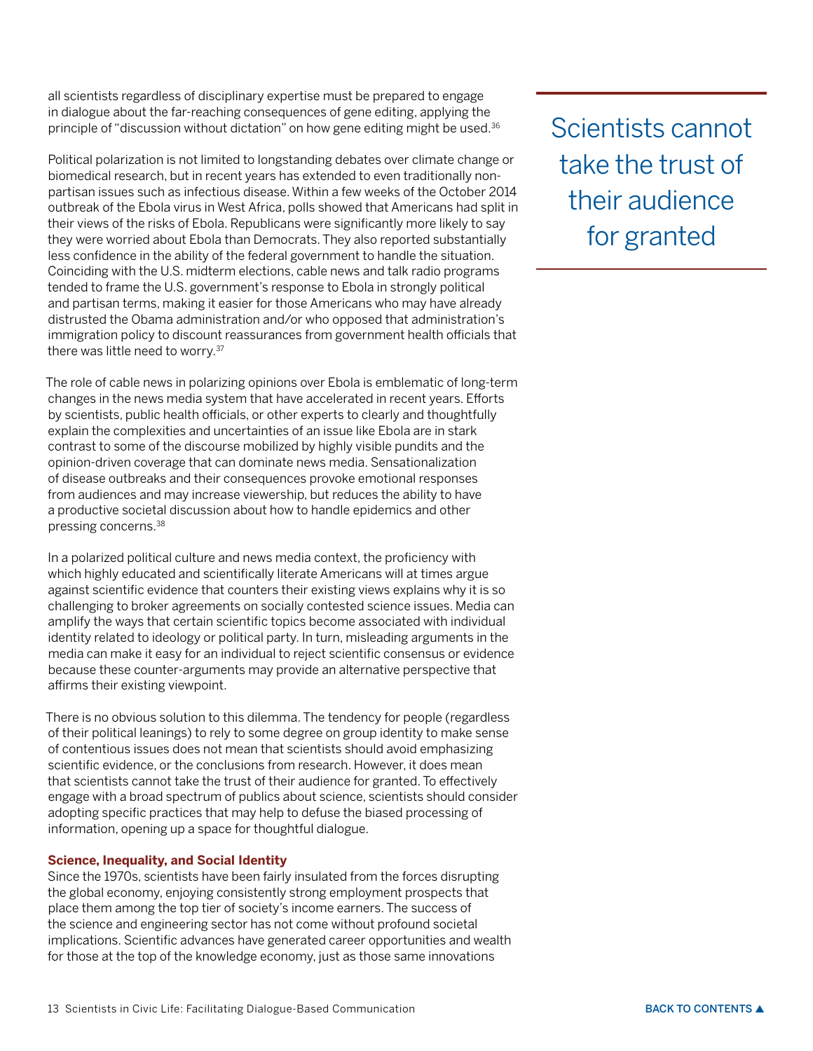all scientists regardless of disciplinary expertise must be prepared to engage in dialogue about the far-reaching consequences of gene editing, applying the principle of "discussion without dictation" on how gene editing might be used.[36]

> Scientists cannot take the trust of their audience for granted

Political polarization is not limited to longstanding debates over climate change or biomedical research, but in recent years has extended to even traditionally non-partisan issues such as infectious disease. Within a few weeks of the October 2014 outbreak of the Ebola virus in West Africa, polls showed that Americans had split in their views of the risks of Ebola. Republicans were significantly more likely to say they were worried about Ebola than Democrats. They also reported substantially less confidence in the ability of the federal government to handle the situation. Coinciding with the U.S. midterm elections, cable news and talk radio programs tended to frame the U.S. government's response to Ebola in strongly political and partisan terms, making it easier for those Americans who may have already distrusted the Obama administration and/or who opposed that administration's immigration policy to discount reassurances from government health officials that there was little need to worry.[37]

The role of cable news in polarizing opinions over Ebola is emblematic of long-term changes in the news media system that have accelerated in recent years. Efforts by scientists, public health officials, or other experts to clearly and thoughtfully explain the complexities and uncertainties of an issue like Ebola are in stark contrast to some of the discourse mobilized by highly visible pundits and the opinion-driven coverage that can dominate news media. Sensationalization of disease outbreaks and their consequences provoke emotional responses from audiences and may increase viewership, but reduces the ability to have a productive societal discussion about how to handle epidemics and other pressing concerns.[38]

In a polarized political culture and news media context, the proficiency with which highly educated and scientifically literate Americans will at times argue against scientific evidence that counters their existing views explains why it is so challenging to broker agreements on socially contested science issues. Media can amplify the ways that certain scientific topics become associated with individual identity related to ideology or political party. In turn, misleading arguments in the media can make it easy for an individual to reject scientific consensus or evidence because these counter-arguments may provide an alternative perspective that affirms their existing viewpoint.

There is no obvious solution to this dilemma. The tendency for people (regardless of their political leanings) to rely to some degree on group identity to make sense of contentious issues does not mean that scientists should avoid emphasizing scientific evidence, or the conclusions from research. However, it does mean that scientists cannot take the trust of their audience for granted. To effectively engage with a broad spectrum of publics about science, scientists should consider adopting specific practices that may help to defuse the biased processing of information, opening up a space for thoughtful dialogue.

### Science, Inequality, and Social Identity

Since the 1970s, scientists have been fairly insulated from the forces disrupting the global economy, enjoying consistently strong employment prospects that place them among the top tier of society's income earners. The success of the science and engineering sector has not come without profound societal implications. Scientific advances have generated career opportunities and wealth for those at the top of the knowledge economy, just as those same innovations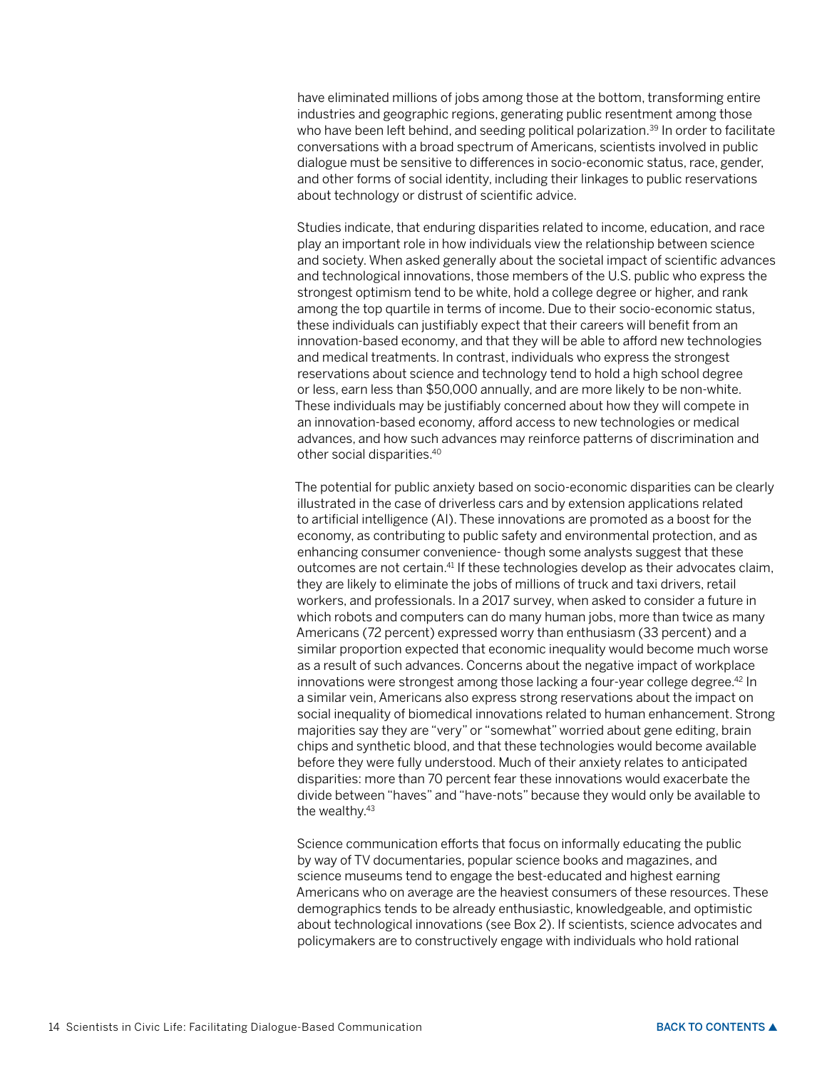have eliminated millions of jobs among those at the bottom, transforming entire industries and geographic regions, generating public resentment among those who have been left behind, and seeding political polarization.[39] In order to facilitate conversations with a broad spectrum of Americans, scientists involved in public dialogue must be sensitive to differences in socio-economic status, race, gender, and other forms of social identity, including their linkages to public reservations about technology or distrust of scientific advice.

Studies indicate, that enduring disparities related to income, education, and race play an important role in how individuals view the relationship between science and society. When asked generally about the societal impact of scientific advances and technological innovations, those members of the U.S. public who express the strongest optimism tend to be white, hold a college degree or higher, and rank among the top quartile in terms of income. Due to their socio-economic status, these individuals can justifiably expect that their careers will benefit from an innovation-based economy, and that they will be able to afford new technologies and medical treatments. In contrast, individuals who express the strongest reservations about science and technology tend to hold a high school degree or less, earn less than $50,000 annually, and are more likely to be non-white. These individuals may be justifiably concerned about how they will compete in an innovation-based economy, afford access to new technologies or medical advances, and how such advances may reinforce patterns of discrimination and other social disparities.[40]

The potential for public anxiety based on socio-economic disparities can be clearly illustrated in the case of driverless cars and by extension applications related to artificial intelligence (AI). These innovations are promoted as a boost for the economy, as contributing to public safety and environmental protection, and as enhancing consumer convenience- though some analysts suggest that these outcomes are not certain.[41] If these technologies develop as their advocates claim, they are likely to eliminate the jobs of millions of truck and taxi drivers, retail workers, and professionals. In a 2017 survey, when asked to consider a future in which robots and computers can do many human jobs, more than twice as many Americans (72 percent) expressed worry than enthusiasm (33 percent) and a similar proportion expected that economic inequality would become much worse as a result of such advances. Concerns about the negative impact of workplace innovations were strongest among those lacking a four-year college degree.[42] In a similar vein, Americans also express strong reservations about the impact on social inequality of biomedical innovations related to human enhancement. Strong majorities say they are "very" or "somewhat" worried about gene editing, brain chips and synthetic blood, and that these technologies would become available before they were fully understood. Much of their anxiety relates to anticipated disparities: more than 70 percent fear these innovations would exacerbate the divide between "haves" and "have-nots" because they would only be available to the wealthy.[43]

Science communication efforts that focus on informally educating the public by way of TV documentaries, popular science books and magazines, and science museums tend to engage the best-educated and highest earning Americans who on average are the heaviest consumers of these resources. These demographics tends to be already enthusiastic, knowledgeable, and optimistic about technological innovations (see Box 2). If scientists, science advocates and policymakers are to constructively engage with individuals who hold rational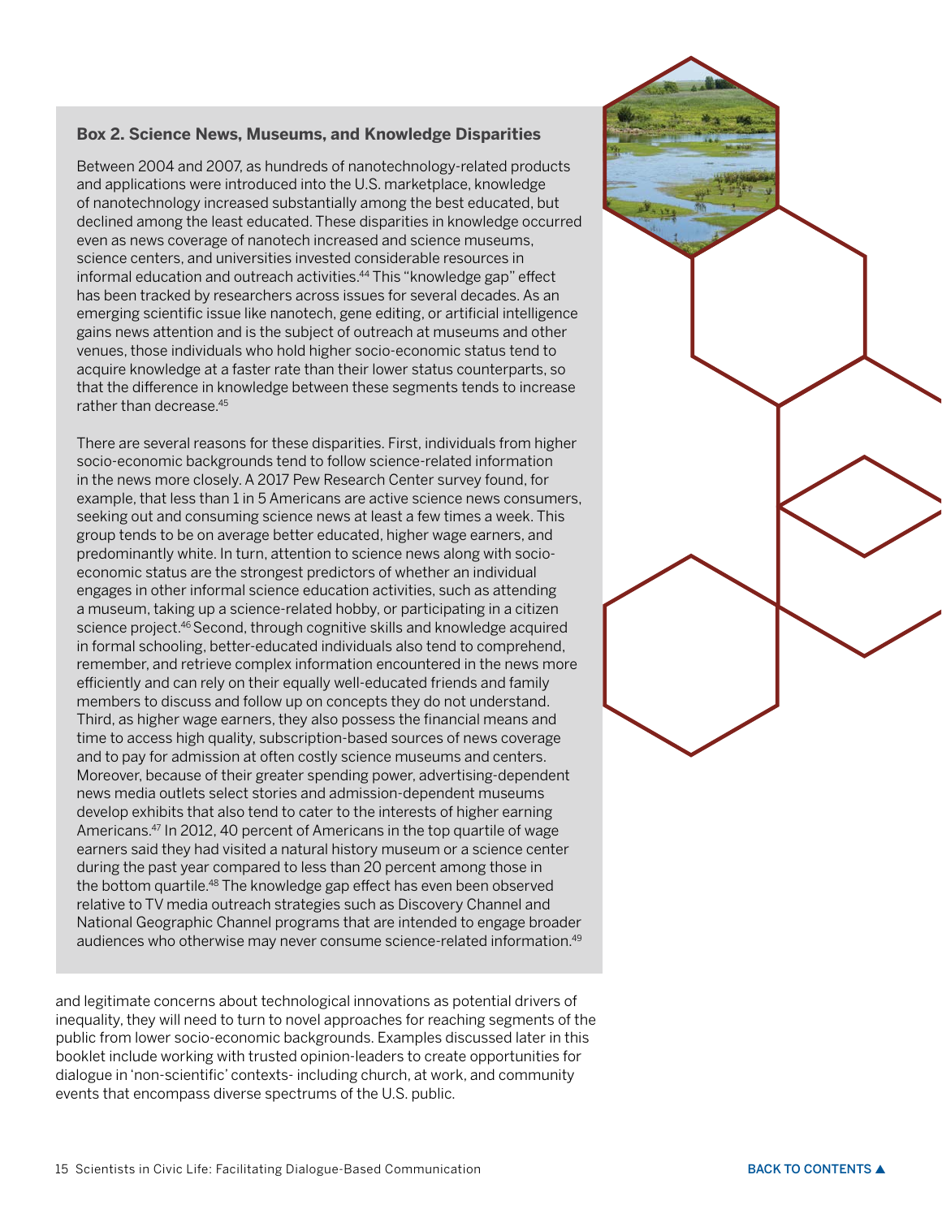### Box 2. Science News, Museums, and Knowledge Disparities

Between 2004 and 2007, as hundreds of nanotechnology-related products and applications were introduced into the U.S. marketplace, knowledge of nanotechnology increased substantially among the best educated, but declined among the least educated. These disparities in knowledge occurred even as news coverage of nanotech increased and science museums, science centers, and universities invested considerable resources in informal education and outreach activities.[44] This "knowledge gap" effect has been tracked by researchers across issues for several decades. As an emerging scientific issue like nanotech, gene editing, or artificial intelligence gains news attention and is the subject of outreach at museums and other venues, those individuals who hold higher socio-economic status tend to acquire knowledge at a faster rate than their lower status counterparts, so that the difference in knowledge between these segments tends to increase rather than decrease.[45]

There are several reasons for these disparities. First, individuals from higher socio-economic backgrounds tend to follow science-related information in the news more closely. A 2017 Pew Research Center survey found, for example, that less than 1 in 5 Americans are active science news consumers, seeking out and consuming science news at least a few times a week. This group tends to be on average better educated, higher wage earners, and predominantly white. In turn, attention to science news along with socio-economic status are the strongest predictors of whether an individual engages in other informal science education activities, such as attending a museum, taking up a science-related hobby, or participating in a citizen science project.[46] Second, through cognitive skills and knowledge acquired in formal schooling, better-educated individuals also tend to comprehend, remember, and retrieve complex information encountered in the news more efficiently and can rely on their equally well-educated friends and family members to discuss and follow up on concepts they do not understand. Third, as higher wage earners, they also possess the financial means and time to access high quality, subscription-based sources of news coverage and to pay for admission at often costly science museums and centers. Moreover, because of their greater spending power, advertising-dependent news media outlets select stories and admission-dependent museums develop exhibits that also tend to cater to the interests of higher earning Americans.[47] In 2012, 40 percent of Americans in the top quartile of wage earners said they had visited a natural history museum or a science center during the past year compared to less than 20 percent among those in the bottom quartile.[48] The knowledge gap effect has even been observed relative to TV media outreach strategies such as Discovery Channel and National Geographic Channel programs that are intended to engage broader audiences who otherwise may never consume science-related information.[49]

and legitimate concerns about technological innovations as potential drivers of inequality, they will need to turn to novel approaches for reaching segments of the public from lower socio-economic backgrounds. Examples discussed later in this booklet include working with trusted opinion-leaders to create opportunities for dialogue in 'non-scientific' contexts- including church, at work, and community events that encompass diverse spectrums of the U.S. public.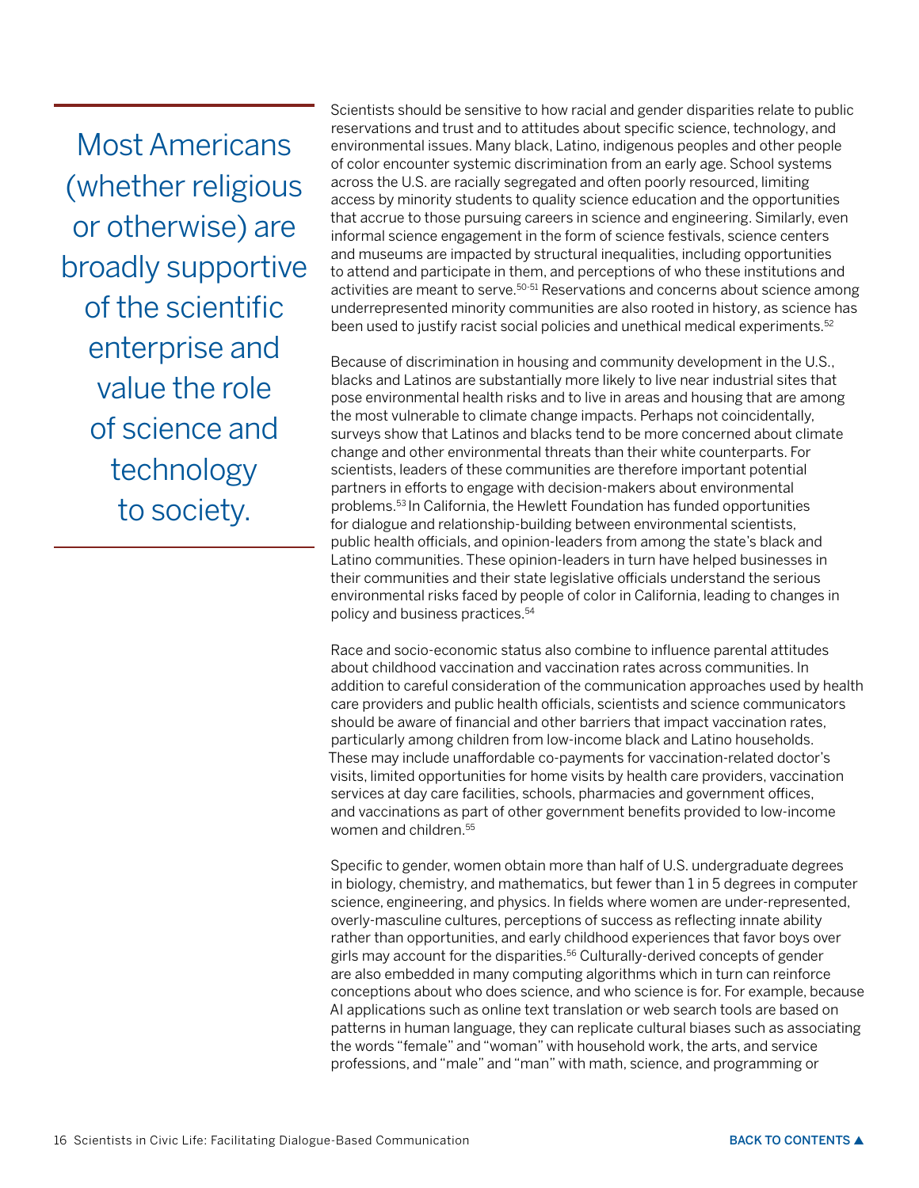> Most Americans (whether religious or otherwise) are broadly supportive of the scientific enterprise and value the role of science and technology to society.

Scientists should be sensitive to how racial and gender disparities relate to public reservations and trust and to attitudes about specific science, technology, and environmental issues. Many black, Latino, indigenous peoples and other people of color encounter systemic discrimination from an early age. School systems across the U.S. are racially segregated and often poorly resourced, limiting access by minority students to quality science education and the opportunities that accrue to those pursuing careers in science and engineering. Similarly, even informal science engagement in the form of science festivals, science centers and museums are impacted by structural inequalities, including opportunities to attend and participate in them, and perceptions of who these institutions and activities are meant to serve.[50-51] Reservations and concerns about science among underrepresented minority communities are also rooted in history, as science has been used to justify racist social policies and unethical medical experiments.[52]

Because of discrimination in housing and community development in the U.S., blacks and Latinos are substantially more likely to live near industrial sites that pose environmental health risks and to live in areas and housing that are among the most vulnerable to climate change impacts. Perhaps not coincidentally, surveys show that Latinos and blacks tend to be more concerned about climate change and other environmental threats than their white counterparts. For scientists, leaders of these communities are therefore important potential partners in efforts to engage with decision-makers about environmental problems.[53] In California, the Hewlett Foundation has funded opportunities for dialogue and relationship-building between environmental scientists, public health officials, and opinion-leaders from among the state's black and Latino communities. These opinion-leaders in turn have helped businesses in their communities and their state legislative officials understand the serious environmental risks faced by people of color in California, leading to changes in policy and business practices.[54]

Race and socio-economic status also combine to influence parental attitudes about childhood vaccination and vaccination rates across communities. In addition to careful consideration of the communication approaches used by health care providers and public health officials, scientists and science communicators should be aware of financial and other barriers that impact vaccination rates, particularly among children from low-income black and Latino households. These may include unaffordable co-payments for vaccination-related doctor's visits, limited opportunities for home visits by health care providers, vaccination services at day care facilities, schools, pharmacies and government offices, and vaccinations as part of other government benefits provided to low-income women and children.[55]

Specific to gender, women obtain more than half of U.S. undergraduate degrees in biology, chemistry, and mathematics, but fewer than 1 in 5 degrees in computer science, engineering, and physics. In fields where women are under-represented, overly-masculine cultures, perceptions of success as reflecting innate ability rather than opportunities, and early childhood experiences that favor boys over girls may account for the disparities.[56] Culturally-derived concepts of gender are also embedded in many computing algorithms which in turn can reinforce conceptions about who does science, and who science is for. For example, because AI applications such as online text translation or web search tools are based on patterns in human language, they can replicate cultural biases such as associating the words "female" and "woman" with household work, the arts, and service professions, and "male" and "man" with math, science, and programming or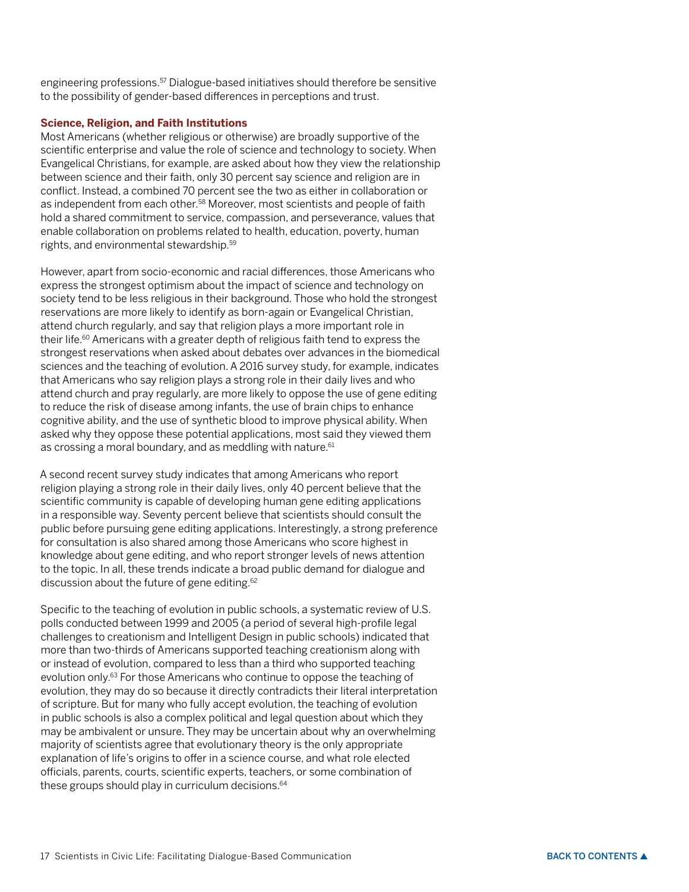engineering professions.[57] Dialogue-based initiatives should therefore be sensitive to the possibility of gender-based differences in perceptions and trust.

### Science, Religion, and Faith Institutions

Most Americans (whether religious or otherwise) are broadly supportive of the scientific enterprise and value the role of science and technology to society. When Evangelical Christians, for example, are asked about how they view the relationship between science and their faith, only 30 percent say science and religion are in conflict. Instead, a combined 70 percent see the two as either in collaboration or as independent from each other.[58] Moreover, most scientists and people of faith hold a shared commitment to service, compassion, and perseverance, values that enable collaboration on problems related to health, education, poverty, human rights, and environmental stewardship.[59]

However, apart from socio-economic and racial differences, those Americans who express the strongest optimism about the impact of science and technology on society tend to be less religious in their background. Those who hold the strongest reservations are more likely to identify as born-again or Evangelical Christian, attend church regularly, and say that religion plays a more important role in their life.[60] Americans with a greater depth of religious faith tend to express the strongest reservations when asked about debates over advances in the biomedical sciences and the teaching of evolution. A 2016 survey study, for example, indicates that Americans who say religion plays a strong role in their daily lives and who attend church and pray regularly, are more likely to oppose the use of gene editing to reduce the risk of disease among infants, the use of brain chips to enhance cognitive ability, and the use of synthetic blood to improve physical ability. When asked why they oppose these potential applications, most said they viewed them as crossing a moral boundary, and as meddling with nature.[61]

A second recent survey study indicates that among Americans who report religion playing a strong role in their daily lives, only 40 percent believe that the scientific community is capable of developing human gene editing applications in a responsible way. Seventy percent believe that scientists should consult the public before pursuing gene editing applications. Interestingly, a strong preference for consultation is also shared among those Americans who score highest in knowledge about gene editing, and who report stronger levels of news attention to the topic. In all, these trends indicate a broad public demand for dialogue and discussion about the future of gene editing.[62]

Specific to the teaching of evolution in public schools, a systematic review of U.S. polls conducted between 1999 and 2005 (a period of several high-profile legal challenges to creationism and Intelligent Design in public schools) indicated that more than two-thirds of Americans supported teaching creationism along with or instead of evolution, compared to less than a third who supported teaching evolution only.[63] For those Americans who continue to oppose the teaching of evolution, they may do so because it directly contradicts their literal interpretation of scripture. But for many who fully accept evolution, the teaching of evolution in public schools is also a complex political and legal question about which they may be ambivalent or unsure. They may be uncertain about why an overwhelming majority of scientists agree that evolutionary theory is the only appropriate explanation of life's origins to offer in a science course, and what role elected officials, parents, courts, scientific experts, teachers, or some combination of these groups should play in curriculum decisions.[64]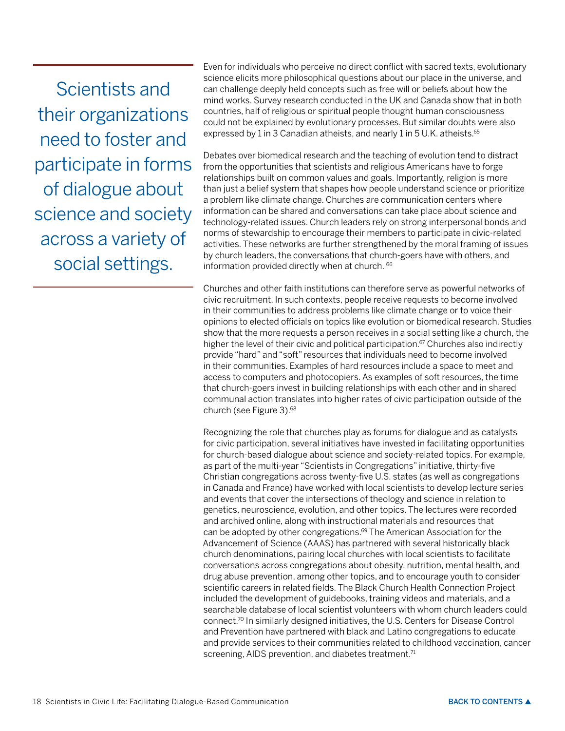> Scientists and their organizations need to foster and participate in forms of dialogue about science and society across a variety of social settings.

Even for individuals who perceive no direct conflict with sacred texts, evolutionary science elicits more philosophical questions about our place in the universe, and can challenge deeply held concepts such as free will or beliefs about how the mind works. Survey research conducted in the UK and Canada show that in both countries, half of religious or spiritual people thought human consciousness could not be explained by evolutionary processes. But similar doubts were also expressed by 1 in 3 Canadian atheists, and nearly 1 in 5 U.K. atheists.[65]

Debates over biomedical research and the teaching of evolution tend to distract from the opportunities that scientists and religious Americans have to forge relationships built on common values and goals. Importantly, religion is more than just a belief system that shapes how people understand science or prioritize a problem like climate change. Churches are communication centers where information can be shared and conversations can take place about science and technology-related issues. Church leaders rely on strong interpersonal bonds and norms of stewardship to encourage their members to participate in civic-related activities. These networks are further strengthened by the moral framing of issues by church leaders, the conversations that church-goers have with others, and information provided directly when at church.[66]

Churches and other faith institutions can therefore serve as powerful networks of civic recruitment. In such contexts, people receive requests to become involved in their communities to address problems like climate change or to voice their opinions to elected officials on topics like evolution or biomedical research. Studies show that the more requests a person receives in a social setting like a church, the higher the level of their civic and political participation.[67] Churches also indirectly provide "hard" and "soft" resources that individuals need to become involved in their communities. Examples of hard resources include a space to meet and access to computers and photocopiers. As examples of soft resources, the time that church-goers invest in building relationships with each other and in shared communal action translates into higher rates of civic participation outside of the church (see Figure 3).[68]

Recognizing the role that churches play as forums for dialogue and as catalysts for civic participation, several initiatives have invested in facilitating opportunities for church-based dialogue about science and society-related topics. For example, as part of the multi-year "Scientists in Congregations" initiative, thirty-five Christian congregations across twenty-five U.S. states (as well as congregations in Canada and France) have worked with local scientists to develop lecture series and events that cover the intersections of theology and science in relation to genetics, neuroscience, evolution, and other topics. The lectures were recorded and archived online, along with instructional materials and resources that can be adopted by other congregations.[69] The American Association for the Advancement of Science (AAAS) has partnered with several historically black church denominations, pairing local churches with local scientists to facilitate conversations across congregations about obesity, nutrition, mental health, and drug abuse prevention, among other topics, and to encourage youth to consider scientific careers in related fields. The Black Church Health Connection Project included the development of guidebooks, training videos and materials, and a searchable database of local scientist volunteers with whom church leaders could connect.[70] In similarly designed initiatives, the U.S. Centers for Disease Control and Prevention have partnered with black and Latino congregations to educate and provide services to their communities related to childhood vaccination, cancer screening, AIDS prevention, and diabetes treatment.[71]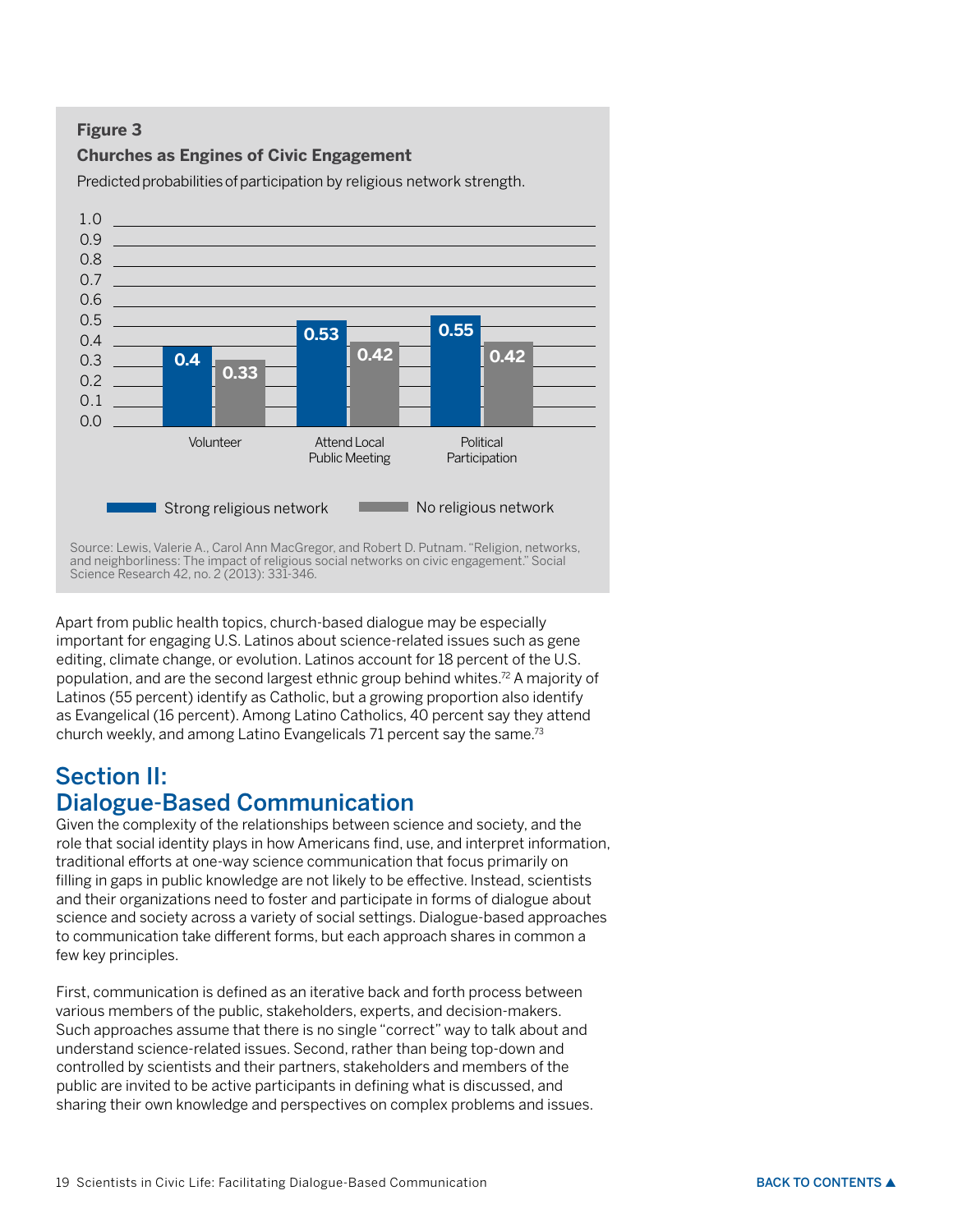**Figure 3**

**Churches as Engines of Civic Engagement**

Predicted probabilities of participation by religious network strength.

| | Strong religious network | No religious network |
|---|---|---|
| Volunteer | 0.4 | 0.33 |
| Attend Local Public Meeting | 0.53 | 0.42 |
| Political Participation | 0.55 | 0.42 |

Source: Lewis, Valerie A., Carol Ann MacGregor, and Robert D. Putnam. "Religion, networks, and neighborliness: The impact of religious social networks on civic engagement." Social Science Research 42, no. 2 (2013): 331-346.

Apart from public health topics, church-based dialogue may be especially important for engaging U.S. Latinos about science-related issues such as gene editing, climate change, or evolution. Latinos account for 18 percent of the U.S. population, and are the second largest ethnic group behind whites.[72] A majority of Latinos (55 percent) identify as Catholic, but a growing proportion also identify as Evangelical (16 percent). Among Latino Catholics, 40 percent say they attend church weekly, and among Latino Evangelicals 71 percent say the same.[73]

## Section II: Dialogue-Based Communication

Given the complexity of the relationships between science and society, and the role that social identity plays in how Americans find, use, and interpret information, traditional efforts at one-way science communication that focus primarily on filling in gaps in public knowledge are not likely to be effective. Instead, scientists and their organizations need to foster and participate in forms of dialogue about science and society across a variety of social settings. Dialogue-based approaches to communication take different forms, but each approach shares in common a few key principles.

First, communication is defined as an iterative back and forth process between various members of the public, stakeholders, experts, and decision-makers. Such approaches assume that there is no single "correct" way to talk about and understand science-related issues. Second, rather than being top-down and controlled by scientists and their partners, stakeholders and members of the public are invited to be active participants in defining what is discussed, and sharing their own knowledge and perspectives on complex problems and issues.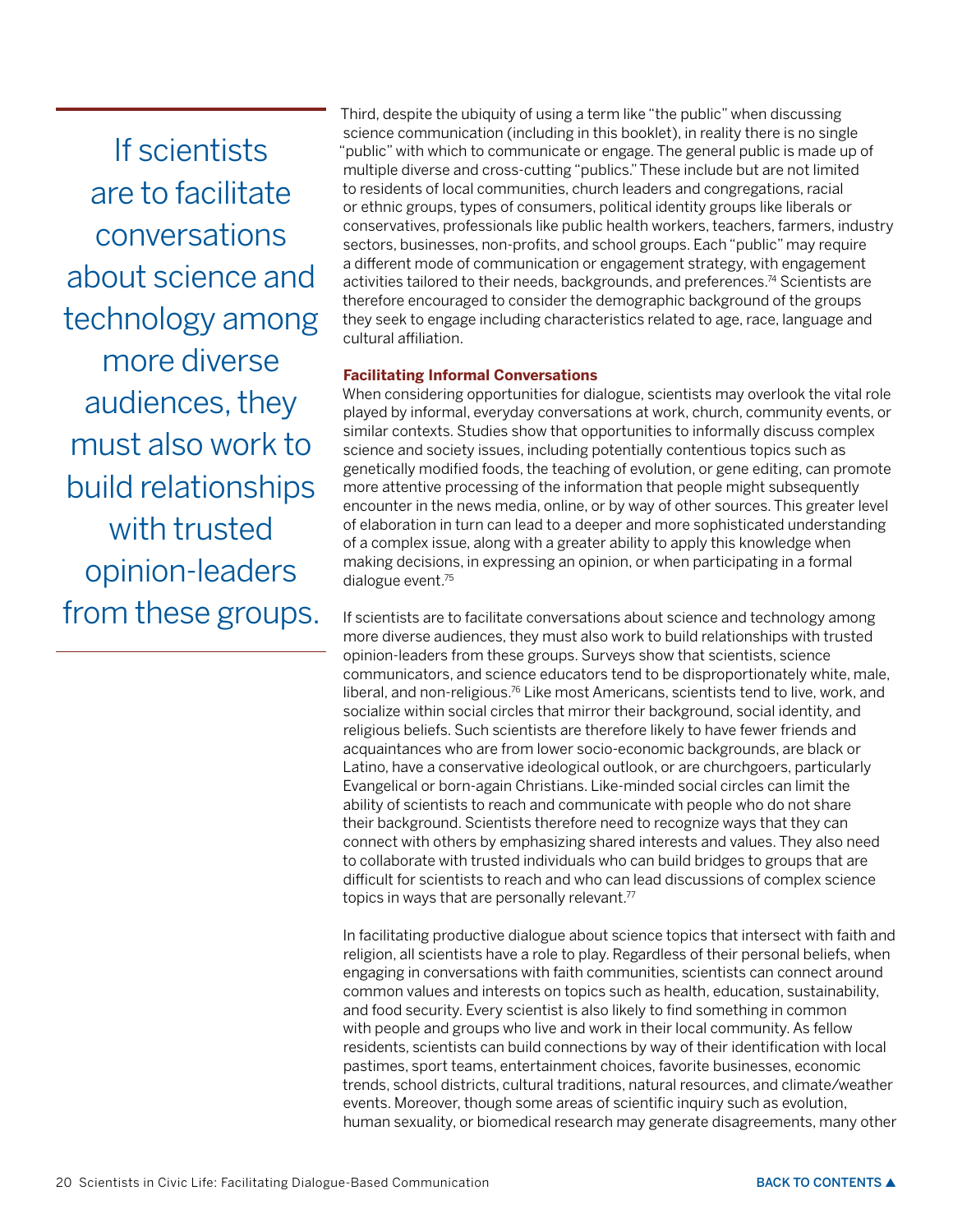> If scientists are to facilitate conversations about science and technology among more diverse audiences, they must also work to build relationships with trusted opinion-leaders from these groups.

Third, despite the ubiquity of using a term like "the public" when discussing science communication (including in this booklet), in reality there is no single "public" with which to communicate or engage. The general public is made up of multiple diverse and cross-cutting "publics." These include but are not limited to residents of local communities, church leaders and congregations, racial or ethnic groups, types of consumers, political identity groups like liberals or conservatives, professionals like public health workers, teachers, farmers, industry sectors, businesses, non-profits, and school groups. Each "public" may require a different mode of communication or engagement strategy, with engagement activities tailored to their needs, backgrounds, and preferences.[74] Scientists are therefore encouraged to consider the demographic background of the groups they seek to engage including characteristics related to age, race, language and cultural affiliation.

**Facilitating Informal Conversations**

When considering opportunities for dialogue, scientists may overlook the vital role played by informal, everyday conversations at work, church, community events, or similar contexts. Studies show that opportunities to informally discuss complex science and society issues, including potentially contentious topics such as genetically modified foods, the teaching of evolution, or gene editing, can promote more attentive processing of the information that people might subsequently encounter in the news media, online, or by way of other sources. This greater level of elaboration in turn can lead to a deeper and more sophisticated understanding of a complex issue, along with a greater ability to apply this knowledge when making decisions, in expressing an opinion, or when participating in a formal dialogue event.[75]

If scientists are to facilitate conversations about science and technology among more diverse audiences, they must also work to build relationships with trusted opinion-leaders from these groups. Surveys show that scientists, science communicators, and science educators tend to be disproportionately white, male, liberal, and non-religious.[76] Like most Americans, scientists tend to live, work, and socialize within social circles that mirror their background, social identity, and religious beliefs. Such scientists are therefore likely to have fewer friends and acquaintances who are from lower socio-economic backgrounds, are black or Latino, have a conservative ideological outlook, or are churchgoers, particularly Evangelical or born-again Christians. Like-minded social circles can limit the ability of scientists to reach and communicate with people who do not share their background. Scientists therefore need to recognize ways that they can connect with others by emphasizing shared interests and values. They also need to collaborate with trusted individuals who can build bridges to groups that are difficult for scientists to reach and who can lead discussions of complex science topics in ways that are personally relevant.[77]

In facilitating productive dialogue about science topics that intersect with faith and religion, all scientists have a role to play. Regardless of their personal beliefs, when engaging in conversations with faith communities, scientists can connect around common values and interests on topics such as health, education, sustainability, and food security. Every scientist is also likely to find something in common with people and groups who live and work in their local community. As fellow residents, scientists can build connections by way of their identification with local pastimes, sport teams, entertainment choices, favorite businesses, economic trends, school districts, cultural traditions, natural resources, and climate/weather events. Moreover, though some areas of scientific inquiry such as evolution, human sexuality, or biomedical research may generate disagreements, many other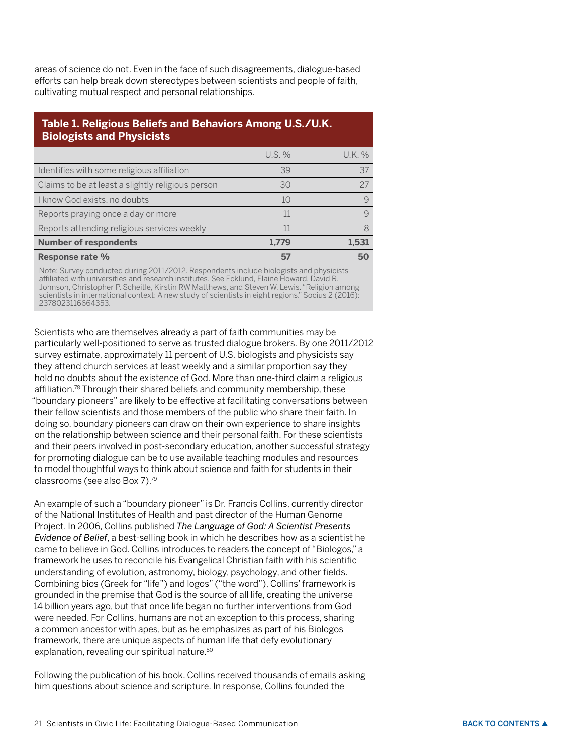areas of science do not. Even in the face of such disagreements, dialogue-based efforts can help break down stereotypes between scientists and people of faith, cultivating mutual respect and personal relationships.

**Table 1. Religious Beliefs and Behaviors Among U.S./U.K. Biologists and Physicists**

| | U.S. % | U.K. % |
|---|---|---|
| Identifies with some religious affiliation | 39 | 37 |
| Claims to be at least a slightly religious person | 30 | 27 |
| I know God exists, no doubts | 10 | 9 |
| Reports praying once a day or more | 11 | 9 |
| Reports attending religious services weekly | 11 | 8 |
| **Number of respondents** | **1,779** | **1,531** |
| **Response rate %** | **57** | **50** |

Note: Survey conducted during 2011/2012. Respondents include biologists and physicists affiliated with universities and research institutes. See Ecklund, Elaine Howard, David R. Johnson, Christopher P. Scheitle, Kirstin RW Matthews, and Steven W. Lewis. "Religion among scientists in international context: A new study of scientists in eight regions." Socius 2 (2016): 2378023116664353.

Scientists who are themselves already a part of faith communities may be particularly well-positioned to serve as trusted dialogue brokers. By one 2011/2012 survey estimate, approximately 11 percent of U.S. biologists and physicists say they attend church services at least weekly and a similar proportion say they hold no doubts about the existence of God. More than one-third claim a religious affiliation.[78] Through their shared beliefs and community membership, these "boundary pioneers" are likely to be effective at facilitating conversations between their fellow scientists and those members of the public who share their faith. In doing so, boundary pioneers can draw on their own experience to share insights on the relationship between science and their personal faith. For these scientists and their peers involved in post-secondary education, another successful strategy for promoting dialogue can be to use available teaching modules and resources to model thoughtful ways to think about science and faith for students in their classrooms (see also Box 7).[79]

An example of such a "boundary pioneer" is Dr. Francis Collins, currently director of the National Institutes of Health and past director of the Human Genome Project. In 2006, Collins published *The Language of God: A Scientist Presents Evidence of Belief*, a best-selling book in which he describes how as a scientist he came to believe in God. Collins introduces to readers the concept of "Biologos," a framework he uses to reconcile his Evangelical Christian faith with his scientific understanding of evolution, astronomy, biology, psychology, and other fields. Combining bios (Greek for "life") and logos" ("the word"), Collins' framework is grounded in the premise that God is the source of all life, creating the universe 14 billion years ago, but that once life began no further interventions from God were needed. For Collins, humans are not an exception to this process, sharing a common ancestor with apes, but as he emphasizes as part of his Biologos framework, there are unique aspects of human life that defy evolutionary explanation, revealing our spiritual nature.[80]

Following the publication of his book, Collins received thousands of emails asking him questions about science and scripture. In response, Collins founded the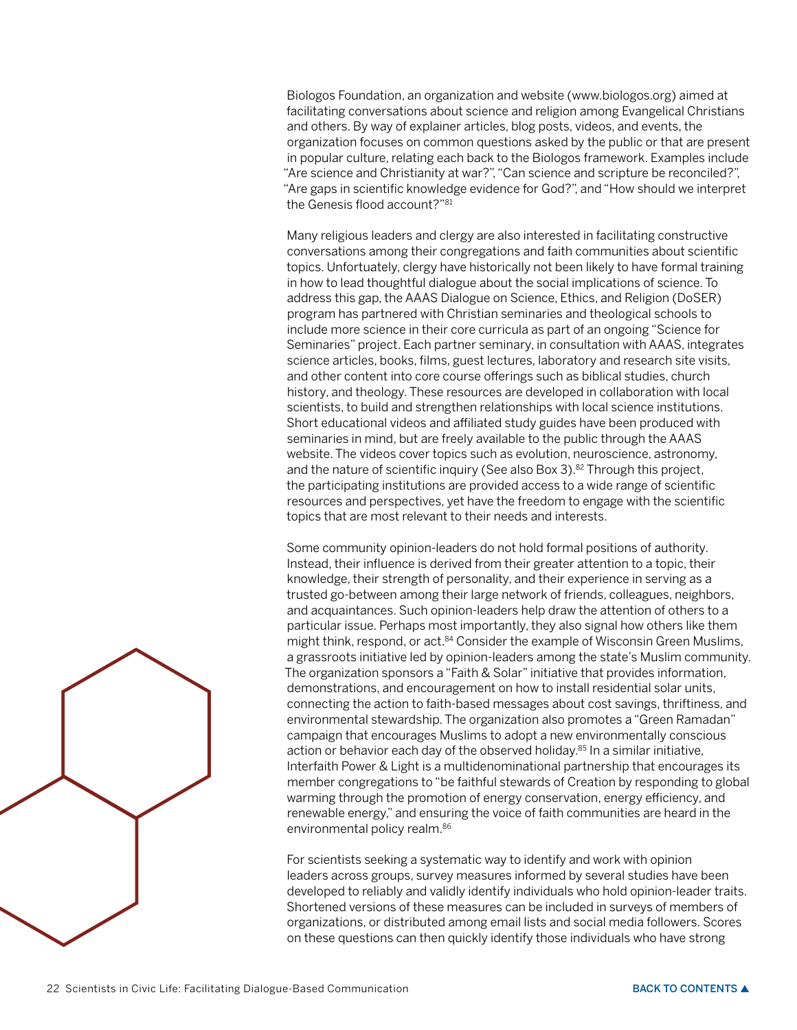Biologos Foundation, an organization and website (www.biologos.org) aimed at facilitating conversations about science and religion among Evangelical Christians and others. By way of explainer articles, blog posts, videos, and events, the organization focuses on common questions asked by the public or that are present in popular culture, relating each back to the Biologos framework. Examples include "Are science and Christianity at war?", "Can science and scripture be reconciled?", "Are gaps in scientific knowledge evidence for God?", and "How should we interpret the Genesis flood account?"[81]

Many religious leaders and clergy are also interested in facilitating constructive conversations among their congregations and faith communities about scientific topics. Unfortuately, clergy have historically not been likely to have formal training in how to lead thoughtful dialogue about the social implications of science. To address this gap, the AAAS Dialogue on Science, Ethics, and Religion (DoSER) program has partnered with Christian seminaries and theological schools to include more science in their core curricula as part of an ongoing "Science for Seminaries" project. Each partner seminary, in consultation with AAAS, integrates science articles, books, films, guest lectures, laboratory and research site visits, and other content into core course offerings such as biblical studies, church history, and theology. These resources are developed in collaboration with local scientists, to build and strengthen relationships with local science institutions. Short educational videos and affiliated study guides have been produced with seminaries in mind, but are freely available to the public through the AAAS website. The videos cover topics such as evolution, neuroscience, astronomy, and the nature of scientific inquiry (See also Box 3).[82] Through this project, the participating institutions are provided access to a wide range of scientific resources and perspectives, yet have the freedom to engage with the scientific topics that are most relevant to their needs and interests.

Some community opinion-leaders do not hold formal positions of authority. Instead, their influence is derived from their greater attention to a topic, their knowledge, their strength of personality, and their experience in serving as a trusted go-between among their large network of friends, colleagues, neighbors, and acquaintances. Such opinion-leaders help draw the attention of others to a particular issue. Perhaps most importantly, they also signal how others like them might think, respond, or act.[84] Consider the example of Wisconsin Green Muslims, a grassroots initiative led by opinion-leaders among the state's Muslim community. The organization sponsors a "Faith & Solar" initiative that provides information, demonstrations, and encouragement on how to install residential solar units, connecting the action to faith-based messages about cost savings, thriftiness, and environmental stewardship. The organization also promotes a "Green Ramadan" campaign that encourages Muslims to adopt a new environmentally conscious action or behavior each day of the observed holiday.[85] In a similar initiative, Interfaith Power & Light is a multidenominational partnership that encourages its member congregations to "be faithful stewards of Creation by responding to global warming through the promotion of energy conservation, energy efficiency, and renewable energy," and ensuring the voice of faith communities are heard in the environmental policy realm.[86]

For scientists seeking a systematic way to identify and work with opinion leaders across groups, survey measures informed by several studies have been developed to reliably and validly identify individuals who hold opinion-leader traits. Shortened versions of these measures can be included in surveys of members of organizations, or distributed among email lists and social media followers. Scores on these questions can then quickly identify those individuals who have strong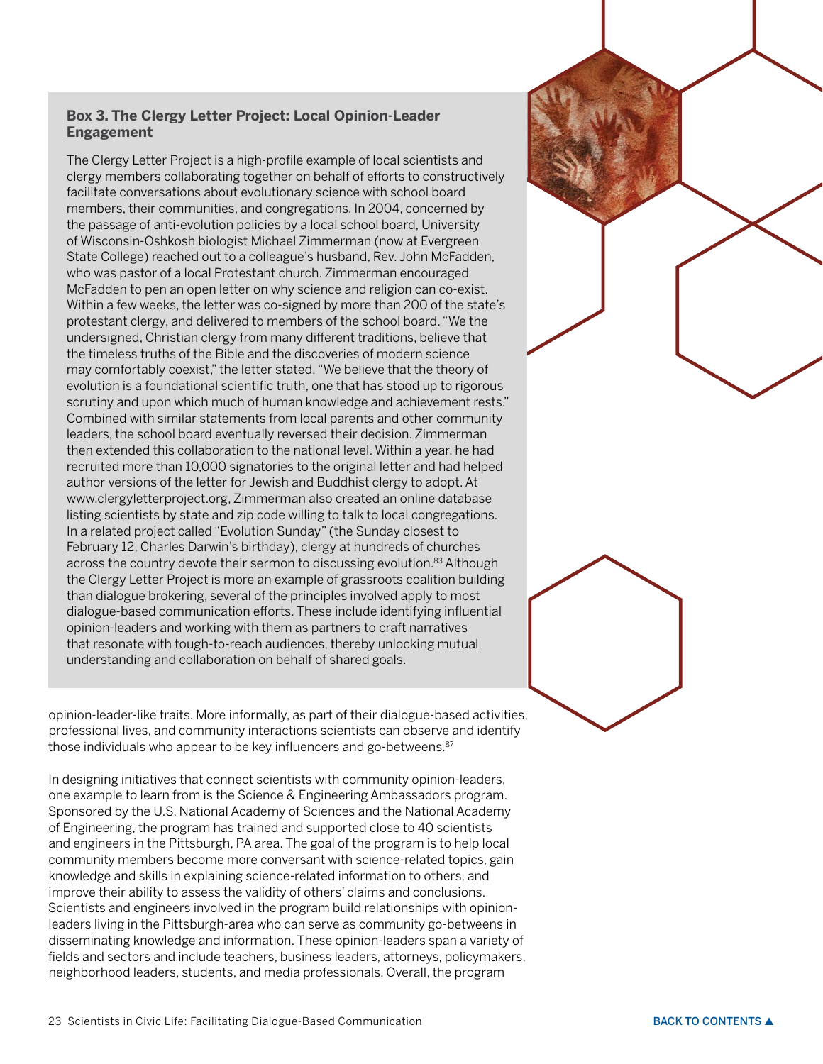### Box 3. The Clergy Letter Project: Local Opinion-Leader Engagement

The Clergy Letter Project is a high-profile example of local scientists and clergy members collaborating together on behalf of efforts to constructively facilitate conversations about evolutionary science with school board members, their communities, and congregations. In 2004, concerned by the passage of anti-evolution policies by a local school board, University of Wisconsin-Oshkosh biologist Michael Zimmerman (now at Evergreen State College) reached out to a colleague's husband, Rev. John McFadden, who was pastor of a local Protestant church. Zimmerman encouraged McFadden to pen an open letter on why science and religion can co-exist. Within a few weeks, the letter was co-signed by more than 200 of the state's protestant clergy, and delivered to members of the school board. "We the undersigned, Christian clergy from many different traditions, believe that the timeless truths of the Bible and the discoveries of modern science may comfortably coexist," the letter stated. "We believe that the theory of evolution is a foundational scientific truth, one that has stood up to rigorous scrutiny and upon which much of human knowledge and achievement rests." Combined with similar statements from local parents and other community leaders, the school board eventually reversed their decision. Zimmerman then extended this collaboration to the national level. Within a year, he had recruited more than 10,000 signatories to the original letter and had helped author versions of the letter for Jewish and Buddhist clergy to adopt. At www.clergyletterproject.org, Zimmerman also created an online database listing scientists by state and zip code willing to talk to local congregations. In a related project called "Evolution Sunday" (the Sunday closest to February 12, Charles Darwin's birthday), clergy at hundreds of churches across the country devote their sermon to discussing evolution.[83] Although the Clergy Letter Project is more an example of grassroots coalition building than dialogue brokering, several of the principles involved apply to most dialogue-based communication efforts. These include identifying influential opinion-leaders and working with them as partners to craft narratives that resonate with tough-to-reach audiences, thereby unlocking mutual understanding and collaboration on behalf of shared goals.

opinion-leader-like traits. More informally, as part of their dialogue-based activities, professional lives, and community interactions scientists can observe and identify those individuals who appear to be key influencers and go-betweens.[87]

In designing initiatives that connect scientists with community opinion-leaders, one example to learn from is the Science & Engineering Ambassadors program. Sponsored by the U.S. National Academy of Sciences and the National Academy of Engineering, the program has trained and supported close to 40 scientists and engineers in the Pittsburgh, PA area. The goal of the program is to help local community members become more conversant with science-related topics, gain knowledge and skills in explaining science-related information to others, and improve their ability to assess the validity of others' claims and conclusions. Scientists and engineers involved in the program build relationships with opinion-leaders living in the Pittsburgh-area who can serve as community go-betweens in disseminating knowledge and information. These opinion-leaders span a variety of fields and sectors and include teachers, business leaders, attorneys, policymakers, neighborhood leaders, students, and media professionals. Overall, the program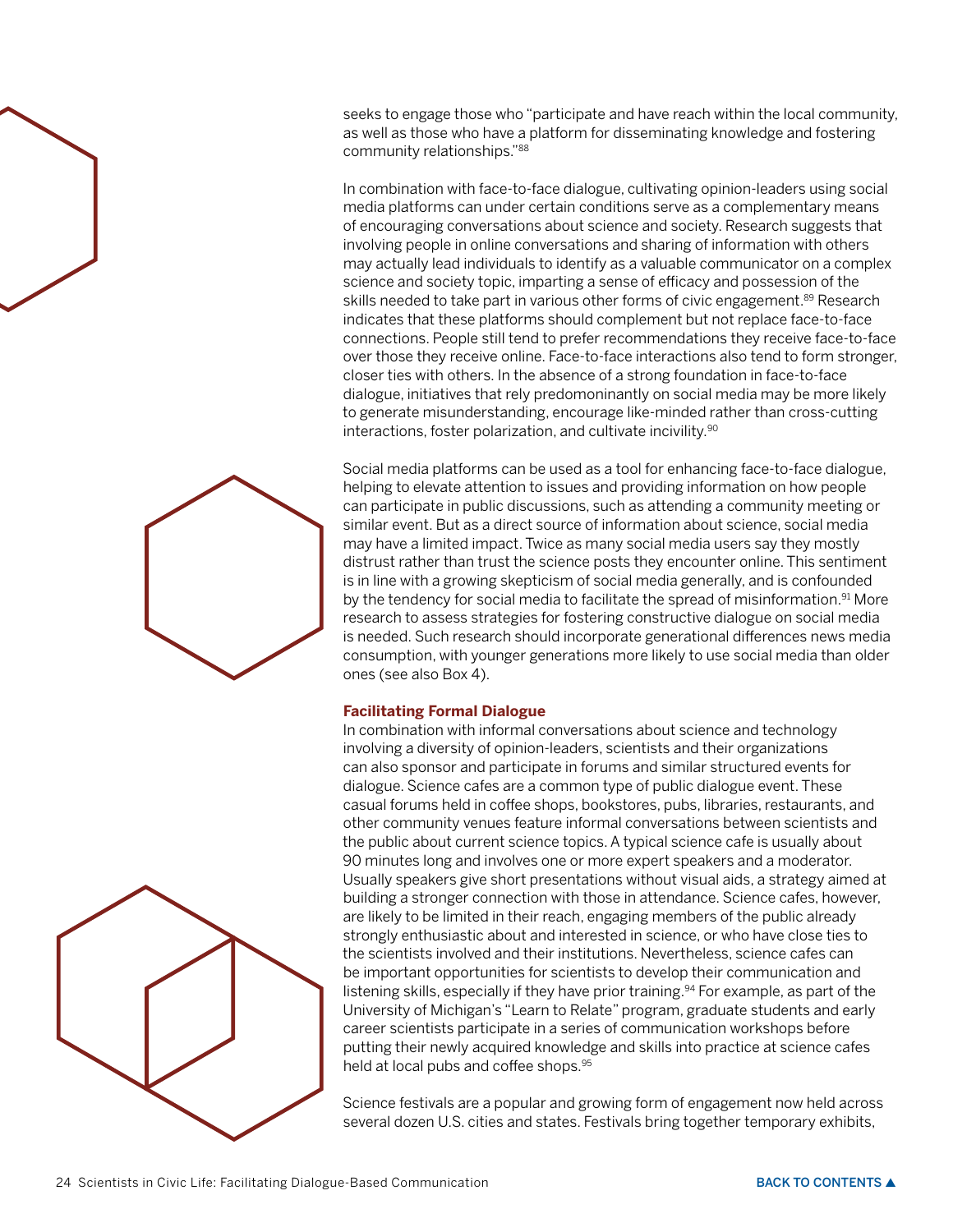seeks to engage those who "participate and have reach within the local community, as well as those who have a platform for disseminating knowledge and fostering community relationships."[88]

In combination with face-to-face dialogue, cultivating opinion-leaders using social media platforms can under certain conditions serve as a complementary means of encouraging conversations about science and society. Research suggests that involving people in online conversations and sharing of information with others may actually lead individuals to identify as a valuable communicator on a complex science and society topic, imparting a sense of efficacy and possession of the skills needed to take part in various other forms of civic engagement.[89] Research indicates that these platforms should complement but not replace face-to-face connections. People still tend to prefer recommendations they receive face-to-face over those they receive online. Face-to-face interactions also tend to form stronger, closer ties with others. In the absence of a strong foundation in face-to-face dialogue, initiatives that rely predomoninantly on social media may be more likely to generate misunderstanding, encourage like-minded rather than cross-cutting interactions, foster polarization, and cultivate incivility.[90]

Social media platforms can be used as a tool for enhancing face-to-face dialogue, helping to elevate attention to issues and providing information on how people can participate in public discussions, such as attending a community meeting or similar event. But as a direct source of information about science, social media may have a limited impact. Twice as many social media users say they mostly distrust rather than trust the science posts they encounter online. This sentiment is in line with a growing skepticism of social media generally, and is confounded by the tendency for social media to facilitate the spread of misinformation.[91] More research to assess strategies for fostering constructive dialogue on social media is needed. Such research should incorporate generational differences news media consumption, with younger generations more likely to use social media than older ones (see also Box 4).

**Facilitating Formal Dialogue**

In combination with informal conversations about science and technology involving a diversity of opinion-leaders, scientists and their organizations can also sponsor and participate in forums and similar structured events for dialogue. Science cafes are a common type of public dialogue event. These casual forums held in coffee shops, bookstores, pubs, libraries, restaurants, and other community venues feature informal conversations between scientists and the public about current science topics. A typical science cafe is usually about 90 minutes long and involves one or more expert speakers and a moderator. Usually speakers give short presentations without visual aids, a strategy aimed at building a stronger connection with those in attendance. Science cafes, however, are likely to be limited in their reach, engaging members of the public already strongly enthusiastic about and interested in science, or who have close ties to the scientists involved and their institutions. Nevertheless, science cafes can be important opportunities for scientists to develop their communication and listening skills, especially if they have prior training.[94] For example, as part of the University of Michigan's "Learn to Relate" program, graduate students and early career scientists participate in a series of communication workshops before putting their newly acquired knowledge and skills into practice at science cafes held at local pubs and coffee shops.[95]

Science festivals are a popular and growing form of engagement now held across several dozen U.S. cities and states. Festivals bring together temporary exhibits,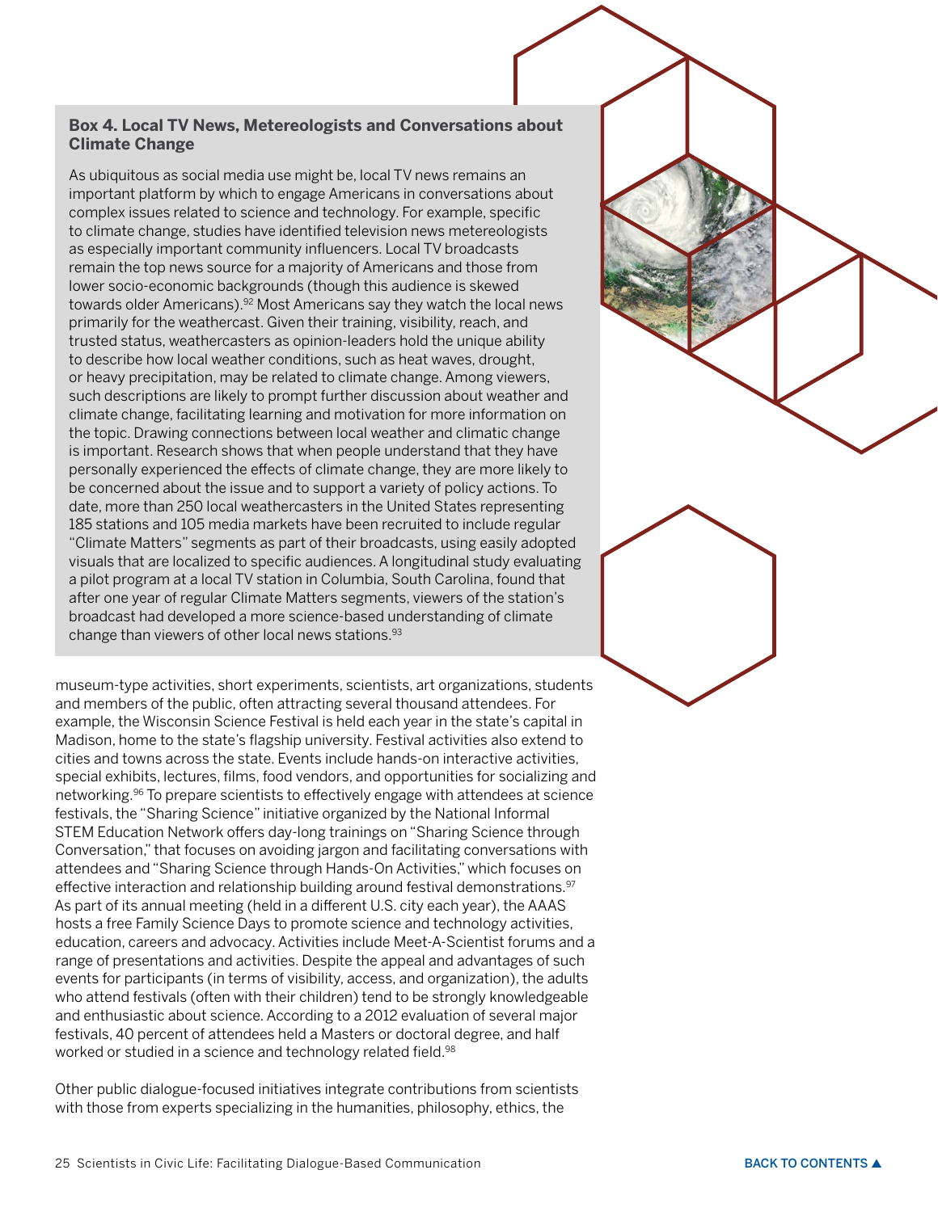**Box 4. Local TV News, Metereologists and Conversations about Climate Change**

As ubiquitous as social media use might be, local TV news remains an important platform by which to engage Americans in conversations about complex issues related to science and technology. For example, specific to climate change, studies have identified television news metereologists as especially important community influencers. Local TV broadcasts remain the top news source for a majority of Americans and those from lower socio-economic backgrounds (though this audience is skewed towards older Americans).[92] Most Americans say they watch the local news primarily for the weathercast. Given their training, visibility, reach, and trusted status, weathercasters as opinion-leaders hold the unique ability to describe how local weather conditions, such as heat waves, drought, or heavy precipitation, may be related to climate change. Among viewers, such descriptions are likely to prompt further discussion about weather and climate change, facilitating learning and motivation for more information on the topic. Drawing connections between local weather and climatic change is important. Research shows that when people understand that they have personally experienced the effects of climate change, they are more likely to be concerned about the issue and to support a variety of policy actions. To date, more than 250 local weathercasters in the United States representing 185 stations and 105 media markets have been recruited to include regular "Climate Matters" segments as part of their broadcasts, using easily adopted visuals that are localized to specific audiences. A longitudinal study evaluating a pilot program at a local TV station in Columbia, South Carolina, found that after one year of regular Climate Matters segments, viewers of the station's broadcast had developed a more science-based understanding of climate change than viewers of other local news stations.[93]

museum-type activities, short experiments, scientists, art organizations, students and members of the public, often attracting several thousand attendees. For example, the Wisconsin Science Festival is held each year in the state's capital in Madison, home to the state's flagship university. Festival activities also extend to cities and towns across the state. Events include hands-on interactive activities, special exhibits, lectures, films, food vendors, and opportunities for socializing and networking.[96] To prepare scientists to effectively engage with attendees at science festivals, the "Sharing Science" initiative organized by the National Informal STEM Education Network offers day-long trainings on "Sharing Science through Conversation," that focuses on avoiding jargon and facilitating conversations with attendees and "Sharing Science through Hands-On Activities," which focuses on effective interaction and relationship building around festival demonstrations.[97] As part of its annual meeting (held in a different U.S. city each year), the AAAS hosts a free Family Science Days to promote science and technology activities, education, careers and advocacy. Activities include Meet-A-Scientist forums and a range of presentations and activities. Despite the appeal and advantages of such events for participants (in terms of visibility, access, and organization), the adults who attend festivals (often with their children) tend to be strongly knowledgeable and enthusiastic about science. According to a 2012 evaluation of several major festivals, 40 percent of attendees held a Masters or doctoral degree, and half worked or studied in a science and technology related field.[98]

Other public dialogue-focused initiatives integrate contributions from scientists with those from experts specializing in the humanities, philosophy, ethics, the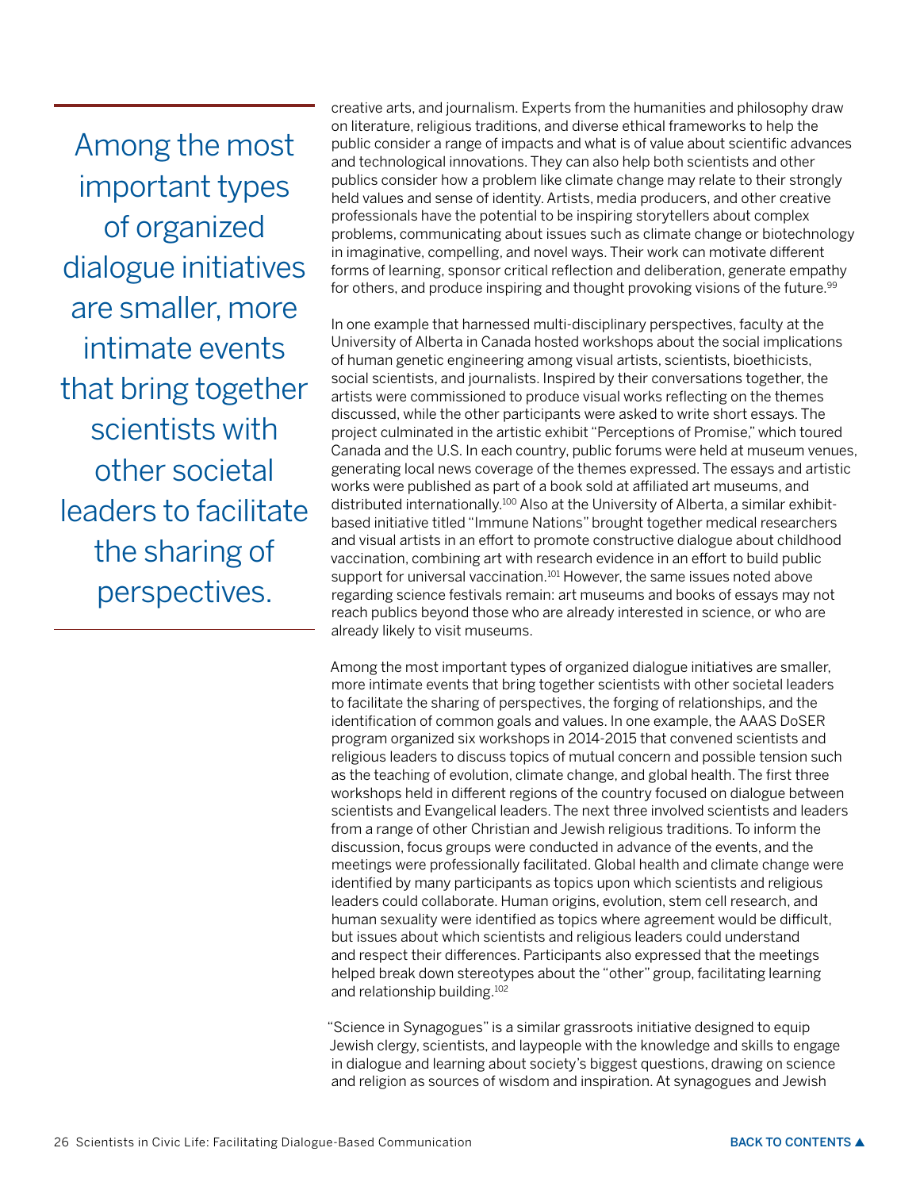> Among the most important types of organized dialogue initiatives are smaller, more intimate events that bring together scientists with other societal leaders to facilitate the sharing of perspectives.

creative arts, and journalism. Experts from the humanities and philosophy draw on literature, religious traditions, and diverse ethical frameworks to help the public consider a range of impacts and what is of value about scientific advances and technological innovations. They can also help both scientists and other publics consider how a problem like climate change may relate to their strongly held values and sense of identity. Artists, media producers, and other creative professionals have the potential to be inspiring storytellers about complex problems, communicating about issues such as climate change or biotechnology in imaginative, compelling, and novel ways. Their work can motivate different forms of learning, sponsor critical reflection and deliberation, generate empathy for others, and produce inspiring and thought provoking visions of the future.[99]

In one example that harnessed multi-disciplinary perspectives, faculty at the University of Alberta in Canada hosted workshops about the social implications of human genetic engineering among visual artists, scientists, bioethicists, social scientists, and journalists. Inspired by their conversations together, the artists were commissioned to produce visual works reflecting on the themes discussed, while the other participants were asked to write short essays. The project culminated in the artistic exhibit "Perceptions of Promise," which toured Canada and the U.S. In each country, public forums were held at museum venues, generating local news coverage of the themes expressed. The essays and artistic works were published as part of a book sold at affiliated art museums, and distributed internationally.[100] Also at the University of Alberta, a similar exhibit-based initiative titled "Immune Nations" brought together medical researchers and visual artists in an effort to promote constructive dialogue about childhood vaccination, combining art with research evidence in an effort to build public support for universal vaccination.[101] However, the same issues noted above regarding science festivals remain: art museums and books of essays may not reach publics beyond those who are already interested in science, or who are already likely to visit museums.

Among the most important types of organized dialogue initiatives are smaller, more intimate events that bring together scientists with other societal leaders to facilitate the sharing of perspectives, the forging of relationships, and the identification of common goals and values. In one example, the AAAS DoSER program organized six workshops in 2014-2015 that convened scientists and religious leaders to discuss topics of mutual concern and possible tension such as the teaching of evolution, climate change, and global health. The first three workshops held in different regions of the country focused on dialogue between scientists and Evangelical leaders. The next three involved scientists and leaders from a range of other Christian and Jewish religious traditions. To inform the discussion, focus groups were conducted in advance of the events, and the meetings were professionally facilitated. Global health and climate change were identified by many participants as topics upon which scientists and religious leaders could collaborate. Human origins, evolution, stem cell research, and human sexuality were identified as topics where agreement would be difficult, but issues about which scientists and religious leaders could understand and respect their differences. Participants also expressed that the meetings helped break down stereotypes about the "other" group, facilitating learning and relationship building.[102]

"Science in Synagogues" is a similar grassroots initiative designed to equip Jewish clergy, scientists, and laypeople with the knowledge and skills to engage in dialogue and learning about society's biggest questions, drawing on science and religion as sources of wisdom and inspiration. At synagogues and Jewish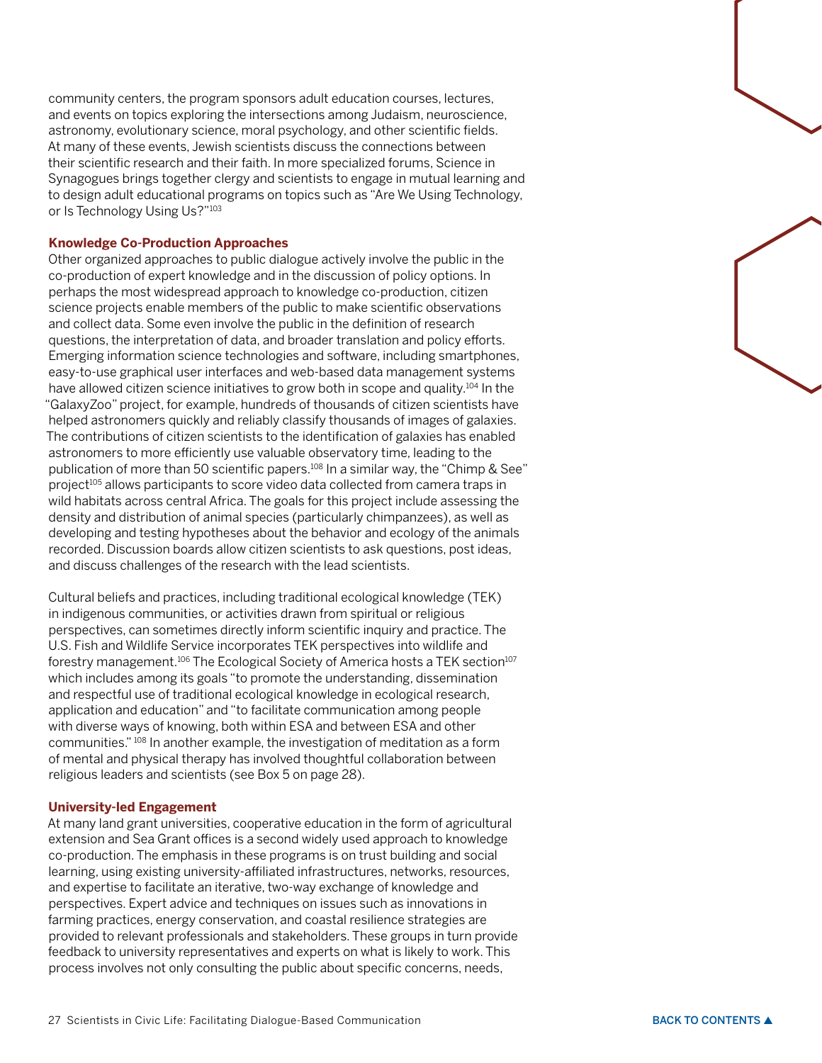community centers, the program sponsors adult education courses, lectures, and events on topics exploring the intersections among Judaism, neuroscience, astronomy, evolutionary science, moral psychology, and other scientific fields. At many of these events, Jewish scientists discuss the connections between their scientific research and their faith. In more specialized forums, Science in Synagogues brings together clergy and scientists to engage in mutual learning and to design adult educational programs on topics such as "Are We Using Technology, or Is Technology Using Us?"[103]

### Knowledge Co-Production Approaches

Other organized approaches to public dialogue actively involve the public in the co-production of expert knowledge and in the discussion of policy options. In perhaps the most widespread approach to knowledge co-production, citizen science projects enable members of the public to make scientific observations and collect data. Some even involve the public in the definition of research questions, the interpretation of data, and broader translation and policy efforts. Emerging information science technologies and software, including smartphones, easy-to-use graphical user interfaces and web-based data management systems have allowed citizen science initiatives to grow both in scope and quality.[104] In the "GalaxyZoo" project, for example, hundreds of thousands of citizen scientists have helped astronomers quickly and reliably classify thousands of images of galaxies. The contributions of citizen scientists to the identification of galaxies has enabled astronomers to more efficiently use valuable observatory time, leading to the publication of more than 50 scientific papers.[108] In a similar way, the "Chimp & See" project[105] allows participants to score video data collected from camera traps in wild habitats across central Africa. The goals for this project include assessing the density and distribution of animal species (particularly chimpanzees), as well as developing and testing hypotheses about the behavior and ecology of the animals recorded. Discussion boards allow citizen scientists to ask questions, post ideas, and discuss challenges of the research with the lead scientists.

Cultural beliefs and practices, including traditional ecological knowledge (TEK) in indigenous communities, or activities drawn from spiritual or religious perspectives, can sometimes directly inform scientific inquiry and practice. The U.S. Fish and Wildlife Service incorporates TEK perspectives into wildlife and forestry management.[106] The Ecological Society of America hosts a TEK section[107] which includes among its goals "to promote the understanding, dissemination and respectful use of traditional ecological knowledge in ecological research, application and education" and "to facilitate communication among people with diverse ways of knowing, both within ESA and between ESA and other communities." [108] In another example, the investigation of meditation as a form of mental and physical therapy has involved thoughtful collaboration between religious leaders and scientists (see Box 5 on page 28).

### University-led Engagement

At many land grant universities, cooperative education in the form of agricultural extension and Sea Grant offices is a second widely used approach to knowledge co-production. The emphasis in these programs is on trust building and social learning, using existing university-affiliated infrastructures, networks, resources, and expertise to facilitate an iterative, two-way exchange of knowledge and perspectives. Expert advice and techniques on issues such as innovations in farming practices, energy conservation, and coastal resilience strategies are provided to relevant professionals and stakeholders. These groups in turn provide feedback to university representatives and experts on what is likely to work. This process involves not only consulting the public about specific concerns, needs,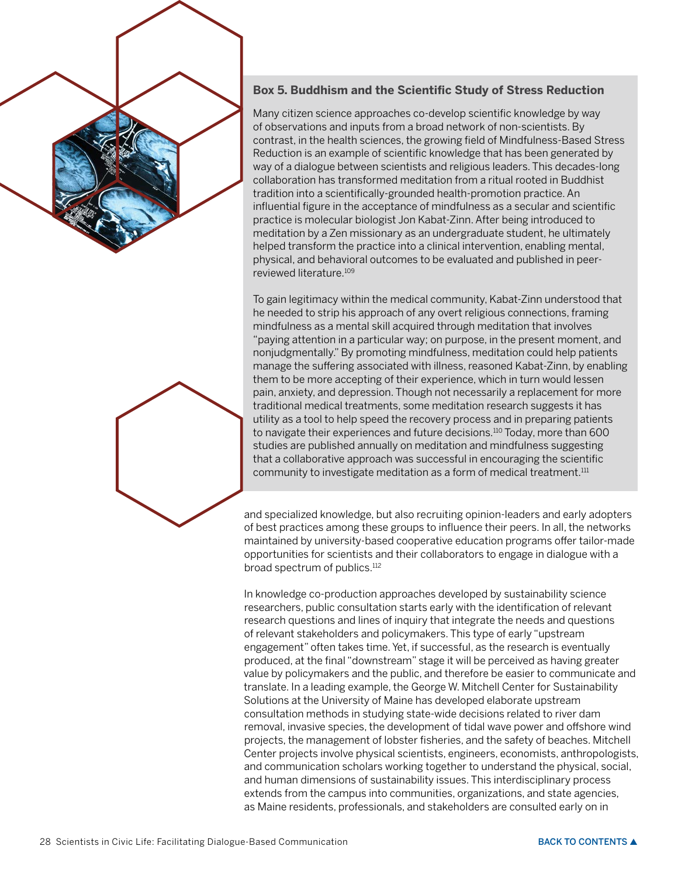### Box 5. Buddhism and the Scientific Study of Stress Reduction

Many citizen science approaches co-develop scientific knowledge by way of observations and inputs from a broad network of non-scientists. By contrast, in the health sciences, the growing field of Mindfulness-Based Stress Reduction is an example of scientific knowledge that has been generated by way of a dialogue between scientists and religious leaders. This decades-long collaboration has transformed meditation from a ritual rooted in Buddhist tradition into a scientifically-grounded health-promotion practice. An influential figure in the acceptance of mindfulness as a secular and scientific practice is molecular biologist Jon Kabat-Zinn. After being introduced to meditation by a Zen missionary as an undergraduate student, he ultimately helped transform the practice into a clinical intervention, enabling mental, physical, and behavioral outcomes to be evaluated and published in peer-reviewed literature.[109]

To gain legitimacy within the medical community, Kabat-Zinn understood that he needed to strip his approach of any overt religious connections, framing mindfulness as a mental skill acquired through meditation that involves "paying attention in a particular way; on purpose, in the present moment, and nonjudgmentally." By promoting mindfulness, meditation could help patients manage the suffering associated with illness, reasoned Kabat-Zinn, by enabling them to be more accepting of their experience, which in turn would lessen pain, anxiety, and depression. Though not necessarily a replacement for more traditional medical treatments, some meditation research suggests it has utility as a tool to help speed the recovery process and in preparing patients to navigate their experiences and future decisions.[110] Today, more than 600 studies are published annually on meditation and mindfulness suggesting that a collaborative approach was successful in encouraging the scientific community to investigate meditation as a form of medical treatment.[111]

and specialized knowledge, but also recruiting opinion-leaders and early adopters of best practices among these groups to influence their peers. In all, the networks maintained by university-based cooperative education programs offer tailor-made opportunities for scientists and their collaborators to engage in dialogue with a broad spectrum of publics.[112]

In knowledge co-production approaches developed by sustainability science researchers, public consultation starts early with the identification of relevant research questions and lines of inquiry that integrate the needs and questions of relevant stakeholders and policymakers. This type of early "upstream engagement" often takes time. Yet, if successful, as the research is eventually produced, at the final "downstream" stage it will be perceived as having greater value by policymakers and the public, and therefore be easier to communicate and translate. In a leading example, the George W. Mitchell Center for Sustainability Solutions at the University of Maine has developed elaborate upstream consultation methods in studying state-wide decisions related to river dam removal, invasive species, the development of tidal wave power and offshore wind projects, the management of lobster fisheries, and the safety of beaches. Mitchell Center projects involve physical scientists, engineers, economists, anthropologists, and communication scholars working together to understand the physical, social, and human dimensions of sustainability issues. This interdisciplinary process extends from the campus into communities, organizations, and state agencies, as Maine residents, professionals, and stakeholders are consulted early on in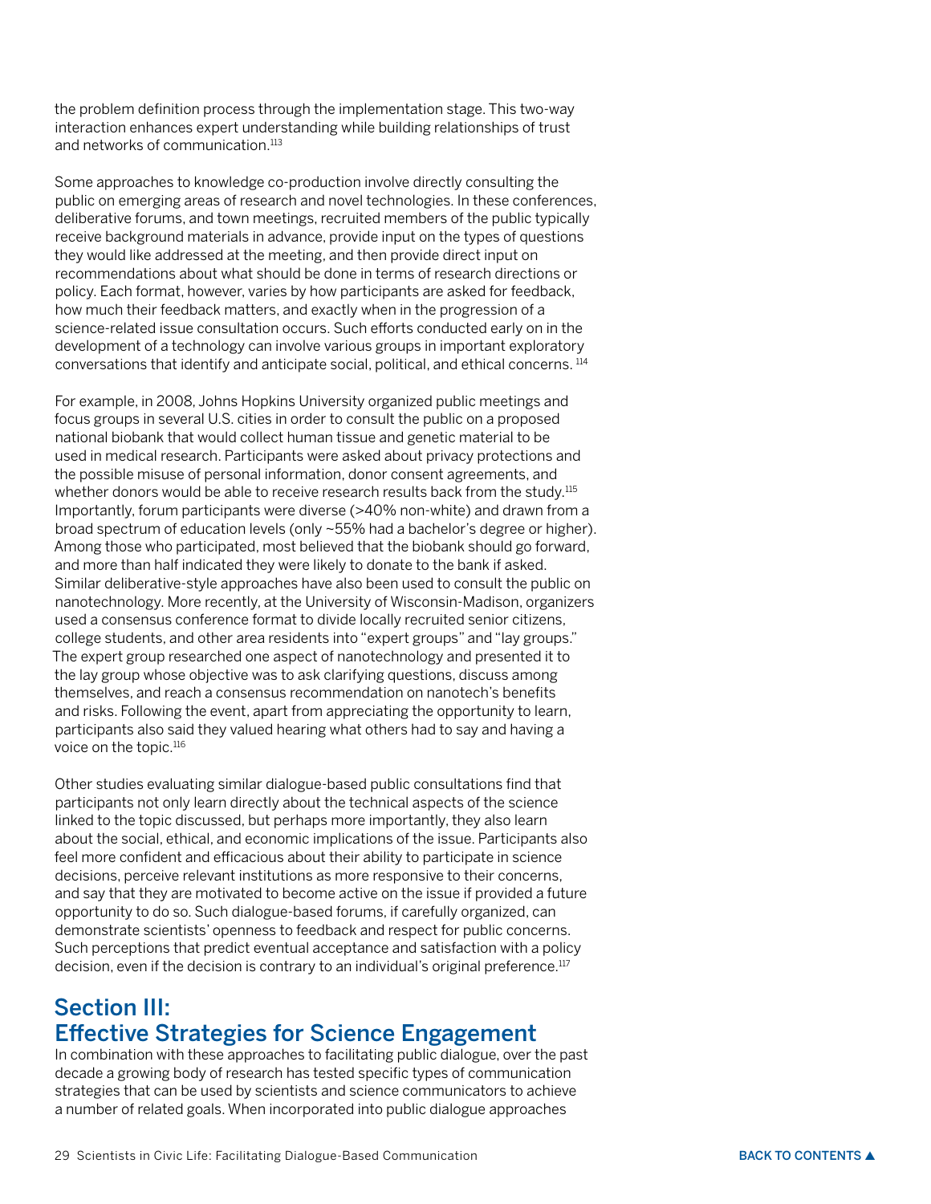the problem definition process through the implementation stage. This two-way interaction enhances expert understanding while building relationships of trust and networks of communication.[113]

Some approaches to knowledge co-production involve directly consulting the public on emerging areas of research and novel technologies. In these conferences, deliberative forums, and town meetings, recruited members of the public typically receive background materials in advance, provide input on the types of questions they would like addressed at the meeting, and then provide direct input on recommendations about what should be done in terms of research directions or policy. Each format, however, varies by how participants are asked for feedback, how much their feedback matters, and exactly when in the progression of a science-related issue consultation occurs. Such efforts conducted early on in the development of a technology can involve various groups in important exploratory conversations that identify and anticipate social, political, and ethical concerns.[114]

For example, in 2008, Johns Hopkins University organized public meetings and focus groups in several U.S. cities in order to consult the public on a proposed national biobank that would collect human tissue and genetic material to be used in medical research. Participants were asked about privacy protections and the possible misuse of personal information, donor consent agreements, and whether donors would be able to receive research results back from the study.[115] Importantly, forum participants were diverse (>40% non-white) and drawn from a broad spectrum of education levels (only ~55% had a bachelor's degree or higher). Among those who participated, most believed that the biobank should go forward, and more than half indicated they were likely to donate to the bank if asked. Similar deliberative-style approaches have also been used to consult the public on nanotechnology. More recently, at the University of Wisconsin-Madison, organizers used a consensus conference format to divide locally recruited senior citizens, college students, and other area residents into "expert groups" and "lay groups." The expert group researched one aspect of nanotechnology and presented it to the lay group whose objective was to ask clarifying questions, discuss among themselves, and reach a consensus recommendation on nanotech's benefits and risks. Following the event, apart from appreciating the opportunity to learn, participants also said they valued hearing what others had to say and having a voice on the topic.[116]

Other studies evaluating similar dialogue-based public consultations find that participants not only learn directly about the technical aspects of the science linked to the topic discussed, but perhaps more importantly, they also learn about the social, ethical, and economic implications of the issue. Participants also feel more confident and efficacious about their ability to participate in science decisions, perceive relevant institutions as more responsive to their concerns, and say that they are motivated to become active on the issue if provided a future opportunity to do so. Such dialogue-based forums, if carefully organized, can demonstrate scientists' openness to feedback and respect for public concerns. Such perceptions that predict eventual acceptance and satisfaction with a policy decision, even if the decision is contrary to an individual's original preference.[117]

## Section III: Effective Strategies for Science Engagement

In combination with these approaches to facilitating public dialogue, over the past decade a growing body of research has tested specific types of communication strategies that can be used by scientists and science communicators to achieve a number of related goals. When incorporated into public dialogue approaches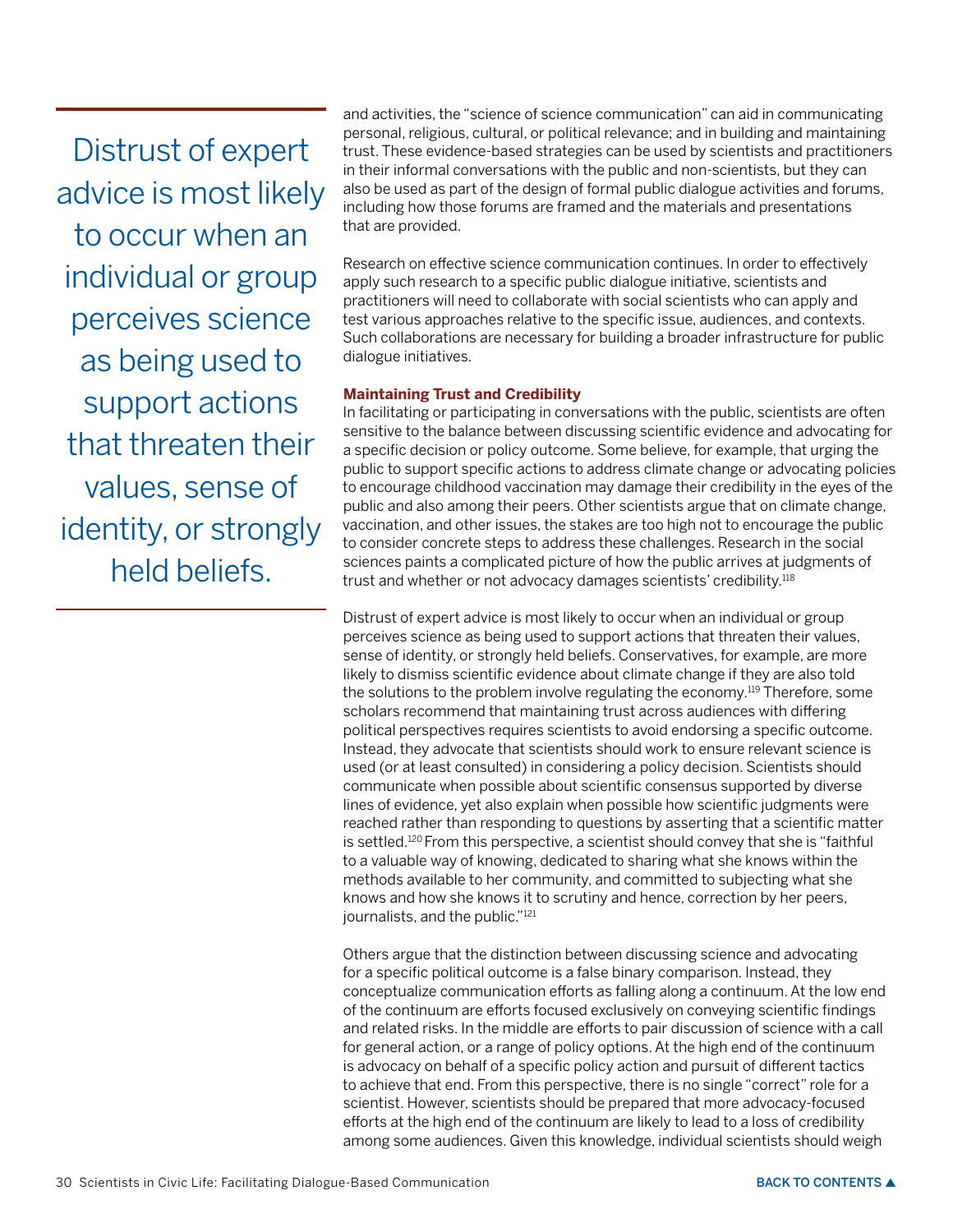> Distrust of expert advice is most likely to occur when an individual or group perceives science as being used to support actions that threaten their values, sense of identity, or strongly held beliefs.

and activities, the "science of science communication" can aid in communicating personal, religious, cultural, or political relevance; and in building and maintaining trust. These evidence-based strategies can be used by scientists and practitioners in their informal conversations with the public and non-scientists, but they can also be used as part of the design of formal public dialogue activities and forums, including how those forums are framed and the materials and presentations that are provided.

Research on effective science communication continues. In order to effectively apply such research to a specific public dialogue initiative, scientists and practitioners will need to collaborate with social scientists who can apply and test various approaches relative to the specific issue, audiences, and contexts. Such collaborations are necessary for building a broader infrastructure for public dialogue initiatives.

### Maintaining Trust and Credibility

In facilitating or participating in conversations with the public, scientists are often sensitive to the balance between discussing scientific evidence and advocating for a specific decision or policy outcome. Some believe, for example, that urging the public to support specific actions to address climate change or advocating policies to encourage childhood vaccination may damage their credibility in the eyes of the public and also among their peers. Other scientists argue that on climate change, vaccination, and other issues, the stakes are too high not to encourage the public to consider concrete steps to address these challenges. Research in the social sciences paints a complicated picture of how the public arrives at judgments of trust and whether or not advocacy damages scientists' credibility.[118]

Distrust of expert advice is most likely to occur when an individual or group perceives science as being used to support actions that threaten their values, sense of identity, or strongly held beliefs. Conservatives, for example, are more likely to dismiss scientific evidence about climate change if they are also told the solutions to the problem involve regulating the economy.[119] Therefore, some scholars recommend that maintaining trust across audiences with differing political perspectives requires scientists to avoid endorsing a specific outcome. Instead, they advocate that scientists should work to ensure relevant science is used (or at least consulted) in considering a policy decision. Scientists should communicate when possible about scientific consensus supported by diverse lines of evidence, yet also explain when possible how scientific judgments were reached rather than responding to questions by asserting that a scientific matter is settled.[120] From this perspective, a scientist should convey that she is "faithful to a valuable way of knowing, dedicated to sharing what she knows within the methods available to her community, and committed to subjecting what she knows and how she knows it to scrutiny and hence, correction by her peers, journalists, and the public."[121]

Others argue that the distinction between discussing science and advocating for a specific political outcome is a false binary comparison. Instead, they conceptualize communication efforts as falling along a continuum. At the low end of the continuum are efforts focused exclusively on conveying scientific findings and related risks. In the middle are efforts to pair discussion of science with a call for general action, or a range of policy options. At the high end of the continuum is advocacy on behalf of a specific policy action and pursuit of different tactics to achieve that end. From this perspective, there is no single "correct" role for a scientist. However, scientists should be prepared that more advocacy-focused efforts at the high end of the continuum are likely to lead to a loss of credibility among some audiences. Given this knowledge, individual scientists should weigh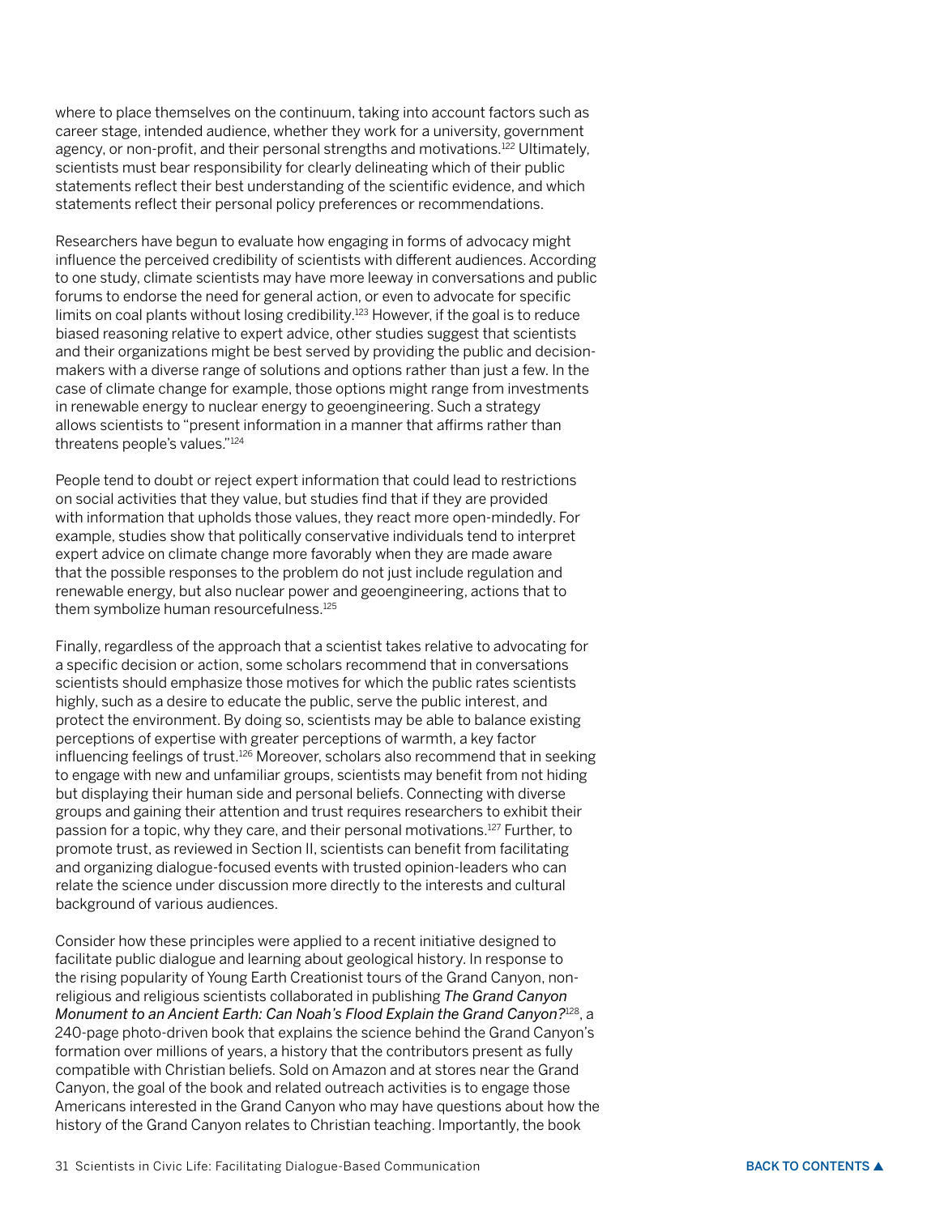where to place themselves on the continuum, taking into account factors such as career stage, intended audience, whether they work for a university, government agency, or non-profit, and their personal strengths and motivations.[122] Ultimately, scientists must bear responsibility for clearly delineating which of their public statements reflect their best understanding of the scientific evidence, and which statements reflect their personal policy preferences or recommendations.

Researchers have begun to evaluate how engaging in forms of advocacy might influence the perceived credibility of scientists with different audiences. According to one study, climate scientists may have more leeway in conversations and public forums to endorse the need for general action, or even to advocate for specific limits on coal plants without losing credibility.[123] However, if the goal is to reduce biased reasoning relative to expert advice, other studies suggest that scientists and their organizations might be best served by providing the public and decision-makers with a diverse range of solutions and options rather than just a few. In the case of climate change for example, those options might range from investments in renewable energy to nuclear energy to geoengineering. Such a strategy allows scientists to "present information in a manner that affirms rather than threatens people's values."[124]

People tend to doubt or reject expert information that could lead to restrictions on social activities that they value, but studies find that if they are provided with information that upholds those values, they react more open-mindedly. For example, studies show that politically conservative individuals tend to interpret expert advice on climate change more favorably when they are made aware that the possible responses to the problem do not just include regulation and renewable energy, but also nuclear power and geoengineering, actions that to them symbolize human resourcefulness.[125]

Finally, regardless of the approach that a scientist takes relative to advocating for a specific decision or action, some scholars recommend that in conversations scientists should emphasize those motives for which the public rates scientists highly, such as a desire to educate the public, serve the public interest, and protect the environment. By doing so, scientists may be able to balance existing perceptions of expertise with greater perceptions of warmth, a key factor influencing feelings of trust.[126] Moreover, scholars also recommend that in seeking to engage with new and unfamiliar groups, scientists may benefit from not hiding but displaying their human side and personal beliefs. Connecting with diverse groups and gaining their attention and trust requires researchers to exhibit their passion for a topic, why they care, and their personal motivations.[127] Further, to promote trust, as reviewed in Section II, scientists can benefit from facilitating and organizing dialogue-focused events with trusted opinion-leaders who can relate the science under discussion more directly to the interests and cultural background of various audiences.

Consider how these principles were applied to a recent initiative designed to facilitate public dialogue and learning about geological history. In response to the rising popularity of Young Earth Creationist tours of the Grand Canyon, non-religious and religious scientists collaborated in publishing *The Grand Canyon Monument to an Ancient Earth: Can Noah's Flood Explain the Grand Canyon?*[128], a 240-page photo-driven book that explains the science behind the Grand Canyon's formation over millions of years, a history that the contributors present as fully compatible with Christian beliefs. Sold on Amazon and at stores near the Grand Canyon, the goal of the book and related outreach activities is to engage those Americans interested in the Grand Canyon who may have questions about how the history of the Grand Canyon relates to Christian teaching. Importantly, the book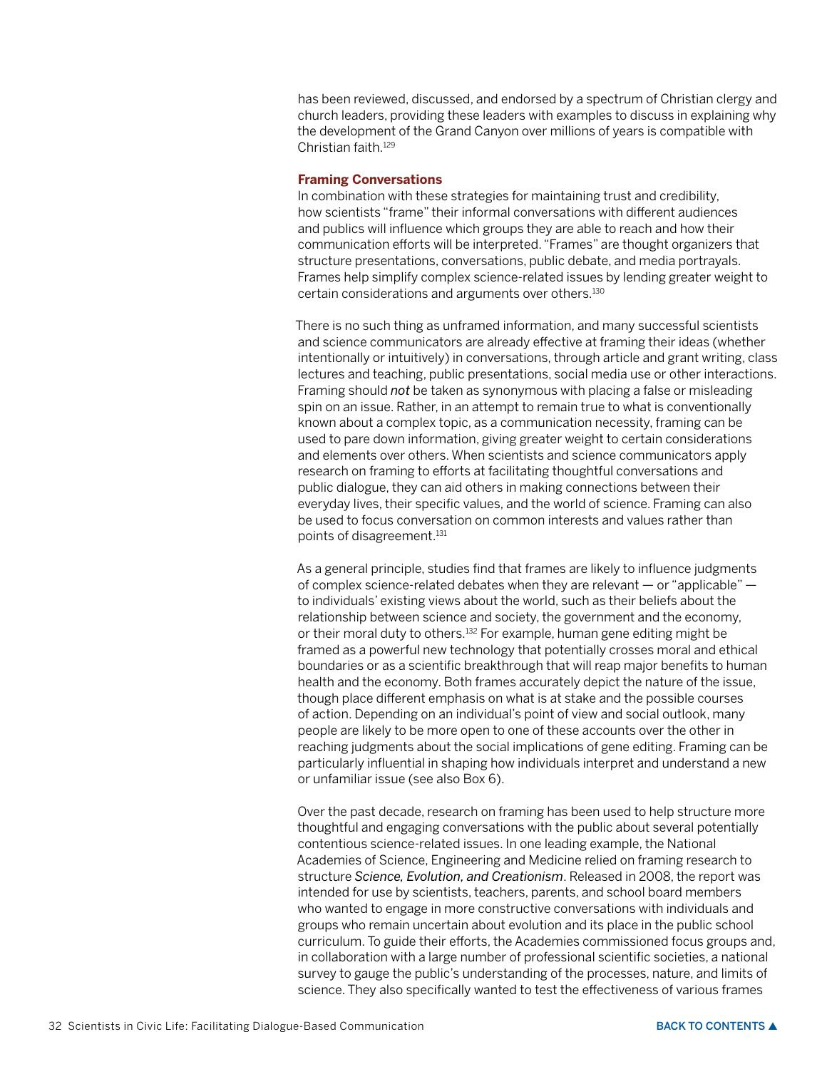has been reviewed, discussed, and endorsed by a spectrum of Christian clergy and church leaders, providing these leaders with examples to discuss in explaining why the development of the Grand Canyon over millions of years is compatible with Christian faith.[129]

### Framing Conversations

In combination with these strategies for maintaining trust and credibility, how scientists "frame" their informal conversations with different audiences and publics will influence which groups they are able to reach and how their communication efforts will be interpreted. "Frames" are thought organizers that structure presentations, conversations, public debate, and media portrayals. Frames help simplify complex science-related issues by lending greater weight to certain considerations and arguments over others.[130]

There is no such thing as unframed information, and many successful scientists and science communicators are already effective at framing their ideas (whether intentionally or intuitively) in conversations, through article and grant writing, class lectures and teaching, public presentations, social media use or other interactions. Framing should *not* be taken as synonymous with placing a false or misleading spin on an issue. Rather, in an attempt to remain true to what is conventionally known about a complex topic, as a communication necessity, framing can be used to pare down information, giving greater weight to certain considerations and elements over others. When scientists and science communicators apply research on framing to efforts at facilitating thoughtful conversations and public dialogue, they can aid others in making connections between their everyday lives, their specific values, and the world of science. Framing can also be used to focus conversation on common interests and values rather than points of disagreement.[131]

As a general principle, studies find that frames are likely to influence judgments of complex science-related debates when they are relevant — or "applicable" — to individuals' existing views about the world, such as their beliefs about the relationship between science and society, the government and the economy, or their moral duty to others.[132] For example, human gene editing might be framed as a powerful new technology that potentially crosses moral and ethical boundaries or as a scientific breakthrough that will reap major benefits to human health and the economy. Both frames accurately depict the nature of the issue, though place different emphasis on what is at stake and the possible courses of action. Depending on an individual's point of view and social outlook, many people are likely to be more open to one of these accounts over the other in reaching judgments about the social implications of gene editing. Framing can be particularly influential in shaping how individuals interpret and understand a new or unfamiliar issue (see also Box 6).

Over the past decade, research on framing has been used to help structure more thoughtful and engaging conversations with the public about several potentially contentious science-related issues. In one leading example, the National Academies of Science, Engineering and Medicine relied on framing research to structure *Science, Evolution, and Creationism*. Released in 2008, the report was intended for use by scientists, teachers, parents, and school board members who wanted to engage in more constructive conversations with individuals and groups who remain uncertain about evolution and its place in the public school curriculum. To guide their efforts, the Academies commissioned focus groups and, in collaboration with a large number of professional scientific societies, a national survey to gauge the public's understanding of the processes, nature, and limits of science. They also specifically wanted to test the effectiveness of various frames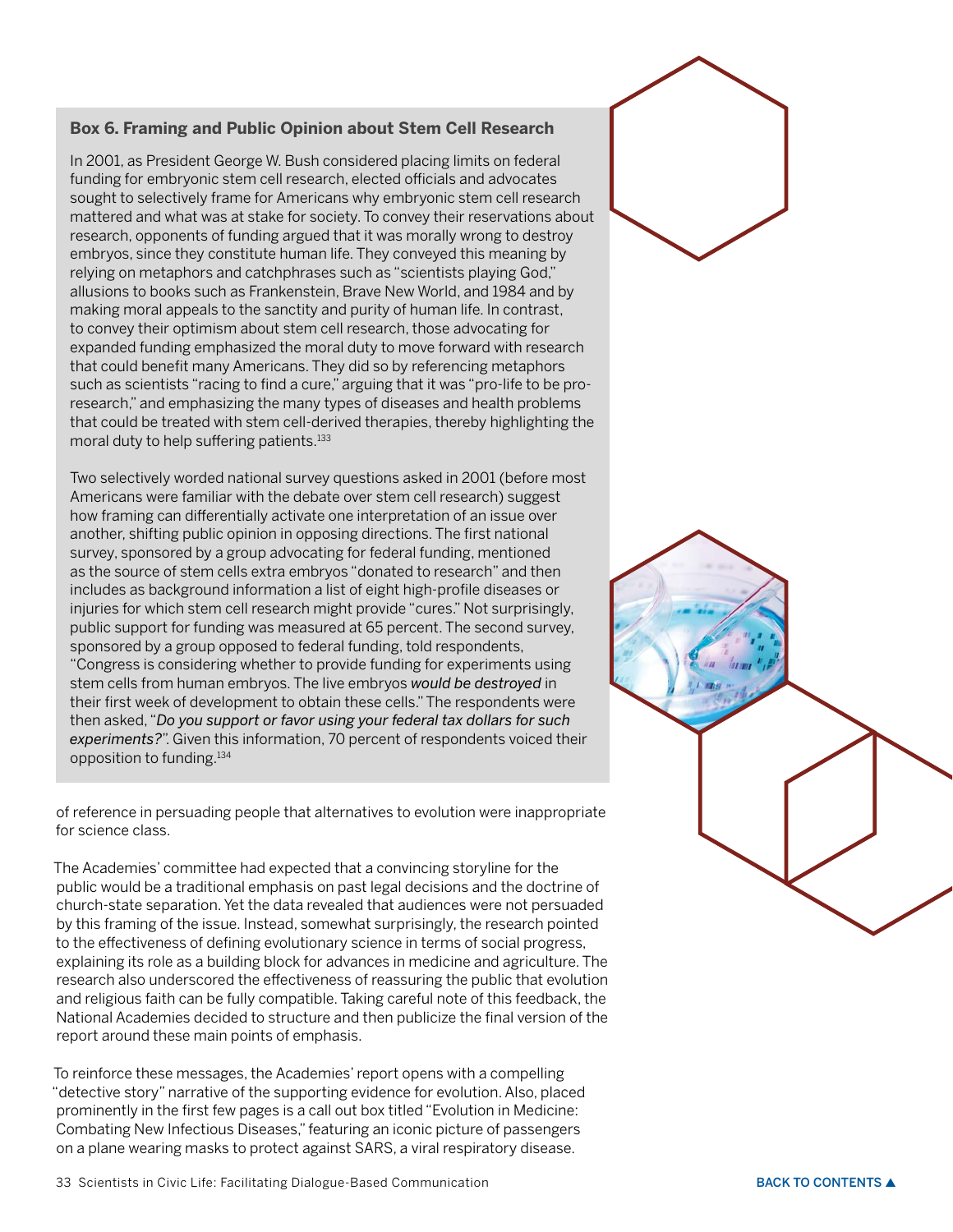### Box 6. Framing and Public Opinion about Stem Cell Research

In 2001, as President George W. Bush considered placing limits on federal funding for embryonic stem cell research, elected officials and advocates sought to selectively frame for Americans why embryonic stem cell research mattered and what was at stake for society. To convey their reservations about research, opponents of funding argued that it was morally wrong to destroy embryos, since they constitute human life. They conveyed this meaning by relying on metaphors and catchphrases such as "scientists playing God," allusions to books such as Frankenstein, Brave New World, and 1984 and by making moral appeals to the sanctity and purity of human life. In contrast, to convey their optimism about stem cell research, those advocating for expanded funding emphasized the moral duty to move forward with research that could benefit many Americans. They did so by referencing metaphors such as scientists "racing to find a cure," arguing that it was "pro-life to be pro-research," and emphasizing the many types of diseases and health problems that could be treated with stem cell-derived therapies, thereby highlighting the moral duty to help suffering patients.[133]

Two selectively worded national survey questions asked in 2001 (before most Americans were familiar with the debate over stem cell research) suggest how framing can differentially activate one interpretation of an issue over another, shifting public opinion in opposing directions. The first national survey, sponsored by a group advocating for federal funding, mentioned as the source of stem cells extra embryos "donated to research" and then includes as background information a list of eight high-profile diseases or injuries for which stem cell research might provide "cures." Not surprisingly, public support for funding was measured at 65 percent. The second survey, sponsored by a group opposed to federal funding, told respondents, "Congress is considering whether to provide funding for experiments using stem cells from human embryos. The live embryos *would be destroyed* in their first week of development to obtain these cells." The respondents were then asked, "*Do you support or favor using your federal tax dollars for such experiments?*". Given this information, 70 percent of respondents voiced their opposition to funding.[134]

of reference in persuading people that alternatives to evolution were inappropriate for science class.

The Academies' committee had expected that a convincing storyline for the public would be a traditional emphasis on past legal decisions and the doctrine of church-state separation. Yet the data revealed that audiences were not persuaded by this framing of the issue. Instead, somewhat surprisingly, the research pointed to the effectiveness of defining evolutionary science in terms of social progress, explaining its role as a building block for advances in medicine and agriculture. The research also underscored the effectiveness of reassuring the public that evolution and religious faith can be fully compatible. Taking careful note of this feedback, the National Academies decided to structure and then publicize the final version of the report around these main points of emphasis.

To reinforce these messages, the Academies' report opens with a compelling "detective story" narrative of the supporting evidence for evolution. Also, placed prominently in the first few pages is a call out box titled "Evolution in Medicine: Combating New Infectious Diseases," featuring an iconic picture of passengers on a plane wearing masks to protect against SARS, a viral respiratory disease.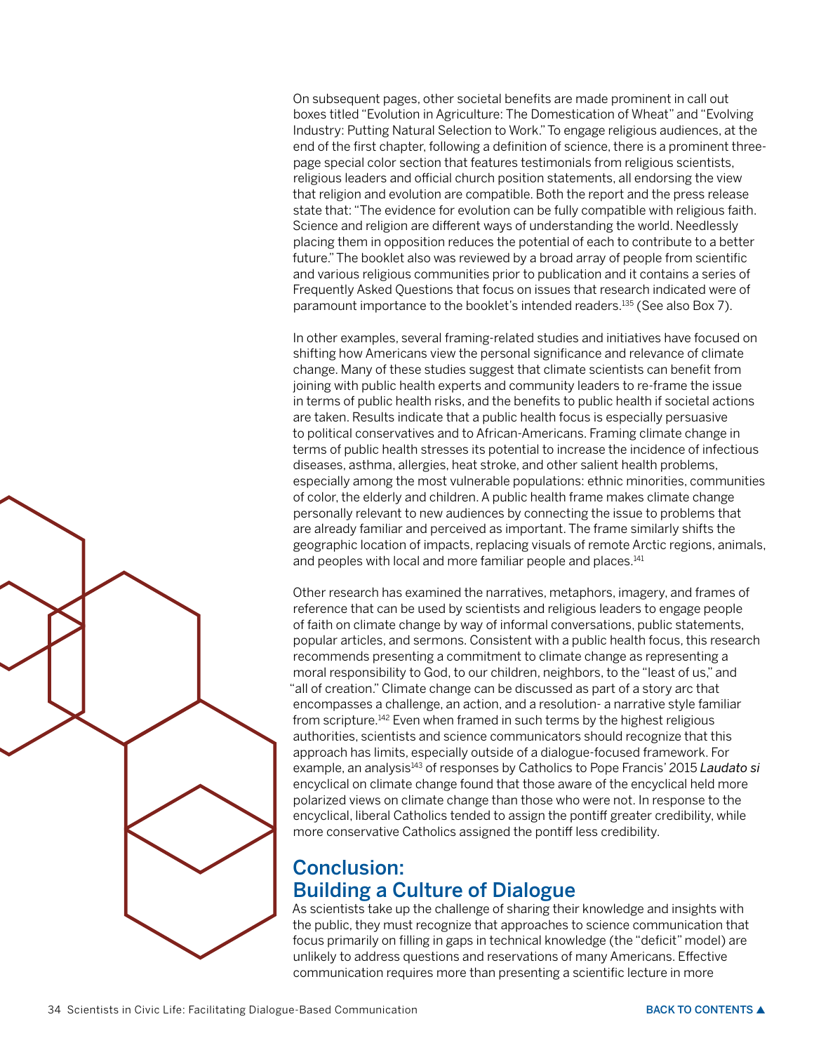On subsequent pages, other societal benefits are made prominent in call out boxes titled "Evolution in Agriculture: The Domestication of Wheat" and "Evolving Industry: Putting Natural Selection to Work." To engage religious audiences, at the end of the first chapter, following a definition of science, there is a prominent three-page special color section that features testimonials from religious scientists, religious leaders and official church position statements, all endorsing the view that religion and evolution are compatible. Both the report and the press release state that: "The evidence for evolution can be fully compatible with religious faith. Science and religion are different ways of understanding the world. Needlessly placing them in opposition reduces the potential of each to contribute to a better future." The booklet also was reviewed by a broad array of people from scientific and various religious communities prior to publication and it contains a series of Frequently Asked Questions that focus on issues that research indicated were of paramount importance to the booklet's intended readers.[135] (See also Box 7).

In other examples, several framing-related studies and initiatives have focused on shifting how Americans view the personal significance and relevance of climate change. Many of these studies suggest that climate scientists can benefit from joining with public health experts and community leaders to re-frame the issue in terms of public health risks, and the benefits to public health if societal actions are taken. Results indicate that a public health focus is especially persuasive to political conservatives and to African-Americans. Framing climate change in terms of public health stresses its potential to increase the incidence of infectious diseases, asthma, allergies, heat stroke, and other salient health problems, especially among the most vulnerable populations: ethnic minorities, communities of color, the elderly and children. A public health frame makes climate change personally relevant to new audiences by connecting the issue to problems that are already familiar and perceived as important. The frame similarly shifts the geographic location of impacts, replacing visuals of remote Arctic regions, animals, and peoples with local and more familiar people and places.[141]

Other research has examined the narratives, metaphors, imagery, and frames of reference that can be used by scientists and religious leaders to engage people of faith on climate change by way of informal conversations, public statements, popular articles, and sermons. Consistent with a public health focus, this research recommends presenting a commitment to climate change as representing a moral responsibility to God, to our children, neighbors, to the "least of us," and "all of creation." Climate change can be discussed as part of a story arc that encompasses a challenge, an action, and a resolution- a narrative style familiar from scripture.[142] Even when framed in such terms by the highest religious authorities, scientists and science communicators should recognize that this approach has limits, especially outside of a dialogue-focused framework. For example, an analysis[143] of responses by Catholics to Pope Francis' 2015 *Laudato si* encyclical on climate change found that those aware of the encyclical held more polarized views on climate change than those who were not. In response to the encyclical, liberal Catholics tended to assign the pontiff greater credibility, while more conservative Catholics assigned the pontiff less credibility.

## Conclusion: Building a Culture of Dialogue

As scientists take up the challenge of sharing their knowledge and insights with the public, they must recognize that approaches to science communication that focus primarily on filling in gaps in technical knowledge (the "deficit" model) are unlikely to address questions and reservations of many Americans. Effective communication requires more than presenting a scientific lecture in more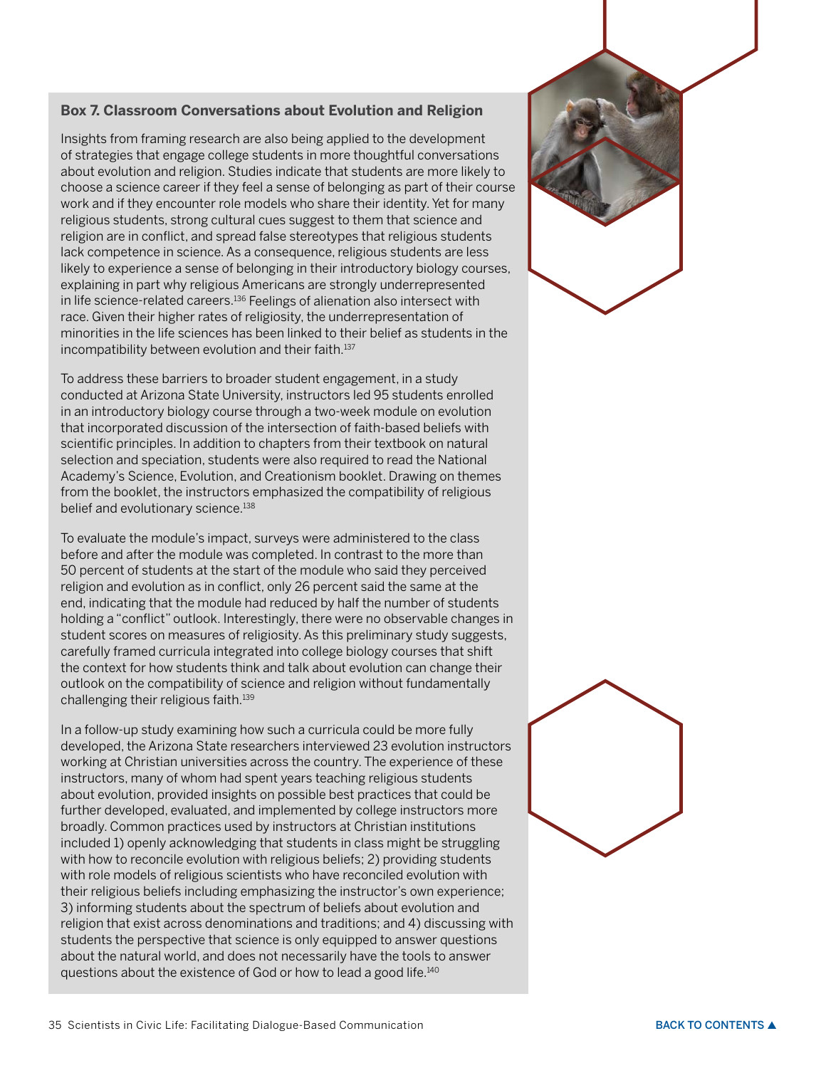### Box 7. Classroom Conversations about Evolution and Religion

Insights from framing research are also being applied to the development of strategies that engage college students in more thoughtful conversations about evolution and religion. Studies indicate that students are more likely to choose a science career if they feel a sense of belonging as part of their course work and if they encounter role models who share their identity. Yet for many religious students, strong cultural cues suggest to them that science and religion are in conflict, and spread false stereotypes that religious students lack competence in science. As a consequence, religious students are less likely to experience a sense of belonging in their introductory biology courses, explaining in part why religious Americans are strongly underrepresented in life science-related careers.[136] Feelings of alienation also intersect with race. Given their higher rates of religiosity, the underrepresentation of minorities in the life sciences has been linked to their belief as students in the incompatibility between evolution and their faith.[137]

To address these barriers to broader student engagement, in a study conducted at Arizona State University, instructors led 95 students enrolled in an introductory biology course through a two-week module on evolution that incorporated discussion of the intersection of faith-based beliefs with scientific principles. In addition to chapters from their textbook on natural selection and speciation, students were also required to read the National Academy's Science, Evolution, and Creationism booklet. Drawing on themes from the booklet, the instructors emphasized the compatibility of religious belief and evolutionary science.[138]

To evaluate the module's impact, surveys were administered to the class before and after the module was completed. In contrast to the more than 50 percent of students at the start of the module who said they perceived religion and evolution as in conflict, only 26 percent said the same at the end, indicating that the module had reduced by half the number of students holding a "conflict" outlook. Interestingly, there were no observable changes in student scores on measures of religiosity. As this preliminary study suggests, carefully framed curricula integrated into college biology courses that shift the context for how students think and talk about evolution can change their outlook on the compatibility of science and religion without fundamentally challenging their religious faith.[139]

In a follow-up study examining how such a curricula could be more fully developed, the Arizona State researchers interviewed 23 evolution instructors working at Christian universities across the country. The experience of these instructors, many of whom had spent years teaching religious students about evolution, provided insights on possible best practices that could be further developed, evaluated, and implemented by college instructors more broadly. Common practices used by instructors at Christian institutions included 1) openly acknowledging that students in class might be struggling with how to reconcile evolution with religious beliefs; 2) providing students with role models of religious scientists who have reconciled evolution with their religious beliefs including emphasizing the instructor's own experience; 3) informing students about the spectrum of beliefs about evolution and religion that exist across denominations and traditions; and 4) discussing with students the perspective that science is only equipped to answer questions about the natural world, and does not necessarily have the tools to answer questions about the existence of God or how to lead a good life.[140]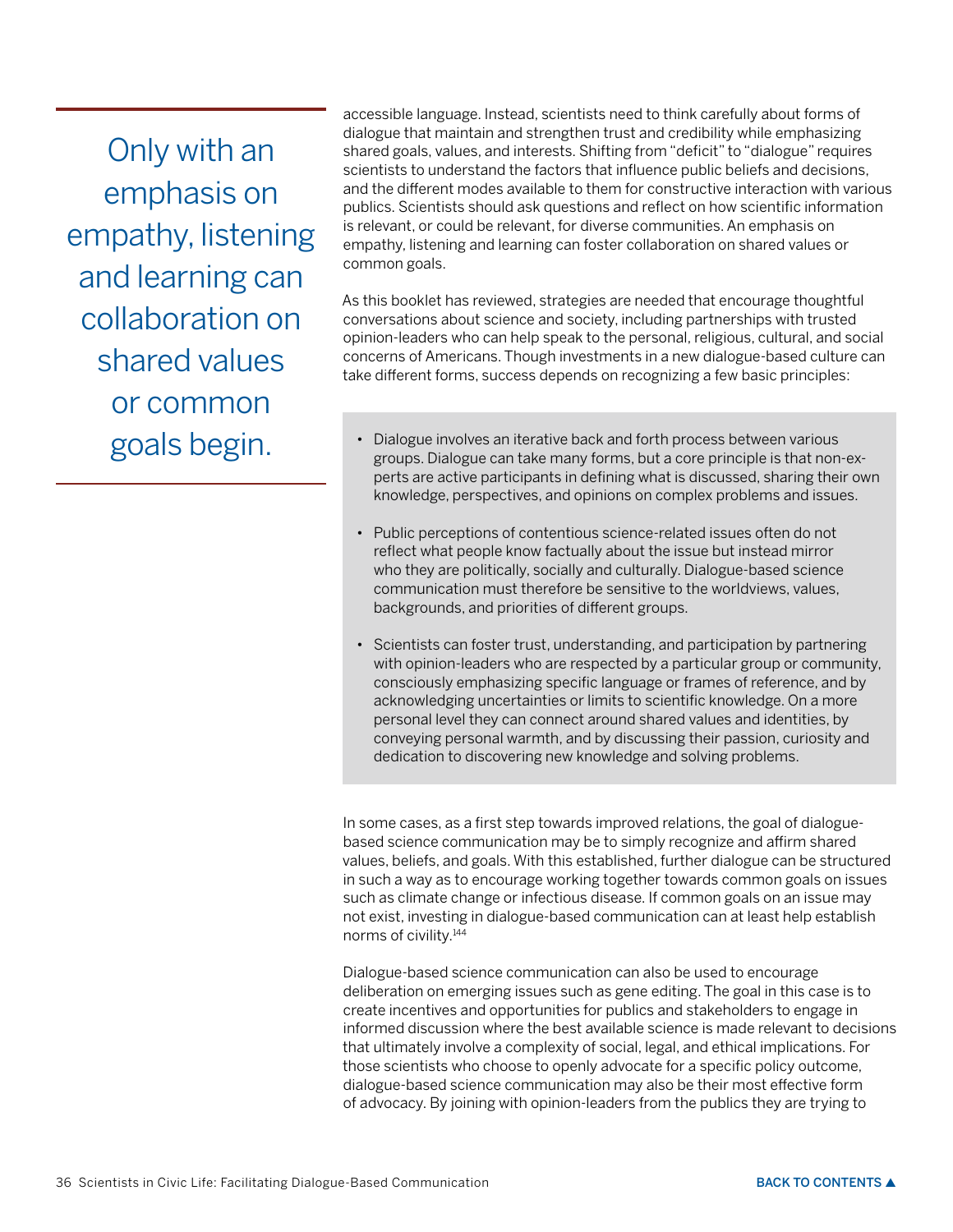> Only with an emphasis on empathy, listening and learning can collaboration on shared values or common goals begin.

accessible language. Instead, scientists need to think carefully about forms of dialogue that maintain and strengthen trust and credibility while emphasizing shared goals, values, and interests. Shifting from "deficit" to "dialogue" requires scientists to understand the factors that influence public beliefs and decisions, and the different modes available to them for constructive interaction with various publics. Scientists should ask questions and reflect on how scientific information is relevant, or could be relevant, for diverse communities. An emphasis on empathy, listening and learning can foster collaboration on shared values or common goals.

As this booklet has reviewed, strategies are needed that encourage thoughtful conversations about science and society, including partnerships with trusted opinion-leaders who can help speak to the personal, religious, cultural, and social concerns of Americans. Though investments in a new dialogue-based culture can take different forms, success depends on recognizing a few basic principles:

- Dialogue involves an iterative back and forth process between various groups. Dialogue can take many forms, but a core principle is that non-experts are active participants in defining what is discussed, sharing their own knowledge, perspectives, and opinions on complex problems and issues.
- Public perceptions of contentious science-related issues often do not reflect what people know factually about the issue but instead mirror who they are politically, socially and culturally. Dialogue-based science communication must therefore be sensitive to the worldviews, values, backgrounds, and priorities of different groups.
- Scientists can foster trust, understanding, and participation by partnering with opinion-leaders who are respected by a particular group or community, consciously emphasizing specific language or frames of reference, and by acknowledging uncertainties or limits to scientific knowledge. On a more personal level they can connect around shared values and identities, by conveying personal warmth, and by discussing their passion, curiosity and dedication to discovering new knowledge and solving problems.

In some cases, as a first step towards improved relations, the goal of dialogue-based science communication may be to simply recognize and affirm shared values, beliefs, and goals. With this established, further dialogue can be structured in such a way as to encourage working together towards common goals on issues such as climate change or infectious disease. If common goals on an issue may not exist, investing in dialogue-based communication can at least help establish norms of civility.[144]

Dialogue-based science communication can also be used to encourage deliberation on emerging issues such as gene editing. The goal in this case is to create incentives and opportunities for publics and stakeholders to engage in informed discussion where the best available science is made relevant to decisions that ultimately involve a complexity of social, legal, and ethical implications. For those scientists who choose to openly advocate for a specific policy outcome, dialogue-based science communication may also be their most effective form of advocacy. By joining with opinion-leaders from the publics they are trying to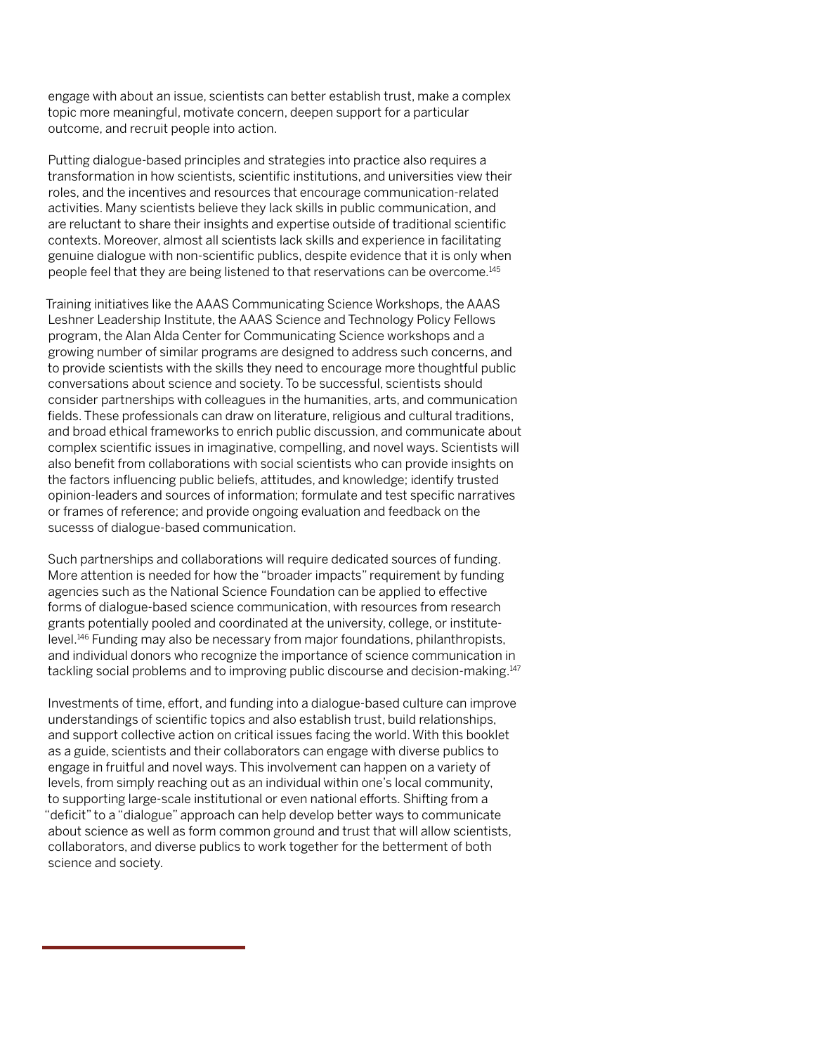engage with about an issue, scientists can better establish trust, make a complex topic more meaningful, motivate concern, deepen support for a particular outcome, and recruit people into action.

Putting dialogue-based principles and strategies into practice also requires a transformation in how scientists, scientific institutions, and universities view their roles, and the incentives and resources that encourage communication-related activities. Many scientists believe they lack skills in public communication, and are reluctant to share their insights and expertise outside of traditional scientific contexts. Moreover, almost all scientists lack skills and experience in facilitating genuine dialogue with non-scientific publics, despite evidence that it is only when people feel that they are being listened to that reservations can be overcome.[145]

Training initiatives like the AAAS Communicating Science Workshops, the AAAS Leshner Leadership Institute, the AAAS Science and Technology Policy Fellows program, the Alan Alda Center for Communicating Science workshops and a growing number of similar programs are designed to address such concerns, and to provide scientists with the skills they need to encourage more thoughtful public conversations about science and society. To be successful, scientists should consider partnerships with colleagues in the humanities, arts, and communication fields. These professionals can draw on literature, religious and cultural traditions, and broad ethical frameworks to enrich public discussion, and communicate about complex scientific issues in imaginative, compelling, and novel ways. Scientists will also benefit from collaborations with social scientists who can provide insights on the factors influencing public beliefs, attitudes, and knowledge; identify trusted opinion-leaders and sources of information; formulate and test specific narratives or frames of reference; and provide ongoing evaluation and feedback on the sucesss of dialogue-based communication.

Such partnerships and collaborations will require dedicated sources of funding. More attention is needed for how the "broader impacts" requirement by funding agencies such as the National Science Foundation can be applied to effective forms of dialogue-based science communication, with resources from research grants potentially pooled and coordinated at the university, college, or institute-level.[146] Funding may also be necessary from major foundations, philanthropists, and individual donors who recognize the importance of science communication in tackling social problems and to improving public discourse and decision-making.[147]

Investments of time, effort, and funding into a dialogue-based culture can improve understandings of scientific topics and also establish trust, build relationships, and support collective action on critical issues facing the world. With this booklet as a guide, scientists and their collaborators can engage with diverse publics to engage in fruitful and novel ways. This involvement can happen on a variety of levels, from simply reaching out as an individual within one's local community, to supporting large-scale institutional or even national efforts. Shifting from a "deficit" to a "dialogue" approach can help develop better ways to communicate about science as well as form common ground and trust that will allow scientists, collaborators, and diverse publics to work together for the betterment of both science and society.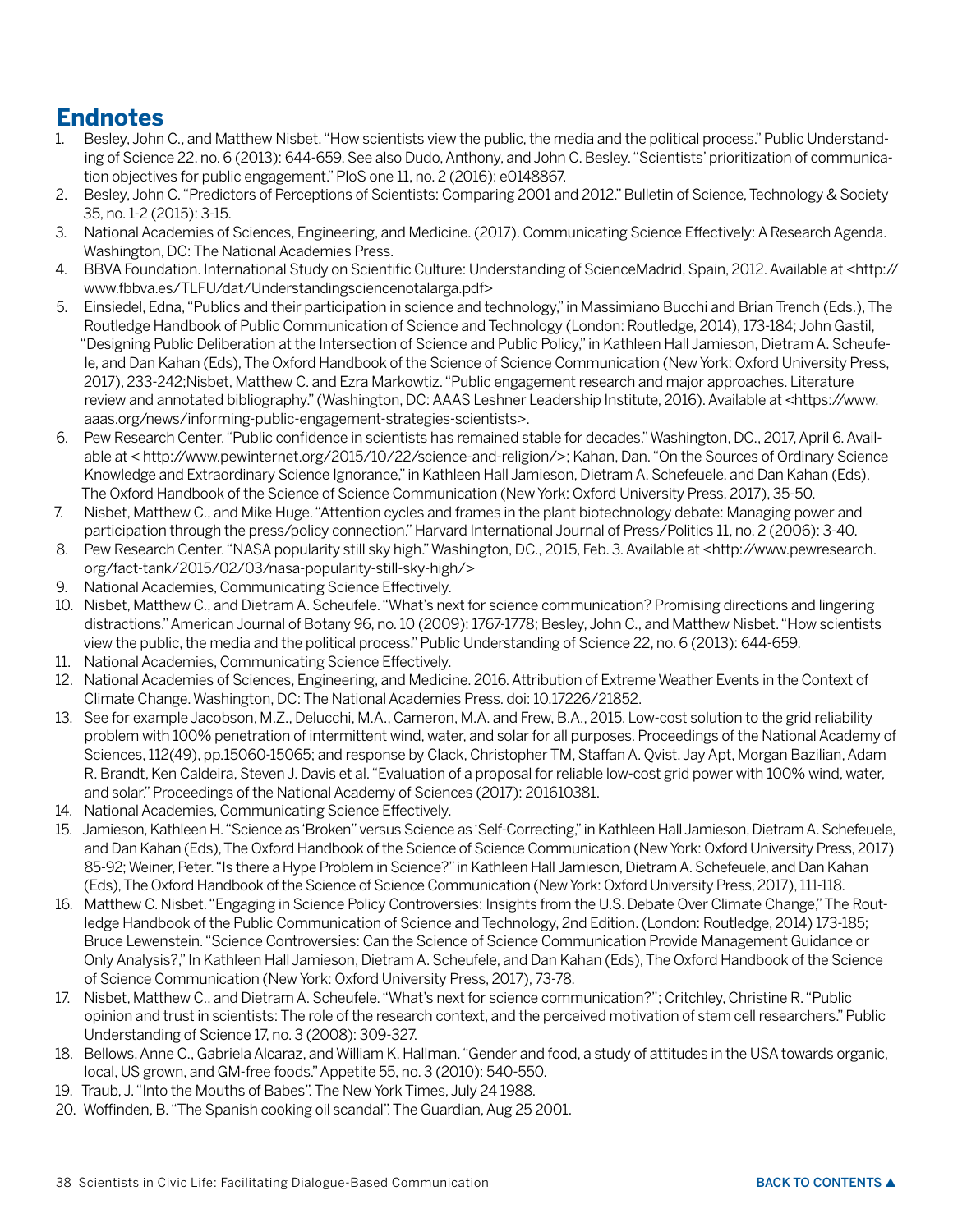## Endnotes

1. Besley, John C., and Matthew Nisbet. "How scientists view the public, the media and the political process." Public Understanding of Science 22, no. 6 (2013): 644-659. See also Dudo, Anthony, and John C. Besley. "Scientists' prioritization of communication objectives for public engagement." PloS one 11, no. 2 (2016): e0148867.
2. Besley, John C. "Predictors of Perceptions of Scientists: Comparing 2001 and 2012." Bulletin of Science, Technology & Society 35, no. 1-2 (2015): 3-15.
3. National Academies of Sciences, Engineering, and Medicine. (2017). Communicating Science Effectively: A Research Agenda. Washington, DC: The National Academies Press.
4. BBVA Foundation. International Study on Scientific Culture: Understanding of ScienceMadrid, Spain, 2012. Available at <http://www.fbbva.es/TLFU/dat/Understandingsciencenotalarga.pdf>
5. Einsiedel, Edna, "Publics and their participation in science and technology," in Massimiano Bucchi and Brian Trench (Eds.), The Routledge Handbook of Public Communication of Science and Technology (London: Routledge, 2014), 173-184; John Gastil, "Designing Public Deliberation at the Intersection of Science and Public Policy," in Kathleen Hall Jamieson, Dietram A. Scheufele, and Dan Kahan (Eds), The Oxford Handbook of the Science of Science Communication (New York: Oxford University Press, 2017), 233-242;Nisbet, Matthew C. and Ezra Markowtiz. "Public engagement research and major approaches. Literature review and annotated bibliography." (Washington, DC: AAAS Leshner Leadership Institute, 2016). Available at <https://www.aaas.org/news/informing-public-engagement-strategies-scientists>.
6. Pew Research Center. "Public confidence in scientists has remained stable for decades." Washington, DC., 2017, April 6. Available at < http://www.pewinternet.org/2015/10/22/science-and-religion/>; Kahan, Dan. "On the Sources of Ordinary Science Knowledge and Extraordinary Science Ignorance," in Kathleen Hall Jamieson, Dietram A. Schefeuele, and Dan Kahan (Eds), The Oxford Handbook of the Science of Science Communication (New York: Oxford University Press, 2017), 35-50.
7. Nisbet, Matthew C., and Mike Huge. "Attention cycles and frames in the plant biotechnology debate: Managing power and participation through the press/policy connection." Harvard International Journal of Press/Politics 11, no. 2 (2006): 3-40.
8. Pew Research Center. "NASA popularity still sky high." Washington, DC., 2015, Feb. 3. Available at <http://www.pewresearch.org/fact-tank/2015/02/03/nasa-popularity-still-sky-high/>
9. National Academies, Communicating Science Effectively.
10. Nisbet, Matthew C., and Dietram A. Scheufele. "What's next for science communication? Promising directions and lingering distractions." American Journal of Botany 96, no. 10 (2009): 1767-1778; Besley, John C., and Matthew Nisbet. "How scientists view the public, the media and the political process." Public Understanding of Science 22, no. 6 (2013): 644-659.
11. National Academies, Communicating Science Effectively.
12. National Academies of Sciences, Engineering, and Medicine. 2016. Attribution of Extreme Weather Events in the Context of Climate Change. Washington, DC: The National Academies Press. doi: 10.17226/21852.
13. See for example Jacobson, M.Z., Delucchi, M.A., Cameron, M.A. and Frew, B.A., 2015. Low-cost solution to the grid reliability problem with 100% penetration of intermittent wind, water, and solar for all purposes. Proceedings of the National Academy of Sciences, 112(49), pp.15060-15065; and response by Clack, Christopher TM, Staffan A. Qvist, Jay Apt, Morgan Bazilian, Adam R. Brandt, Ken Caldeira, Steven J. Davis et al. "Evaluation of a proposal for reliable low-cost grid power with 100% wind, water, and solar." Proceedings of the National Academy of Sciences (2017): 201610381.
14. National Academies, Communicating Science Effectively.
15. Jamieson, Kathleen H. "Science as 'Broken" versus Science as 'Self-Correcting," in Kathleen Hall Jamieson, Dietram A. Schefeuele, and Dan Kahan (Eds), The Oxford Handbook of the Science of Science Communication (New York: Oxford University Press, 2017) 85-92; Weiner, Peter. "Is there a Hype Problem in Science?" in Kathleen Hall Jamieson, Dietram A. Schefeuele, and Dan Kahan (Eds), The Oxford Handbook of the Science of Science Communication (New York: Oxford University Press, 2017), 111-118.
16. Matthew C. Nisbet. "Engaging in Science Policy Controversies: Insights from the U.S. Debate Over Climate Change," The Routledge Handbook of the Public Communication of Science and Technology, 2nd Edition. (London: Routledge, 2014) 173-185; Bruce Lewenstein. "Science Controversies: Can the Science of Science Communication Provide Management Guidance or Only Analysis?," In Kathleen Hall Jamieson, Dietram A. Scheufele, and Dan Kahan (Eds), The Oxford Handbook of the Science of Science Communication (New York: Oxford University Press, 2017), 73-78.
17. Nisbet, Matthew C., and Dietram A. Scheufele. "What's next for science communication?"; Critchley, Christine R. "Public opinion and trust in scientists: The role of the research context, and the perceived motivation of stem cell researchers." Public Understanding of Science 17, no. 3 (2008): 309-327.
18. Bellows, Anne C., Gabriela Alcaraz, and William K. Hallman. "Gender and food, a study of attitudes in the USA towards organic, local, US grown, and GM-free foods." Appetite 55, no. 3 (2010): 540-550.
19. Traub, J. "Into the Mouths of Babes". The New York Times, July 24 1988.
20. Woffinden, B. "The Spanish cooking oil scandal". The Guardian, Aug 25 2001.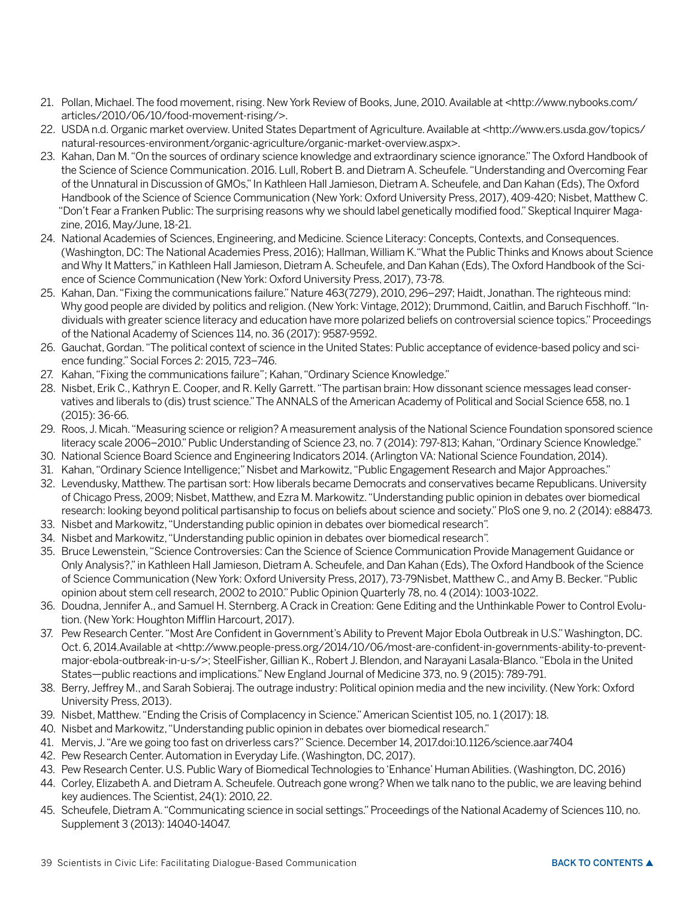21. Pollan, Michael. The food movement, rising. New York Review of Books, June, 2010. Available at <http://www.nybooks.com/articles/2010/06/10/food-movement-rising/>.
22. USDA n.d. Organic market overview. United States Department of Agriculture. Available at <http://www.ers.usda.gov/topics/natural-resources-environment/organic-agriculture/organic-market-overview.aspx>.
23. Kahan, Dan M. "On the sources of ordinary science knowledge and extraordinary science ignorance." The Oxford Handbook of the Science of Science Communication. 2016. Lull, Robert B. and Dietram A. Scheufele. "Understanding and Overcoming Fear of the Unnatural in Discussion of GMOs," In Kathleen Hall Jamieson, Dietram A. Scheufele, and Dan Kahan (Eds), The Oxford Handbook of the Science of Science Communication (New York: Oxford University Press, 2017), 409-420; Nisbet, Matthew C. "Don't Fear a Franken Public: The surprising reasons why we should label genetically modified food." Skeptical Inquirer Magazine, 2016, May/June, 18-21.
24. National Academies of Sciences, Engineering, and Medicine. Science Literacy: Concepts, Contexts, and Consequences. (Washington, DC: The National Academies Press, 2016); Hallman, William K. "What the Public Thinks and Knows about Science and Why It Matters," in Kathleen Hall Jamieson, Dietram A. Scheufele, and Dan Kahan (Eds), The Oxford Handbook of the Science of Science Communication (New York: Oxford University Press, 2017), 73-78.
25. Kahan, Dan. "Fixing the communications failure." Nature 463(7279), 2010, 296–297; Haidt, Jonathan. The righteous mind: Why good people are divided by politics and religion. (New York: Vintage, 2012); Drummond, Caitlin, and Baruch Fischhoff. "Individuals with greater science literacy and education have more polarized beliefs on controversial science topics." Proceedings of the National Academy of Sciences 114, no. 36 (2017): 9587-9592.
26. Gauchat, Gordan. "The political context of science in the United States: Public acceptance of evidence-based policy and science funding." Social Forces 2: 2015, 723–746.
27. Kahan, "Fixing the communications failure"; Kahan, "Ordinary Science Knowledge."
28. Nisbet, Erik C., Kathryn E. Cooper, and R. Kelly Garrett. "The partisan brain: How dissonant science messages lead conservatives and liberals to (dis) trust science." The ANNALS of the American Academy of Political and Social Science 658, no. 1 (2015): 36-66.
29. Roos, J. Micah. "Measuring science or religion? A measurement analysis of the National Science Foundation sponsored science literacy scale 2006–2010." Public Understanding of Science 23, no. 7 (2014): 797-813; Kahan, "Ordinary Science Knowledge."
30. National Science Board Science and Engineering Indicators 2014. (Arlington VA: National Science Foundation, 2014).
31. Kahan, "Ordinary Science Intelligence;" Nisbet and Markowitz, "Public Engagement Research and Major Approaches."
32. Levendusky, Matthew. The partisan sort: How liberals became Democrats and conservatives became Republicans. University of Chicago Press, 2009; Nisbet, Matthew, and Ezra M. Markowitz. "Understanding public opinion in debates over biomedical research: looking beyond political partisanship to focus on beliefs about science and society." PloS one 9, no. 2 (2014): e88473.
33. Nisbet and Markowitz, "Understanding public opinion in debates over biomedical research".
34. Nisbet and Markowitz, "Understanding public opinion in debates over biomedical research".
35. Bruce Lewenstein, "Science Controversies: Can the Science of Science Communication Provide Management Guidance or Only Analysis?," in Kathleen Hall Jamieson, Dietram A. Scheufele, and Dan Kahan (Eds), The Oxford Handbook of the Science of Science Communication (New York: Oxford University Press, 2017), 73-79Nisbet, Matthew C., and Amy B. Becker. "Public opinion about stem cell research, 2002 to 2010." Public Opinion Quarterly 78, no. 4 (2014): 1003-1022.
36. Doudna, Jennifer A., and Samuel H. Sternberg. A Crack in Creation: Gene Editing and the Unthinkable Power to Control Evolution. (New York: Houghton Mifflin Harcourt, 2017).
37. Pew Research Center. "Most Are Confident in Government's Ability to Prevent Major Ebola Outbreak in U.S." Washington, DC. Oct. 6, 2014.Available at <http://www.people-press.org/2014/10/06/most-are-confident-in-governments-ability-to-prevent-major-ebola-outbreak-in-u-s/>; SteelFisher, Gillian K., Robert J. Blendon, and Narayani Lasala-Blanco. "Ebola in the United States—public reactions and implications." New England Journal of Medicine 373, no. 9 (2015): 789-791.
38. Berry, Jeffrey M., and Sarah Sobieraj. The outrage industry: Political opinion media and the new incivility. (New York: Oxford University Press, 2013).
39. Nisbet, Matthew. "Ending the Crisis of Complacency in Science." American Scientist 105, no. 1 (2017): 18.
40. Nisbet and Markowitz, "Understanding public opinion in debates over biomedical research."
41. Mervis, J. "Are we going too fast on driverless cars?" Science. December 14, 2017.doi:10.1126/science.aar7404
42. Pew Research Center. Automation in Everyday Life. (Washington, DC, 2017).
43. Pew Research Center. U.S. Public Wary of Biomedical Technologies to 'Enhance' Human Abilities. (Washington, DC, 2016)
44. Corley, Elizabeth A. and Dietram A. Scheufele. Outreach gone wrong? When we talk nano to the public, we are leaving behind key audiences. The Scientist, 24(1): 2010, 22.
45. Scheufele, Dietram A. "Communicating science in social settings." Proceedings of the National Academy of Sciences 110, no. Supplement 3 (2013): 14040-14047.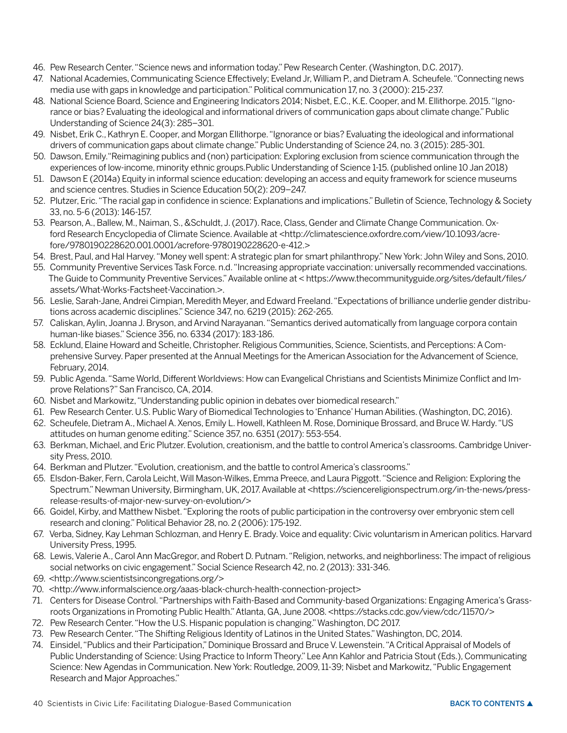46. Pew Research Center. "Science news and information today." Pew Research Center. (Washington, D.C. 2017).
47. National Academies, Communicating Science Effectively; Eveland Jr, William P., and Dietram A. Scheufele. "Connecting news media use with gaps in knowledge and participation." Political communication 17, no. 3 (2000): 215-237.
48. National Science Board, Science and Engineering Indicators 2014; Nisbet, E.C., K.E. Cooper, and M. Ellithorpe. 2015. "Ignorance or bias? Evaluating the ideological and informational drivers of communication gaps about climate change." Public Understanding of Science 24(3): 285–301.
49. Nisbet, Erik C., Kathryn E. Cooper, and Morgan Ellithorpe. "Ignorance or bias? Evaluating the ideological and informational drivers of communication gaps about climate change." Public Understanding of Science 24, no. 3 (2015): 285-301.
50. Dawson, Emily."Reimagining publics and (non) participation: Exploring exclusion from science communication through the experiences of low-income, minority ethnic groups.Public Understanding of Science 1-15. (published online 10 Jan 2018)
51. Dawson E (2014a) Equity in informal science education: developing an access and equity framework for science museums and science centres. Studies in Science Education 50(2): 209–247.
52. Plutzer, Eric. "The racial gap in confidence in science: Explanations and implications." Bulletin of Science, Technology & Society 33, no. 5-6 (2013): 146-157.
53. Pearson, A., Ballew, M., Naiman, S., &Schuldt, J. (2017). Race, Class, Gender and Climate Change Communication. Oxford Research Encyclopedia of Climate Science. Available at <http://climatescience.oxfordre.com/view/10.1093/acrefore/9780190228620.001.0001/acrefore-9780190228620-e-412.>
54. Brest, Paul, and Hal Harvey. "Money well spent: A strategic plan for smart philanthropy." New York: John Wiley and Sons, 2010.
55. Community Preventive Services Task Force. n.d. "Increasing appropriate vaccination: universally recommended vaccinations. The Guide to Community Preventive Services." Available online at < https://www.thecommunityguide.org/sites/default/files/assets/What-Works-Factsheet-Vaccination.>.
56. Leslie, Sarah-Jane, Andrei Cimpian, Meredith Meyer, and Edward Freeland. "Expectations of brilliance underlie gender distributions across academic disciplines." Science 347, no. 6219 (2015): 262-265.
57. Caliskan, Aylin, Joanna J. Bryson, and Arvind Narayanan. "Semantics derived automatically from language corpora contain human-like biases." Science 356, no. 6334 (2017): 183-186.
58. Ecklund, Elaine Howard and Scheitle, Christopher. Religious Communities, Science, Scientists, and Perceptions: A Comprehensive Survey. Paper presented at the Annual Meetings for the American Association for the Advancement of Science, February, 2014.
59. Public Agenda. "Same World, Different Worldviews: How can Evangelical Christians and Scientists Minimize Conflict and Improve Relations?" San Francisco, CA, 2014.
60. Nisbet and Markowitz, "Understanding public opinion in debates over biomedical research."
61. Pew Research Center. U.S. Public Wary of Biomedical Technologies to 'Enhance' Human Abilities. (Washington, DC, 2016).
62. Scheufele, Dietram A., Michael A. Xenos, Emily L. Howell, Kathleen M. Rose, Dominique Brossard, and Bruce W. Hardy. "US attitudes on human genome editing." Science 357, no. 6351 (2017): 553-554.
63. Berkman, Michael, and Eric Plutzer. Evolution, creationism, and the battle to control America's classrooms. Cambridge University Press, 2010.
64. Berkman and Plutzer. "Evolution, creationism, and the battle to control America's classrooms."
65. Elsdon-Baker, Fern, Carola Leicht, Will Mason-Wilkes, Emma Preece, and Laura Piggott. "Science and Religion: Exploring the Spectrum." Newman University, Birmingham, UK, 2017. Available at <https://sciencereligionspectrum.org/in-the-news/press-release-results-of-major-new-survey-on-evolution/>
66. Goidel, Kirby, and Matthew Nisbet. "Exploring the roots of public participation in the controversy over embryonic stem cell research and cloning." Political Behavior 28, no. 2 (2006): 175-192.
67. Verba, Sidney, Kay Lehman Schlozman, and Henry E. Brady. Voice and equality: Civic voluntarism in American politics. Harvard University Press, 1995.
68. Lewis, Valerie A., Carol Ann MacGregor, and Robert D. Putnam. "Religion, networks, and neighborliness: The impact of religious social networks on civic engagement." Social Science Research 42, no. 2 (2013): 331-346.
69. <http://www.scientistsincongregations.org/>
70. <http://www.informalscience.org/aaas-black-church-health-connection-project>
71. Centers for Disease Control. "Partnerships with Faith-Based and Community-based Organizations: Engaging America's Grassroots Organizations in Promoting Public Health." Atlanta, GA, June 2008. <https://stacks.cdc.gov/view/cdc/11570/>
72. Pew Research Center. "How the U.S. Hispanic population is changing." Washington, DC 2017.
73. Pew Research Center. "The Shifting Religious Identity of Latinos in the United States." Washington, DC, 2014.
74. Einsidel, "Publics and their Participation," Dominique Brossard and Bruce V. Lewenstein. "A Critical Appraisal of Models of Public Understanding of Science: Using Practice to Inform Theory." Lee Ann Kahlor and Patricia Stout (Eds.), Communicating Science: New Agendas in Communication. New York: Routledge, 2009, 11-39; Nisbet and Markowitz, "Public Engagement Research and Major Approaches."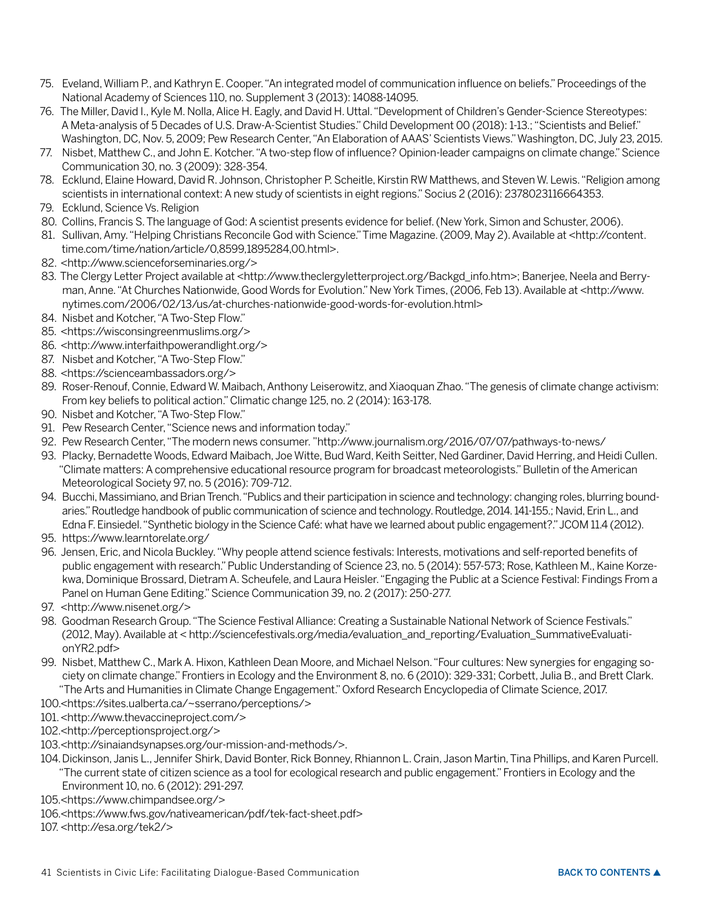75. Eveland, William P., and Kathryn E. Cooper. "An integrated model of communication influence on beliefs." Proceedings of the National Academy of Sciences 110, no. Supplement 3 (2013): 14088-14095.
76. The Miller, David I., Kyle M. Nolla, Alice H. Eagly, and David H. Uttal. "Development of Children's Gender-Science Stereotypes: A Meta-analysis of 5 Decades of U.S. Draw-A-Scientist Studies." Child Development 00 (2018): 1-13.; "Scientists and Belief." Washington, DC, Nov. 5, 2009; Pew Research Center, "An Elaboration of AAAS' Scientists Views." Washington, DC, July 23, 2015.
77. Nisbet, Matthew C., and John E. Kotcher. "A two-step flow of influence? Opinion-leader campaigns on climate change." Science Communication 30, no. 3 (2009): 328-354.
78. Ecklund, Elaine Howard, David R. Johnson, Christopher P. Scheitle, Kirstin RW Matthews, and Steven W. Lewis. "Religion among scientists in international context: A new study of scientists in eight regions." Socius 2 (2016): 2378023116664353.
79. Ecklund, Science Vs. Religion
80. Collins, Francis S. The language of God: A scientist presents evidence for belief. (New York, Simon and Schuster, 2006).
81. Sullivan, Amy. "Helping Christians Reconcile God with Science." Time Magazine. (2009, May 2). Available at <http://content.time.com/time/nation/article/0,8599,1895284,00.html>.
82. <http://www.scienceforseminaries.org/>
83. The Clergy Letter Project available at <http://www.theclergyletterproject.org/Backgd_info.htm>; Banerjee, Neela and Berryman, Anne. "At Churches Nationwide, Good Words for Evolution." New York Times, (2006, Feb 13). Available at <http://www.nytimes.com/2006/02/13/us/at-churches-nationwide-good-words-for-evolution.html>
84. Nisbet and Kotcher, "A Two-Step Flow."
85. <https://wisconsingreenmuslims.org/>
86. <http://www.interfaithpowerandlight.org/>
87. Nisbet and Kotcher, "A Two-Step Flow."
88. <https://scienceambassadors.org/>
89. Roser-Renouf, Connie, Edward W. Maibach, Anthony Leiserowitz, and Xiaoquan Zhao. "The genesis of climate change activism: From key beliefs to political action." Climatic change 125, no. 2 (2014): 163-178.
90. Nisbet and Kotcher, "A Two-Step Flow."
91. Pew Research Center, "Science news and information today."
92. Pew Research Center, "The modern news consumer. "http://www.journalism.org/2016/07/07/pathways-to-news/
93. Placky, Bernadette Woods, Edward Maibach, Joe Witte, Bud Ward, Keith Seitter, Ned Gardiner, David Herring, and Heidi Cullen. "Climate matters: A comprehensive educational resource program for broadcast meteorologists." Bulletin of the American Meteorological Society 97, no. 5 (2016): 709-712.
94. Bucchi, Massimiano, and Brian Trench. "Publics and their participation in science and technology: changing roles, blurring boundaries." Routledge handbook of public communication of science and technology. Routledge, 2014. 141-155.; Navid, Erin L., and Edna F. Einsiedel. "Synthetic biology in the Science Café: what have we learned about public engagement?." JCOM 11.4 (2012).
95. https://www.learntorelate.org/
96. Jensen, Eric, and Nicola Buckley. "Why people attend science festivals: Interests, motivations and self-reported benefits of public engagement with research." Public Understanding of Science 23, no. 5 (2014): 557-573; Rose, Kathleen M., Kaine Korzekwa, Dominique Brossard, Dietram A. Scheufele, and Laura Heisler. "Engaging the Public at a Science Festival: Findings From a Panel on Human Gene Editing." Science Communication 39, no. 2 (2017): 250-277.
97. <http://www.nisenet.org/>
98. Goodman Research Group. "The Science Festival Alliance: Creating a Sustainable National Network of Science Festivals." (2012, May). Available at < http://sciencefestivals.org/media/evaluation_and_reporting/Evaluation_SummativeEvaluationYR2.pdf>
99. Nisbet, Matthew C., Mark A. Hixon, Kathleen Dean Moore, and Michael Nelson. "Four cultures: New synergies for engaging society on climate change." Frontiers in Ecology and the Environment 8, no. 6 (2010): 329-331; Corbett, Julia B., and Brett Clark. "The Arts and Humanities in Climate Change Engagement." Oxford Research Encyclopedia of Climate Science, 2017.
100. <https://sites.ualberta.ca/~sserrano/perceptions/>
101. <http://www.thevaccineproject.com/>
102. <http://perceptionsproject.org/>
103. <http://sinaiandsynapses.org/our-mission-and-methods/>.
104. Dickinson, Janis L., Jennifer Shirk, David Bonter, Rick Bonney, Rhiannon L. Crain, Jason Martin, Tina Phillips, and Karen Purcell. "The current state of citizen science as a tool for ecological research and public engagement." Frontiers in Ecology and the Environment 10, no. 6 (2012): 291-297.
105. <https://www.chimpandsee.org/>
106. <https://www.fws.gov/nativeamerican/pdf/tek-fact-sheet.pdf>
107. <http://esa.org/tek2/>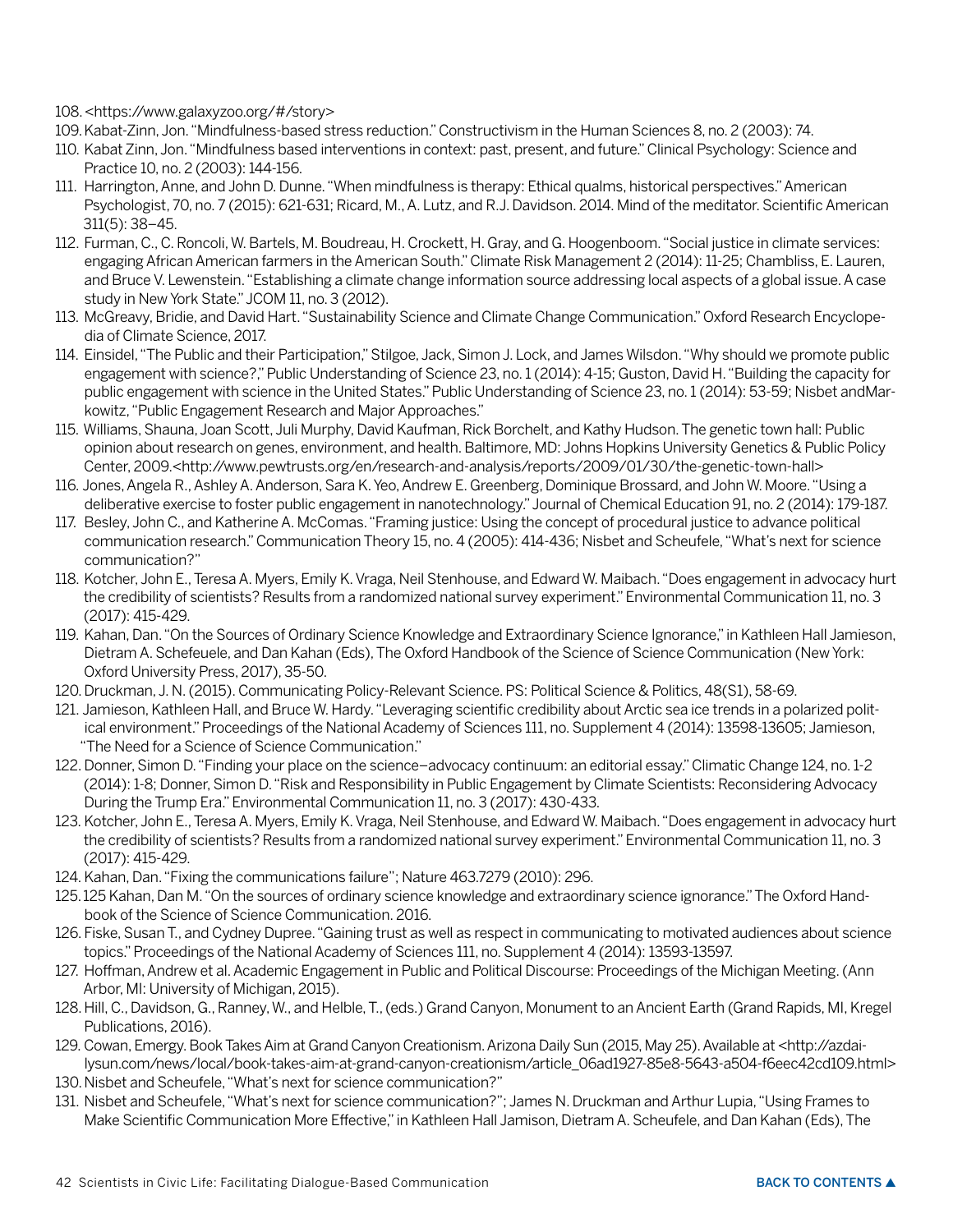108. <https://www.galaxyzoo.org/#/story>
109. Kabat-Zinn, Jon. "Mindfulness-based stress reduction." Constructivism in the Human Sciences 8, no. 2 (2003): 74.
110. Kabat Zinn, Jon. "Mindfulness based interventions in context: past, present, and future." Clinical Psychology: Science and Practice 10, no. 2 (2003): 144-156.
111. Harrington, Anne, and John D. Dunne. "When mindfulness is therapy: Ethical qualms, historical perspectives." American Psychologist, 70, no. 7 (2015): 621-631; Ricard, M., A. Lutz, and R.J. Davidson. 2014. Mind of the meditator. Scientific American 311(5): 38–45.
112. Furman, C., C. Roncoli, W. Bartels, M. Boudreau, H. Crockett, H. Gray, and G. Hoogenboom. "Social justice in climate services: engaging African American farmers in the American South." Climate Risk Management 2 (2014): 11-25; Chambliss, E. Lauren, and Bruce V. Lewenstein. "Establishing a climate change information source addressing local aspects of a global issue. A case study in New York State." JCOM 11, no. 3 (2012).
113. McGreavy, Bridie, and David Hart. "Sustainability Science and Climate Change Communication." Oxford Research Encyclopedia of Climate Science, 2017.
114. Einsidel, "The Public and their Participation," Stilgoe, Jack, Simon J. Lock, and James Wilsdon. "Why should we promote public engagement with science?," Public Understanding of Science 23, no. 1 (2014): 4-15; Guston, David H. "Building the capacity for public engagement with science in the United States." Public Understanding of Science 23, no. 1 (2014): 53-59; Nisbet andMarkowitz, "Public Engagement Research and Major Approaches."
115. Williams, Shauna, Joan Scott, Juli Murphy, David Kaufman, Rick Borchelt, and Kathy Hudson. The genetic town hall: Public opinion about research on genes, environment, and health. Baltimore, MD: Johns Hopkins University Genetics & Public Policy Center, 2009.<http://www.pewtrusts.org/en/research-and-analysis/reports/2009/01/30/the-genetic-town-hall>
116. Jones, Angela R., Ashley A. Anderson, Sara K. Yeo, Andrew E. Greenberg, Dominique Brossard, and John W. Moore. "Using a deliberative exercise to foster public engagement in nanotechnology." Journal of Chemical Education 91, no. 2 (2014): 179-187.
117. Besley, John C., and Katherine A. McComas. "Framing justice: Using the concept of procedural justice to advance political communication research." Communication Theory 15, no. 4 (2005): 414-436; Nisbet and Scheufele, "What's next for science communication?"
118. Kotcher, John E., Teresa A. Myers, Emily K. Vraga, Neil Stenhouse, and Edward W. Maibach. "Does engagement in advocacy hurt the credibility of scientists? Results from a randomized national survey experiment." Environmental Communication 11, no. 3 (2017): 415-429.
119. Kahan, Dan. "On the Sources of Ordinary Science Knowledge and Extraordinary Science Ignorance," in Kathleen Hall Jamieson, Dietram A. Schefeuele, and Dan Kahan (Eds), The Oxford Handbook of the Science of Science Communication (New York: Oxford University Press, 2017), 35-50.
120. Druckman, J. N. (2015). Communicating Policy-Relevant Science. PS: Political Science & Politics, 48(S1), 58-69.
121. Jamieson, Kathleen Hall, and Bruce W. Hardy. "Leveraging scientific credibility about Arctic sea ice trends in a polarized political environment." Proceedings of the National Academy of Sciences 111, no. Supplement 4 (2014): 13598-13605; Jamieson, "The Need for a Science of Science Communication."
122. Donner, Simon D. "Finding your place on the science–advocacy continuum: an editorial essay." Climatic Change 124, no. 1-2 (2014): 1-8; Donner, Simon D. "Risk and Responsibility in Public Engagement by Climate Scientists: Reconsidering Advocacy During the Trump Era." Environmental Communication 11, no. 3 (2017): 430-433.
123. Kotcher, John E., Teresa A. Myers, Emily K. Vraga, Neil Stenhouse, and Edward W. Maibach. "Does engagement in advocacy hurt the credibility of scientists? Results from a randomized national survey experiment." Environmental Communication 11, no. 3 (2017): 415-429.
124. Kahan, Dan. "Fixing the communications failure"; Nature 463.7279 (2010): 296.
125. 125 Kahan, Dan M. "On the sources of ordinary science knowledge and extraordinary science ignorance." The Oxford Handbook of the Science of Science Communication. 2016.
126. Fiske, Susan T., and Cydney Dupree. "Gaining trust as well as respect in communicating to motivated audiences about science topics." Proceedings of the National Academy of Sciences 111, no. Supplement 4 (2014): 13593-13597.
127. Hoffman, Andrew et al. Academic Engagement in Public and Political Discourse: Proceedings of the Michigan Meeting. (Ann Arbor, MI: University of Michigan, 2015).
128. Hill, C., Davidson, G., Ranney, W., and Helble, T., (eds.) Grand Canyon, Monument to an Ancient Earth (Grand Rapids, MI, Kregel Publications, 2016).
129. Cowan, Emergy. Book Takes Aim at Grand Canyon Creationism. Arizona Daily Sun (2015, May 25). Available at <http://azdailysun.com/news/local/book-takes-aim-at-grand-canyon-creationism/article_06ad1927-85e8-5643-a504-f6eec42cd109.html>
130. Nisbet and Scheufele, "What's next for science communication?"
131. Nisbet and Scheufele, "What's next for science communication?"; James N. Druckman and Arthur Lupia, "Using Frames to Make Scientific Communication More Effective," in Kathleen Hall Jamison, Dietram A. Scheufele, and Dan Kahan (Eds), The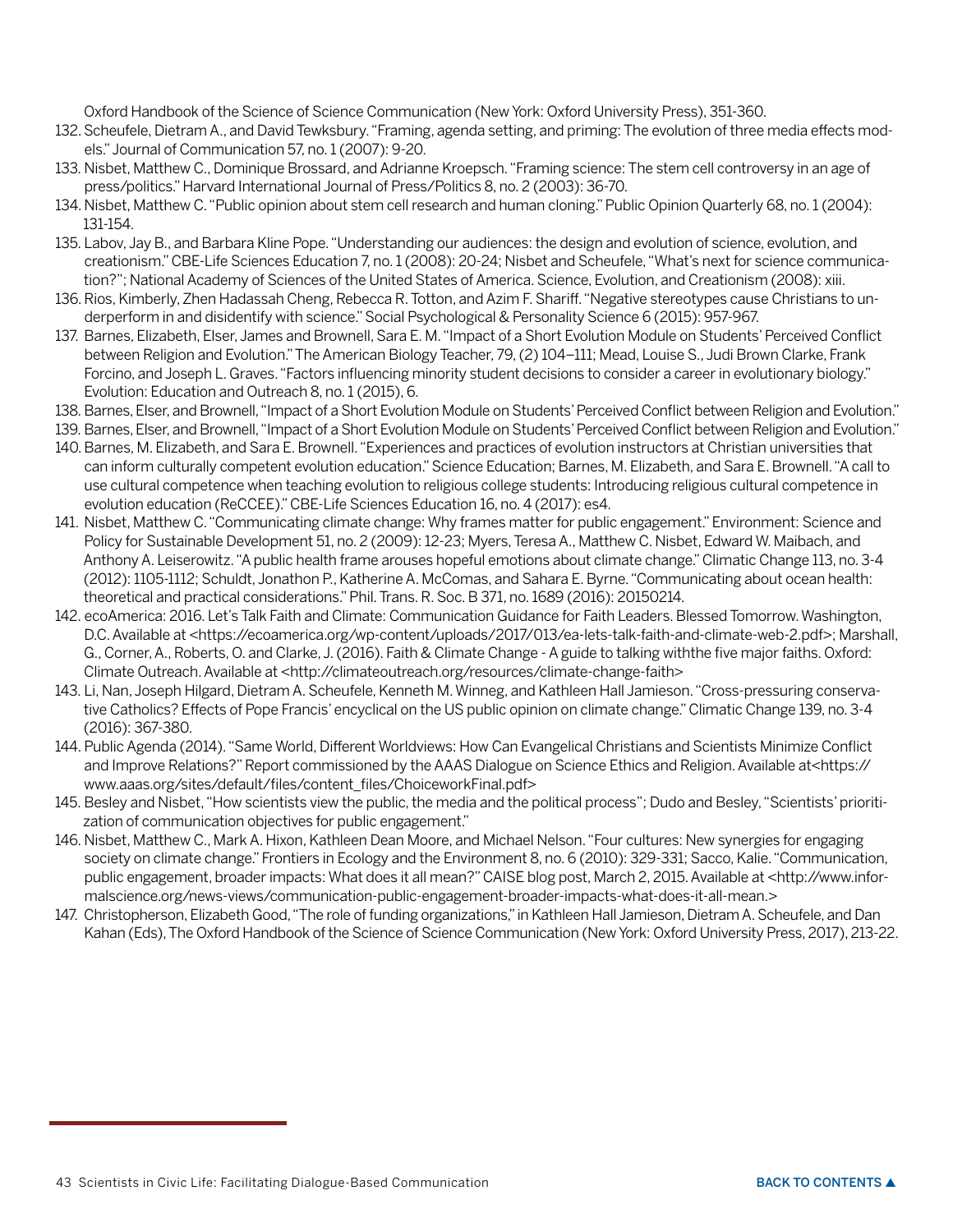Oxford Handbook of the Science of Science Communication (New York: Oxford University Press), 351-360.

132. Scheufele, Dietram A., and David Tewksbury. "Framing, agenda setting, and priming: The evolution of three media effects models." Journal of Communication 57, no. 1 (2007): 9-20.
133. Nisbet, Matthew C., Dominique Brossard, and Adrianne Kroepsch. "Framing science: The stem cell controversy in an age of press/politics." Harvard International Journal of Press/Politics 8, no. 2 (2003): 36-70.
134. Nisbet, Matthew C. "Public opinion about stem cell research and human cloning." Public Opinion Quarterly 68, no. 1 (2004): 131-154.
135. Labov, Jay B., and Barbara Kline Pope. "Understanding our audiences: the design and evolution of science, evolution, and creationism." CBE-Life Sciences Education 7, no. 1 (2008): 20-24; Nisbet and Scheufele, "What's next for science communication?"; National Academy of Sciences of the United States of America. Science, Evolution, and Creationism (2008): xiii.
136. Rios, Kimberly, Zhen Hadassah Cheng, Rebecca R. Totton, and Azim F. Shariff. "Negative stereotypes cause Christians to underperform in and disidentify with science." Social Psychological & Personality Science 6 (2015): 957-967.
137. Barnes, Elizabeth, Elser, James and Brownell, Sara E. M. "Impact of a Short Evolution Module on Students' Perceived Conflict between Religion and Evolution." The American Biology Teacher, 79, (2) 104–111; Mead, Louise S., Judi Brown Clarke, Frank Forcino, and Joseph L. Graves. "Factors influencing minority student decisions to consider a career in evolutionary biology." Evolution: Education and Outreach 8, no. 1 (2015), 6.
138. Barnes, Elser, and Brownell, "Impact of a Short Evolution Module on Students' Perceived Conflict between Religion and Evolution."
139. Barnes, Elser, and Brownell, "Impact of a Short Evolution Module on Students' Perceived Conflict between Religion and Evolution."
140. Barnes, M. Elizabeth, and Sara E. Brownell. "Experiences and practices of evolution instructors at Christian universities that can inform culturally competent evolution education." Science Education; Barnes, M. Elizabeth, and Sara E. Brownell. "A call to use cultural competence when teaching evolution to religious college students: Introducing religious cultural competence in evolution education (ReCCEE)." CBE-Life Sciences Education 16, no. 4 (2017): es4.
141. Nisbet, Matthew C. "Communicating climate change: Why frames matter for public engagement." Environment: Science and Policy for Sustainable Development 51, no. 2 (2009): 12-23; Myers, Teresa A., Matthew C. Nisbet, Edward W. Maibach, and Anthony A. Leiserowitz. "A public health frame arouses hopeful emotions about climate change." Climatic Change 113, no. 3-4 (2012): 1105-1112; Schuldt, Jonathon P., Katherine A. McComas, and Sahara E. Byrne. "Communicating about ocean health: theoretical and practical considerations." Phil. Trans. R. Soc. B 371, no. 1689 (2016): 20150214.
142. ecoAmerica: 2016. Let's Talk Faith and Climate: Communication Guidance for Faith Leaders. Blessed Tomorrow. Washington, D.C. Available at <https://ecoamerica.org/wp-content/uploads/2017/013/ea-lets-talk-faith-and-climate-web-2.pdf>; Marshall, G., Corner, A., Roberts, O. and Clarke, J. (2016). Faith & Climate Change - A guide to talking withthe five major faiths. Oxford: Climate Outreach. Available at <http://climateoutreach.org/resources/climate-change-faith>
143. Li, Nan, Joseph Hilgard, Dietram A. Scheufele, Kenneth M. Winneg, and Kathleen Hall Jamieson. "Cross-pressuring conservative Catholics? Effects of Pope Francis' encyclical on the US public opinion on climate change." Climatic Change 139, no. 3-4 (2016): 367-380.
144. Public Agenda (2014). "Same World, Different Worldviews: How Can Evangelical Christians and Scientists Minimize Conflict and Improve Relations?" Report commissioned by the AAAS Dialogue on Science Ethics and Religion. Available at<https://www.aaas.org/sites/default/files/content_files/ChoiceworkFinal.pdf>
145. Besley and Nisbet, "How scientists view the public, the media and the political process"; Dudo and Besley, "Scientists' prioritization of communication objectives for public engagement."
146. Nisbet, Matthew C., Mark A. Hixon, Kathleen Dean Moore, and Michael Nelson. "Four cultures: New synergies for engaging society on climate change." Frontiers in Ecology and the Environment 8, no. 6 (2010): 329-331; Sacco, Kalie. "Communication, public engagement, broader impacts: What does it all mean?" CAISE blog post, March 2, 2015. Available at <http://www.informalscience.org/news-views/communication-public-engagement-broader-impacts-what-does-it-all-mean.>
147. Christopherson, Elizabeth Good, "The role of funding organizations," in Kathleen Hall Jamieson, Dietram A. Scheufele, and Dan Kahan (Eds), The Oxford Handbook of the Science of Science Communication (New York: Oxford University Press, 2017), 213-22.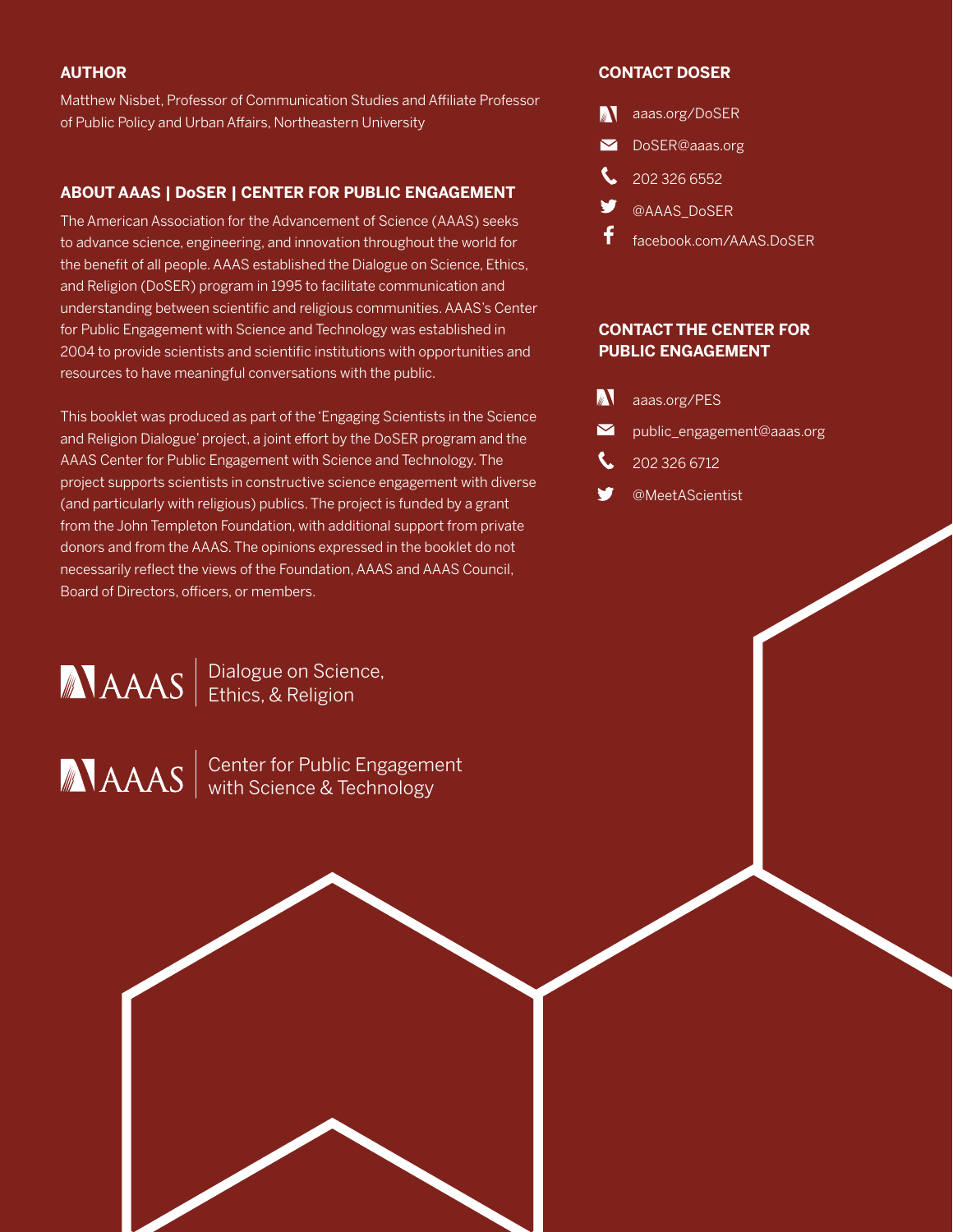## AUTHOR

Matthew Nisbet, Professor of Communication Studies and Affiliate Professor of Public Policy and Urban Affairs, Northeastern University

## ABOUT AAAS | DoSER | CENTER FOR PUBLIC ENGAGEMENT

The American Association for the Advancement of Science (AAAS) seeks to advance science, engineering, and innovation throughout the world for the benefit of all people. AAAS established the Dialogue on Science, Ethics, and Religion (DoSER) program in 1995 to facilitate communication and understanding between scientific and religious communities. AAAS's Center for Public Engagement with Science and Technology was established in 2004 to provide scientists and scientific institutions with opportunities and resources to have meaningful conversations with the public.

This booklet was produced as part of the 'Engaging Scientists in the Science and Religion Dialogue' project, a joint effort by the DoSER program and the AAAS Center for Public Engagement with Science and Technology. The project supports scientists in constructive science engagement with diverse (and particularly with religious) publics. The project is funded by a grant from the John Templeton Foundation, with additional support from private donors and from the AAAS. The opinions expressed in the booklet do not necessarily reflect the views of the Foundation, AAAS and AAAS Council, Board of Directors, officers, or members.

AAAS | Dialogue on Science, Ethics, & Religion

AAAS | Center for Public Engagement with Science & Technology

## CONTACT DOSER

- aaas.org/DoSER
- DoSER@aaas.org
- 202 326 6552
- @AAAS_DoSER
- facebook.com/AAAS.DoSER

## CONTACT THE CENTER FOR PUBLIC ENGAGEMENT

- aaas.org/PES
- public_engagement@aaas.org
- 202 326 6712
- @MeetAScientist